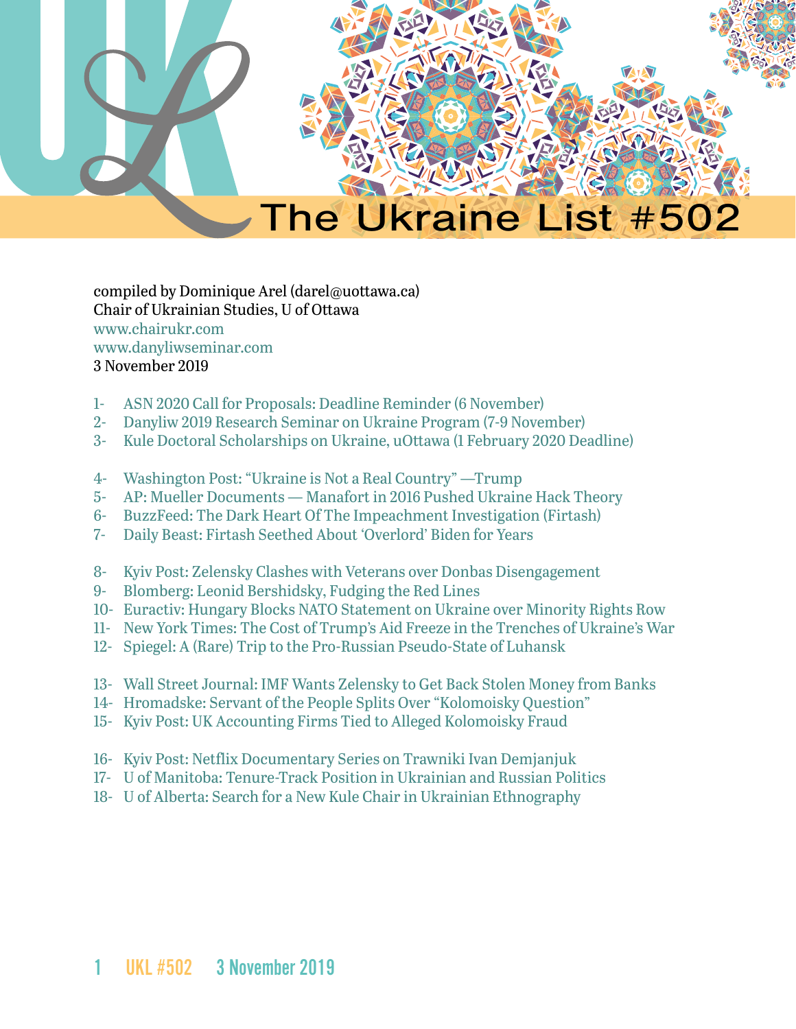# The Ukraine List #502

compiled by Dominique Arel (darel@uottawa.ca)
Chair of Ukrainian Studies, U of Ottawa
www.chairukr.com
www.danyliwseminar.com
3 November 2019

1- ASN 2020 Call for Proposals: Deadline Reminder (6 November)
2- Danyliw 2019 Research Seminar on Ukraine Program (7-9 November)
3- Kule Doctoral Scholarships on Ukraine, uOttawa (1 February 2020 Deadline)

4- Washington Post: "Ukraine is Not a Real Country" —Trump
5- AP: Mueller Documents — Manafort in 2016 Pushed Ukraine Hack Theory
6- BuzzFeed: The Dark Heart Of The Impeachment Investigation (Firtash)
7- Daily Beast: Firtash Seethed About 'Overlord' Biden for Years

8- Kyiv Post: Zelensky Clashes with Veterans over Donbas Disengagement
9- Blomberg: Leonid Bershidsky, Fudging the Red Lines
10- Euractiv: Hungary Blocks NATO Statement on Ukraine over Minority Rights Row
11- New York Times: The Cost of Trump's Aid Freeze in the Trenches of Ukraine's War
12- Spiegel: A (Rare) Trip to the Pro-Russian Pseudo-State of Luhansk

13- Wall Street Journal: IMF Wants Zelensky to Get Back Stolen Money from Banks
14- Hromadske: Servant of the People Splits Over "Kolomoisky Question"
15- Kyiv Post: UK Accounting Firms Tied to Alleged Kolomoisky Fraud

16- Kyiv Post: Netflix Documentary Series on Trawniki Ivan Demjanjuk
17- U of Manitoba: Tenure-Track Position in Ukrainian and Russian Politics
18- U of Alberta: Search for a New Kule Chair in Ukrainian Ethnography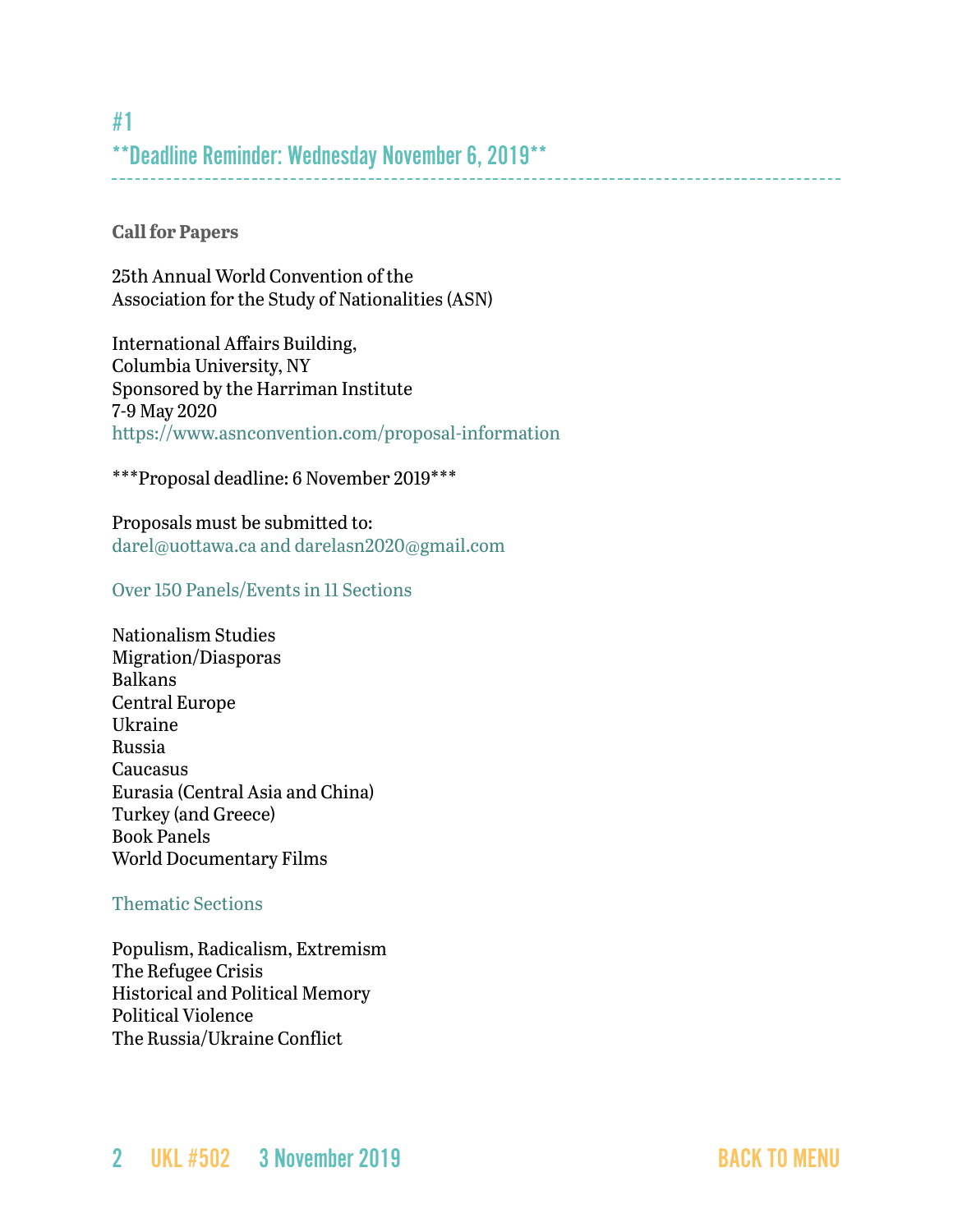## #1

## **Deadline Reminder: Wednesday November 6, 2019**

**Call for Papers**

25th Annual World Convention of the
Association for the Study of Nationalities (ASN)

International Affairs Building,
Columbia University, NY
Sponsored by the Harriman Institute
7-9 May 2020
https://www.asnconvention.com/proposal-information

***Proposal deadline: 6 November 2019***

Proposals must be submitted to:
darel@uottawa.ca and darelasn2020@gmail.com

Over 150 Panels/Events in 11 Sections

Nationalism Studies
Migration/Diasporas
Balkans
Central Europe
Ukraine
Russia
Caucasus
Eurasia (Central Asia and China)
Turkey (and Greece)
Book Panels
World Documentary Films

Thematic Sections

Populism, Radicalism, Extremism
The Refugee Crisis
Historical and Political Memory
Political Violence
The Russia/Ukraine Conflict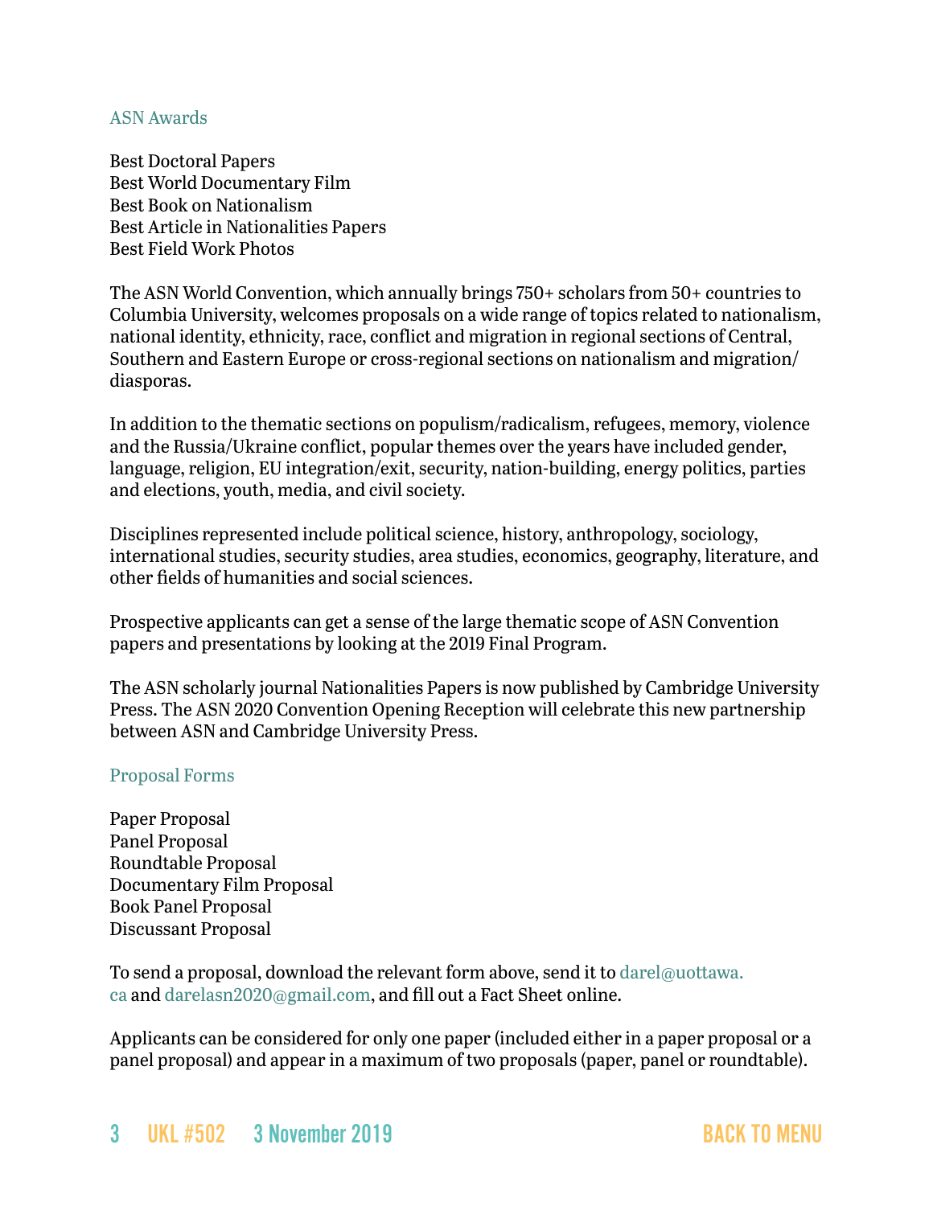### ASN Awards

Best Doctoral Papers
Best World Documentary Film
Best Book on Nationalism
Best Article in Nationalities Papers
Best Field Work Photos

The ASN World Convention, which annually brings 750+ scholars from 50+ countries to Columbia University, welcomes proposals on a wide range of topics related to nationalism, national identity, ethnicity, race, conflict and migration in regional sections of Central, Southern and Eastern Europe or cross-regional sections on nationalism and migration/diasporas.

In addition to the thematic sections on populism/radicalism, refugees, memory, violence and the Russia/Ukraine conflict, popular themes over the years have included gender, language, religion, EU integration/exit, security, nation-building, energy politics, parties and elections, youth, media, and civil society.

Disciplines represented include political science, history, anthropology, sociology, international studies, security studies, area studies, economics, geography, literature, and other fields of humanities and social sciences.

Prospective applicants can get a sense of the large thematic scope of ASN Convention papers and presentations by looking at the 2019 Final Program.

The ASN scholarly journal Nationalities Papers is now published by Cambridge University Press. The ASN 2020 Convention Opening Reception will celebrate this new partnership between ASN and Cambridge University Press.

### Proposal Forms

Paper Proposal
Panel Proposal
Roundtable Proposal
Documentary Film Proposal
Book Panel Proposal
Discussant Proposal

To send a proposal, download the relevant form above, send it to darel@uottawa.ca and darelasn2020@gmail.com, and fill out a Fact Sheet online.

Applicants can be considered for only one paper (included either in a paper proposal or a panel proposal) and appear in a maximum of two proposals (paper, panel or roundtable).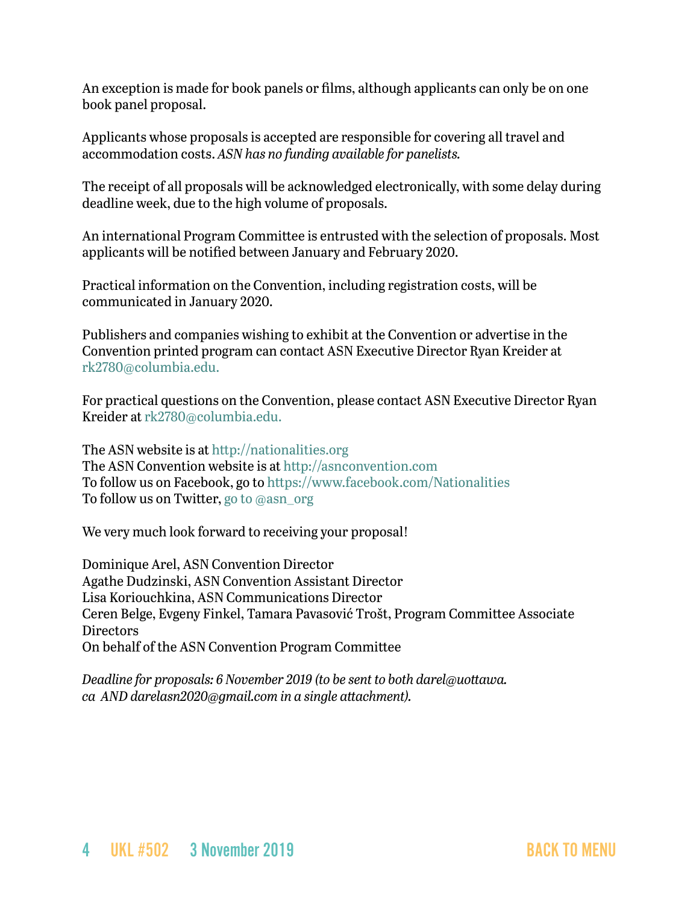An exception is made for book panels or films, although applicants can only be on one book panel proposal.

Applicants whose proposals is accepted are responsible for covering all travel and accommodation costs. *ASN has no funding available for panelists.*

The receipt of all proposals will be acknowledged electronically, with some delay during deadline week, due to the high volume of proposals.

An international Program Committee is entrusted with the selection of proposals. Most applicants will be notified between January and February 2020.

Practical information on the Convention, including registration costs, will be communicated in January 2020.

Publishers and companies wishing to exhibit at the Convention or advertise in the Convention printed program can contact ASN Executive Director Ryan Kreider at rk2780@columbia.edu.

For practical questions on the Convention, please contact ASN Executive Director Ryan Kreider at rk2780@columbia.edu.

The ASN website is at http://nationalities.org
The ASN Convention website is at http://asnconvention.com
To follow us on Facebook, go to https://www.facebook.com/Nationalities
To follow us on Twitter, go to @asn_org

We very much look forward to receiving your proposal!

Dominique Arel, ASN Convention Director
Agathe Dudzinski, ASN Convention Assistant Director
Lisa Koriouchkina, ASN Communications Director
Ceren Belge, Evgeny Finkel, Tamara Pavasović Trošt, Program Committee Associate Directors
On behalf of the ASN Convention Program Committee

*Deadline for proposals: 6 November 2019 (to be sent to both darel@uottawa.ca AND darelasn2020@gmail.com in a single attachment).*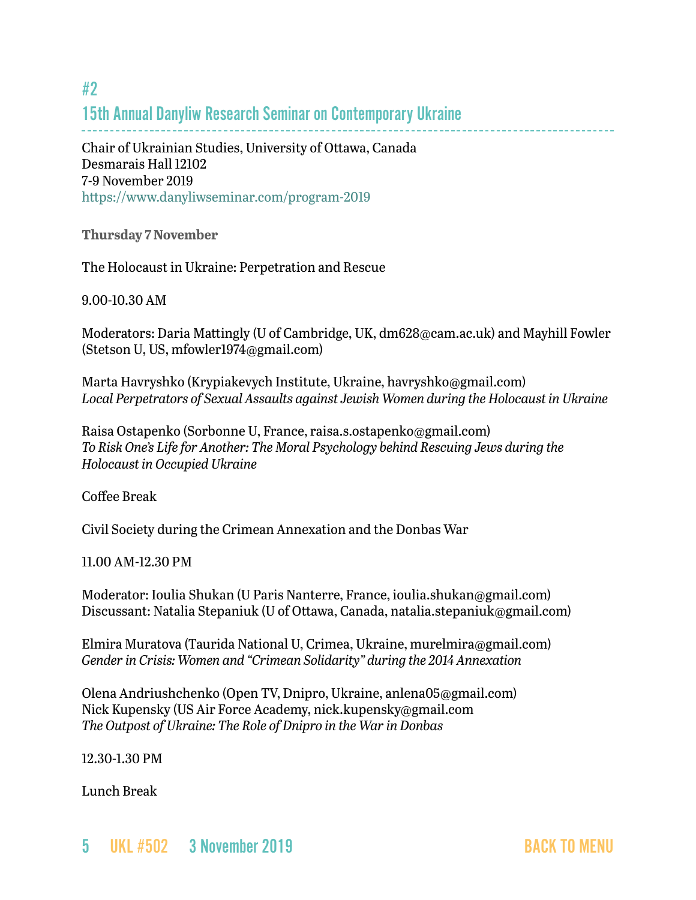## #2

## 15th Annual Danyliw Research Seminar on Contemporary Ukraine

Chair of Ukrainian Studies, University of Ottawa, Canada
Desmarais Hall 12102
7-9 November 2019
https://www.danyliwseminar.com/program-2019

**Thursday 7 November**

The Holocaust in Ukraine: Perpetration and Rescue

9.00-10.30 AM

Moderators: Daria Mattingly (U of Cambridge, UK, dm628@cam.ac.uk) and Mayhill Fowler (Stetson U, US, mfowler1974@gmail.com)

Marta Havryshko (Krypiakevych Institute, Ukraine, havryshko@gmail.com)
*Local Perpetrators of Sexual Assaults against Jewish Women during the Holocaust in Ukraine*

Raisa Ostapenko (Sorbonne U, France, raisa.s.ostapenko@gmail.com)
*To Risk One's Life for Another: The Moral Psychology behind Rescuing Jews during the Holocaust in Occupied Ukraine*

Coffee Break

Civil Society during the Crimean Annexation and the Donbas War

11.00 AM-12.30 PM

Moderator: Ioulia Shukan (U Paris Nanterre, France, ioulia.shukan@gmail.com)
Discussant: Natalia Stepaniuk (U of Ottawa, Canada, natalia.stepaniuk@gmail.com)

Elmira Muratova (Taurida National U, Crimea, Ukraine, murelmira@gmail.com)
*Gender in Crisis: Women and "Crimean Solidarity" during the 2014 Annexation*

Olena Andriushchenko (Open TV, Dnipro, Ukraine, anlena05@gmail.com)
Nick Kupensky (US Air Force Academy, nick.kupensky@gmail.com
*The Outpost of Ukraine: The Role of Dnipro in the War in Donbas*

12.30-1.30 PM

Lunch Break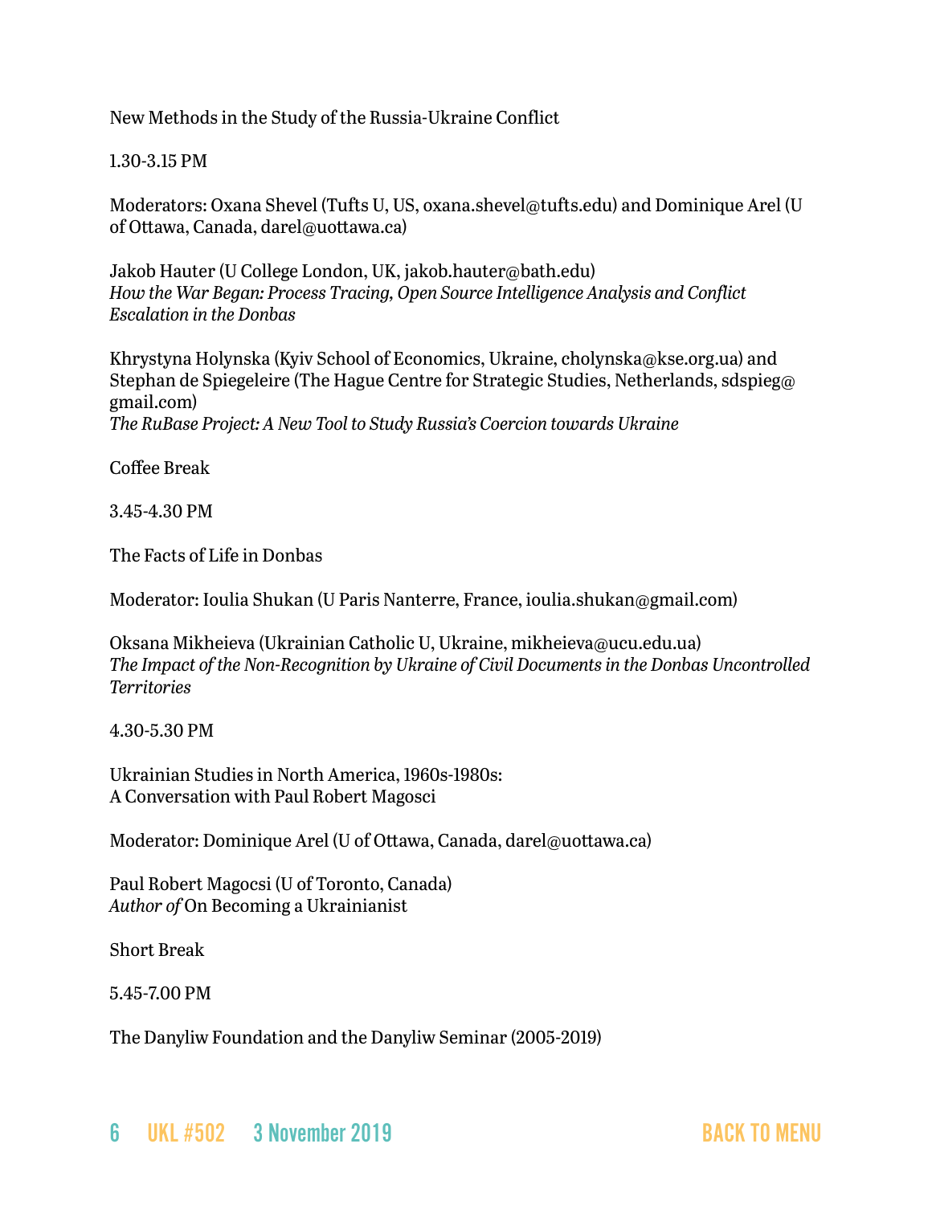New Methods in the Study of the Russia-Ukraine Conflict

1.30-3.15 PM

Moderators: Oxana Shevel (Tufts U, US, oxana.shevel@tufts.edu) and Dominique Arel (U of Ottawa, Canada, darel@uottawa.ca)

Jakob Hauter (U College London, UK, jakob.hauter@bath.edu)
*How the War Began: Process Tracing, Open Source Intelligence Analysis and Conflict Escalation in the Donbas*

Khrystyna Holynska (Kyiv School of Economics, Ukraine, cholynska@kse.org.ua) and Stephan de Spiegeleire (The Hague Centre for Strategic Studies, Netherlands, sdspieg@gmail.com)
*The RuBase Project: A New Tool to Study Russia's Coercion towards Ukraine*

Coffee Break

3.45-4.30 PM

The Facts of Life in Donbas

Moderator: Ioulia Shukan (U Paris Nanterre, France, ioulia.shukan@gmail.com)

Oksana Mikheieva (Ukrainian Catholic U, Ukraine, mikheieva@ucu.edu.ua)
*The Impact of the Non-Recognition by Ukraine of Civil Documents in the Donbas Uncontrolled Territories*

4.30-5.30 PM

Ukrainian Studies in North America, 1960s-1980s:
A Conversation with Paul Robert Magosci

Moderator: Dominique Arel (U of Ottawa, Canada, darel@uottawa.ca)

Paul Robert Magocsi (U of Toronto, Canada)
*Author of* On Becoming a Ukrainianist

Short Break

5.45-7.00 PM

The Danyliw Foundation and the Danyliw Seminar (2005-2019)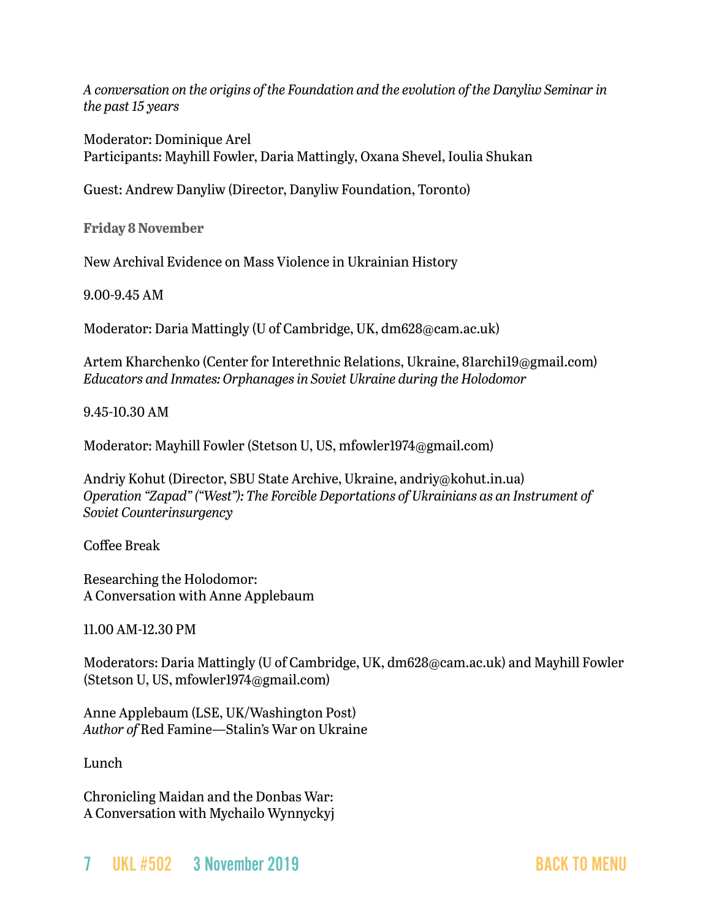*A conversation on the origins of the Foundation and the evolution of the Danyliw Seminar in the past 15 years*

Moderator: Dominique Arel
Participants: Mayhill Fowler, Daria Mattingly, Oxana Shevel, Ioulia Shukan

Guest: Andrew Danyliw (Director, Danyliw Foundation, Toronto)

**Friday 8 November**

New Archival Evidence on Mass Violence in Ukrainian History

9.00-9.45 AM

Moderator: Daria Mattingly (U of Cambridge, UK, dm628@cam.ac.uk)

Artem Kharchenko (Center for Interethnic Relations, Ukraine, 81archi19@gmail.com)
*Educators and Inmates: Orphanages in Soviet Ukraine during the Holodomor*

9.45-10.30 AM

Moderator: Mayhill Fowler (Stetson U, US, mfowler1974@gmail.com)

Andriy Kohut (Director, SBU State Archive, Ukraine, andriy@kohut.in.ua)
*Operation "Zapad" ("West"): The Forcible Deportations of Ukrainians as an Instrument of Soviet Counterinsurgency*

Coffee Break

Researching the Holodomor:
A Conversation with Anne Applebaum

11.00 AM-12.30 PM

Moderators: Daria Mattingly (U of Cambridge, UK, dm628@cam.ac.uk) and Mayhill Fowler (Stetson U, US, mfowler1974@gmail.com)

Anne Applebaum (LSE, UK/Washington Post)
*Author of* Red Famine—Stalin's War on Ukraine

Lunch

Chronicling Maidan and the Donbas War:
A Conversation with Mychailo Wynnyckyj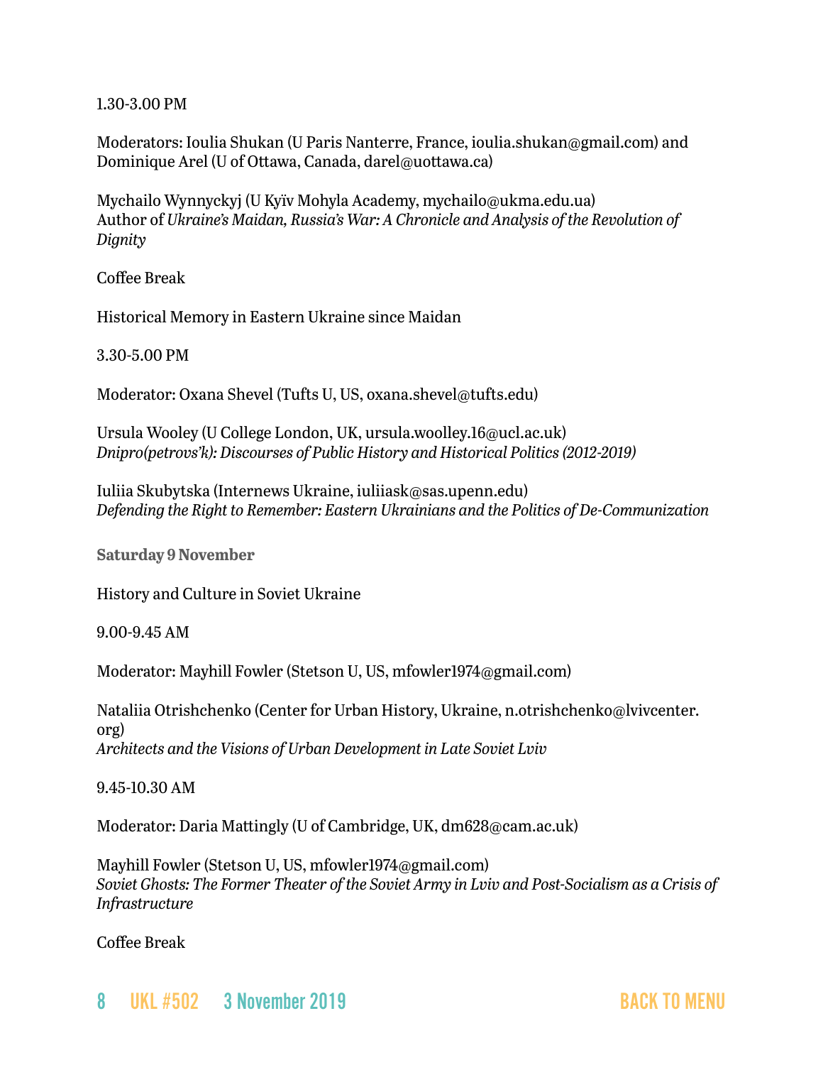1.30-3.00 PM

Moderators: Ioulia Shukan (U Paris Nanterre, France, ioulia.shukan@gmail.com) and Dominique Arel (U of Ottawa, Canada, darel@uottawa.ca)

Mychailo Wynnyckyj (U Kyïv Mohyla Academy, mychailo@ukma.edu.ua)
Author of *Ukraine's Maidan, Russia's War: A Chronicle and Analysis of the Revolution of Dignity*

Coffee Break

Historical Memory in Eastern Ukraine since Maidan

3.30-5.00 PM

Moderator: Oxana Shevel (Tufts U, US, oxana.shevel@tufts.edu)

Ursula Wooley (U College London, UK, ursula.woolley.16@ucl.ac.uk)
*Dnipro(petrovs'k): Discourses of Public History and Historical Politics (2012-2019)*

Iuliia Skubytska (Internews Ukraine, iuliiask@sas.upenn.edu)
*Defending the Right to Remember: Eastern Ukrainians and the Politics of De-Communization*

**Saturday 9 November**

History and Culture in Soviet Ukraine

9.00-9.45 AM

Moderator: Mayhill Fowler (Stetson U, US, mfowler1974@gmail.com)

Nataliia Otrishchenko (Center for Urban History, Ukraine, n.otrishchenko@lvivcenter.org)
*Architects and the Visions of Urban Development in Late Soviet Lviv*

9.45-10.30 AM

Moderator: Daria Mattingly (U of Cambridge, UK, dm628@cam.ac.uk)

Mayhill Fowler (Stetson U, US, mfowler1974@gmail.com)
*Soviet Ghosts: The Former Theater of the Soviet Army in Lviv and Post-Socialism as a Crisis of Infrastructure*

Coffee Break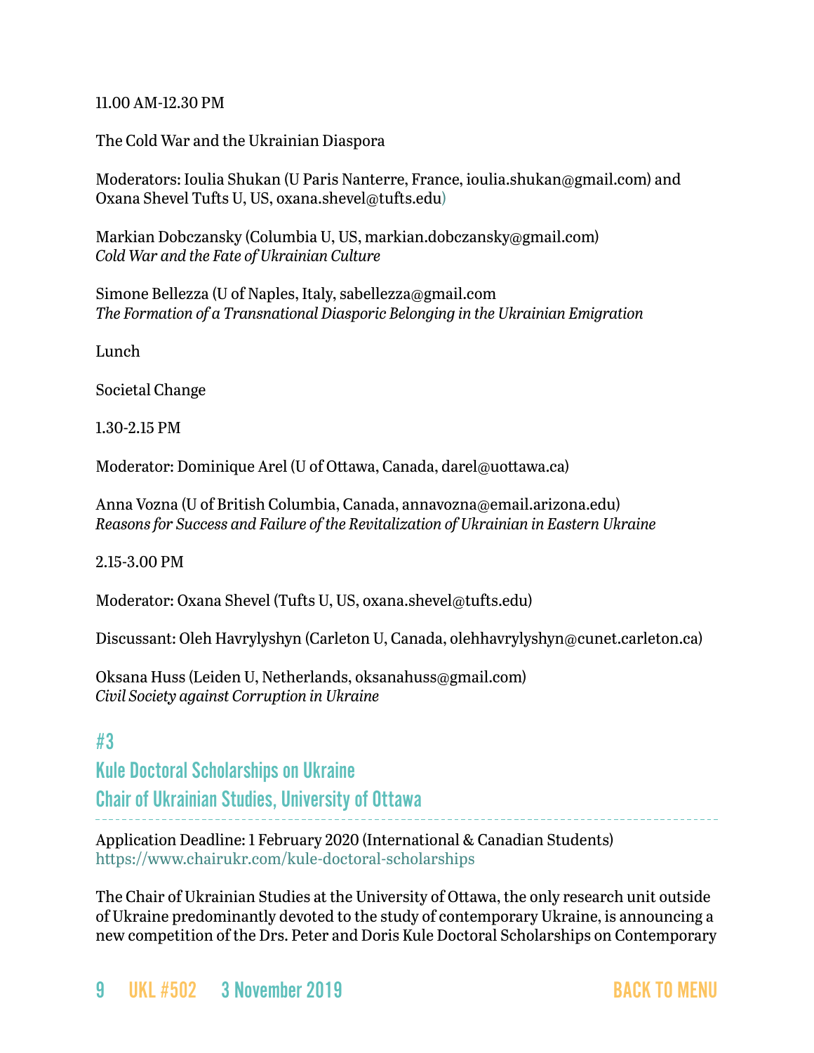11.00 AM-12.30 PM

The Cold War and the Ukrainian Diaspora

Moderators: Ioulia Shukan (U Paris Nanterre, France, ioulia.shukan@gmail.com) and Oxana Shevel Tufts U, US, oxana.shevel@tufts.edu)

Markian Dobczansky (Columbia U, US, markian.dobczansky@gmail.com)
*Cold War and the Fate of Ukrainian Culture*

Simone Bellezza (U of Naples, Italy, sabellezza@gmail.com
*The Formation of a Transnational Diasporic Belonging in the Ukrainian Emigration*

Lunch

Societal Change

1.30-2.15 PM

Moderator: Dominique Arel (U of Ottawa, Canada, darel@uottawa.ca)

Anna Vozna (U of British Columbia, Canada, annavozna@email.arizona.edu)
*Reasons for Success and Failure of the Revitalization of Ukrainian in Eastern Ukraine*

2.15-3.00 PM

Moderator: Oxana Shevel (Tufts U, US, oxana.shevel@tufts.edu)

Discussant: Oleh Havrylyshyn (Carleton U, Canada, olehhavrylyshyn@cunet.carleton.ca)

Oksana Huss (Leiden U, Netherlands, oksanahuss@gmail.com)
*Civil Society against Corruption in Ukraine*

## #3
## Kule Doctoral Scholarships on Ukraine
## Chair of Ukrainian Studies, University of Ottawa

Application Deadline: 1 February 2020 (International & Canadian Students)
https://www.chairukr.com/kule-doctoral-scholarships

The Chair of Ukrainian Studies at the University of Ottawa, the only research unit outside of Ukraine predominantly devoted to the study of contemporary Ukraine, is announcing a new competition of the Drs. Peter and Doris Kule Doctoral Scholarships on Contemporary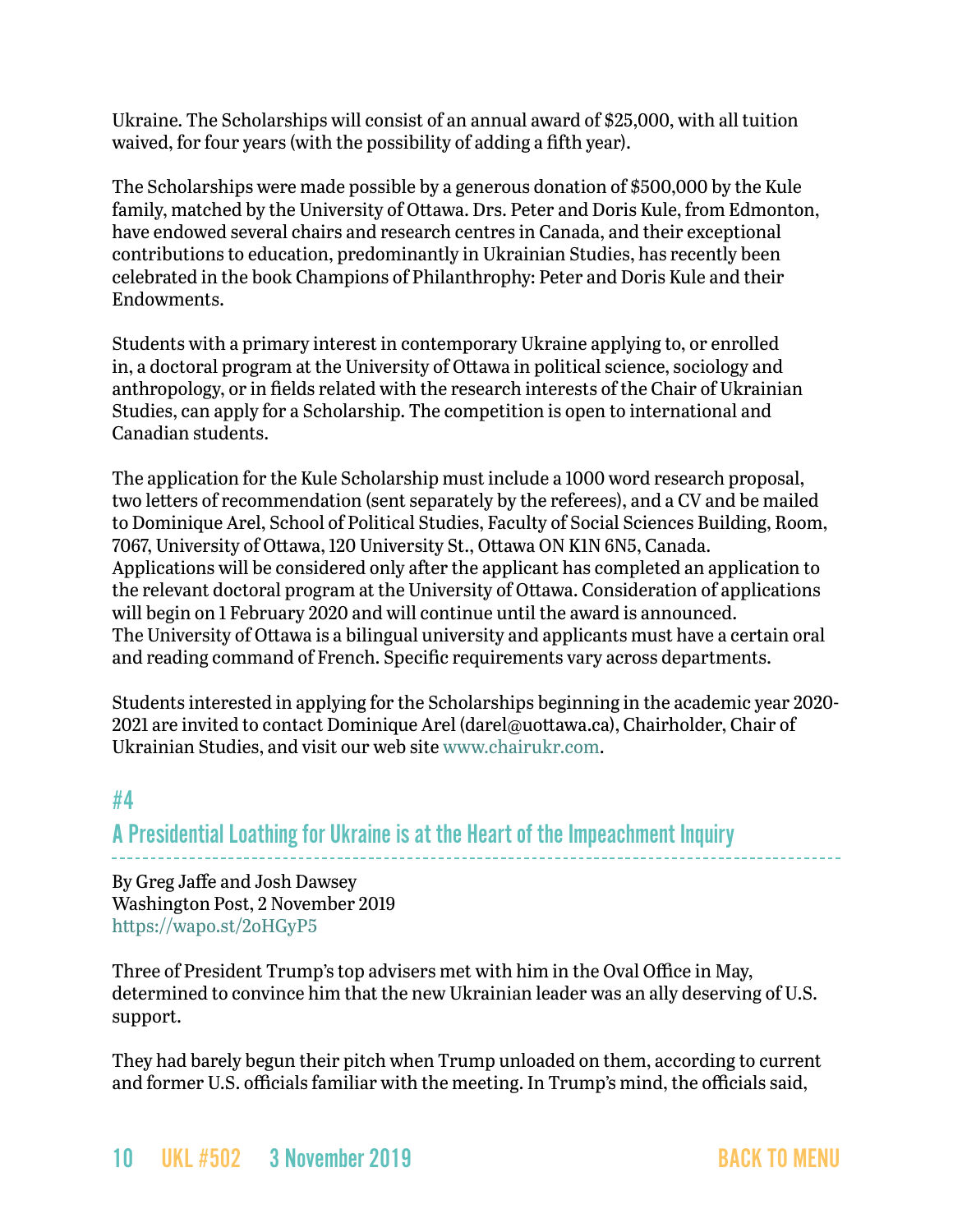Ukraine. The Scholarships will consist of an annual award of $25,000, with all tuition waived, for four years (with the possibility of adding a fifth year).

The Scholarships were made possible by a generous donation of $500,000 by the Kule family, matched by the University of Ottawa. Drs. Peter and Doris Kule, from Edmonton, have endowed several chairs and research centres in Canada, and their exceptional contributions to education, predominantly in Ukrainian Studies, has recently been celebrated in the book Champions of Philanthrophy: Peter and Doris Kule and their Endowments.

Students with a primary interest in contemporary Ukraine applying to, or enrolled in, a doctoral program at the University of Ottawa in political science, sociology and anthropology, or in fields related with the research interests of the Chair of Ukrainian Studies, can apply for a Scholarship. The competition is open to international and Canadian students.

The application for the Kule Scholarship must include a 1000 word research proposal, two letters of recommendation (sent separately by the referees), and a CV and be mailed to Dominique Arel, School of Political Studies, Faculty of Social Sciences Building, Room, 7067, University of Ottawa, 120 University St., Ottawa ON K1N 6N5, Canada. Applications will be considered only after the applicant has completed an application to the relevant doctoral program at the University of Ottawa. Consideration of applications will begin on 1 February 2020 and will continue until the award is announced. The University of Ottawa is a bilingual university and applicants must have a certain oral and reading command of French. Specific requirements vary across departments.

Students interested in applying for the Scholarships beginning in the academic year 2020-2021 are invited to contact Dominique Arel (darel@uottawa.ca), Chairholder, Chair of Ukrainian Studies, and visit our web site www.chairukr.com.

## #4

## A Presidential Loathing for Ukraine is at the Heart of the Impeachment Inquiry

By Greg Jaffe and Josh Dawsey
Washington Post, 2 November 2019
https://wapo.st/2oHGyP5

Three of President Trump's top advisers met with him in the Oval Office in May, determined to convince him that the new Ukrainian leader was an ally deserving of U.S. support.

They had barely begun their pitch when Trump unloaded on them, according to current and former U.S. officials familiar with the meeting. In Trump's mind, the officials said,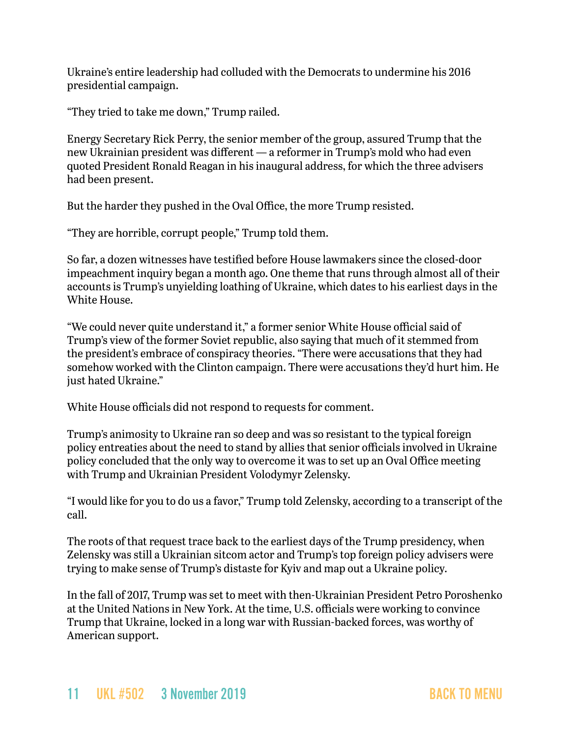Ukraine's entire leadership had colluded with the Democrats to undermine his 2016 presidential campaign.

"They tried to take me down," Trump railed.

Energy Secretary Rick Perry, the senior member of the group, assured Trump that the new Ukrainian president was different — a reformer in Trump's mold who had even quoted President Ronald Reagan in his inaugural address, for which the three advisers had been present.

But the harder they pushed in the Oval Office, the more Trump resisted.

"They are horrible, corrupt people," Trump told them.

So far, a dozen witnesses have testified before House lawmakers since the closed-door impeachment inquiry began a month ago. One theme that runs through almost all of their accounts is Trump's unyielding loathing of Ukraine, which dates to his earliest days in the White House.

"We could never quite understand it," a former senior White House official said of Trump's view of the former Soviet republic, also saying that much of it stemmed from the president's embrace of conspiracy theories. "There were accusations that they had somehow worked with the Clinton campaign. There were accusations they'd hurt him. He just hated Ukraine."

White House officials did not respond to requests for comment.

Trump's animosity to Ukraine ran so deep and was so resistant to the typical foreign policy entreaties about the need to stand by allies that senior officials involved in Ukraine policy concluded that the only way to overcome it was to set up an Oval Office meeting with Trump and Ukrainian President Volodymyr Zelensky.

"I would like for you to do us a favor," Trump told Zelensky, according to a transcript of the call.

The roots of that request trace back to the earliest days of the Trump presidency, when Zelensky was still a Ukrainian sitcom actor and Trump's top foreign policy advisers were trying to make sense of Trump's distaste for Kyiv and map out a Ukraine policy.

In the fall of 2017, Trump was set to meet with then-Ukrainian President Petro Poroshenko at the United Nations in New York. At the time, U.S. officials were working to convince Trump that Ukraine, locked in a long war with Russian-backed forces, was worthy of American support.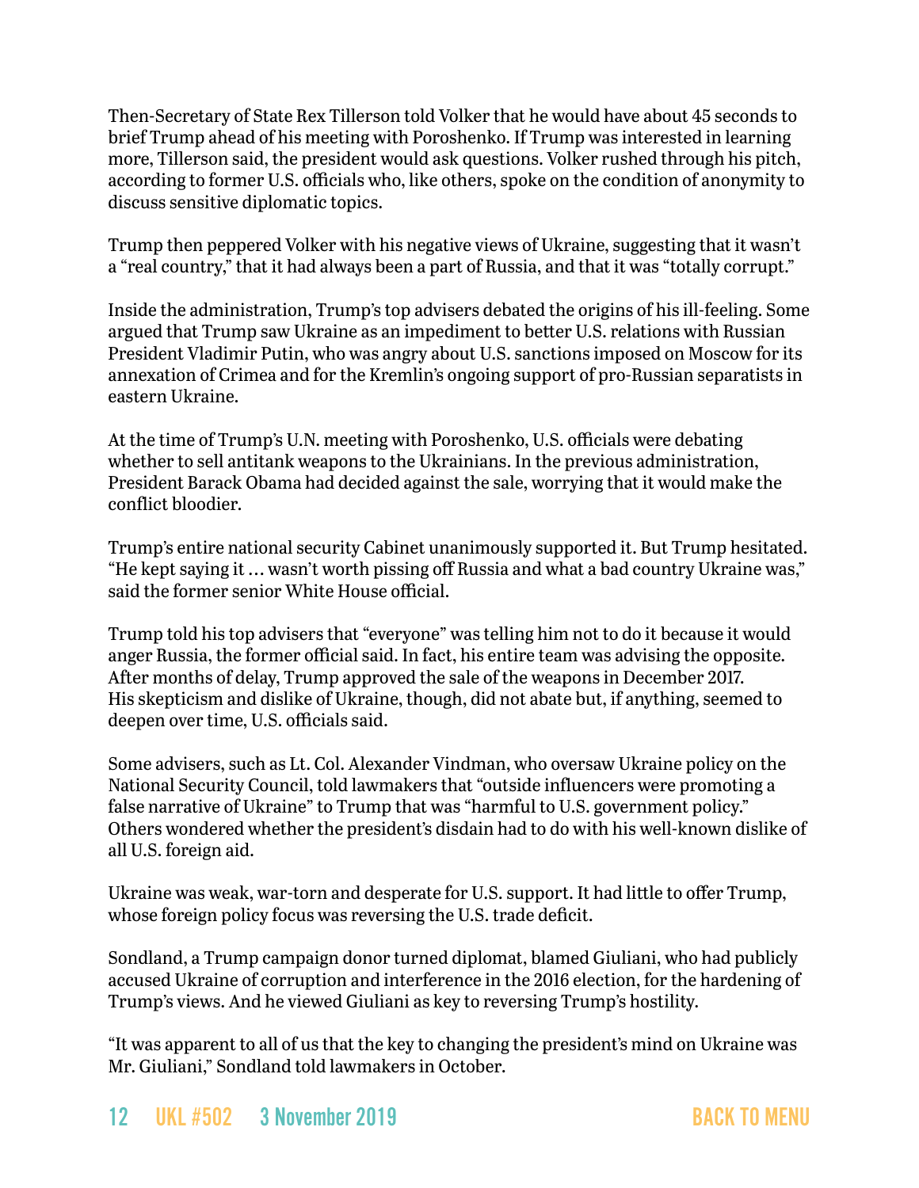Then-Secretary of State Rex Tillerson told Volker that he would have about 45 seconds to brief Trump ahead of his meeting with Poroshenko. If Trump was interested in learning more, Tillerson said, the president would ask questions. Volker rushed through his pitch, according to former U.S. officials who, like others, spoke on the condition of anonymity to discuss sensitive diplomatic topics.

Trump then peppered Volker with his negative views of Ukraine, suggesting that it wasn't a "real country," that it had always been a part of Russia, and that it was "totally corrupt."

Inside the administration, Trump's top advisers debated the origins of his ill-feeling. Some argued that Trump saw Ukraine as an impediment to better U.S. relations with Russian President Vladimir Putin, who was angry about U.S. sanctions imposed on Moscow for its annexation of Crimea and for the Kremlin's ongoing support of pro-Russian separatists in eastern Ukraine.

At the time of Trump's U.N. meeting with Poroshenko, U.S. officials were debating whether to sell antitank weapons to the Ukrainians. In the previous administration, President Barack Obama had decided against the sale, worrying that it would make the conflict bloodier.

Trump's entire national security Cabinet unanimously supported it. But Trump hesitated. "He kept saying it … wasn't worth pissing off Russia and what a bad country Ukraine was," said the former senior White House official.

Trump told his top advisers that "everyone" was telling him not to do it because it would anger Russia, the former official said. In fact, his entire team was advising the opposite. After months of delay, Trump approved the sale of the weapons in December 2017. His skepticism and dislike of Ukraine, though, did not abate but, if anything, seemed to deepen over time, U.S. officials said.

Some advisers, such as Lt. Col. Alexander Vindman, who oversaw Ukraine policy on the National Security Council, told lawmakers that "outside influencers were promoting a false narrative of Ukraine" to Trump that was "harmful to U.S. government policy." Others wondered whether the president's disdain had to do with his well-known dislike of all U.S. foreign aid.

Ukraine was weak, war-torn and desperate for U.S. support. It had little to offer Trump, whose foreign policy focus was reversing the U.S. trade deficit.

Sondland, a Trump campaign donor turned diplomat, blamed Giuliani, who had publicly accused Ukraine of corruption and interference in the 2016 election, for the hardening of Trump's views. And he viewed Giuliani as key to reversing Trump's hostility.

"It was apparent to all of us that the key to changing the president's mind on Ukraine was Mr. Giuliani," Sondland told lawmakers in October.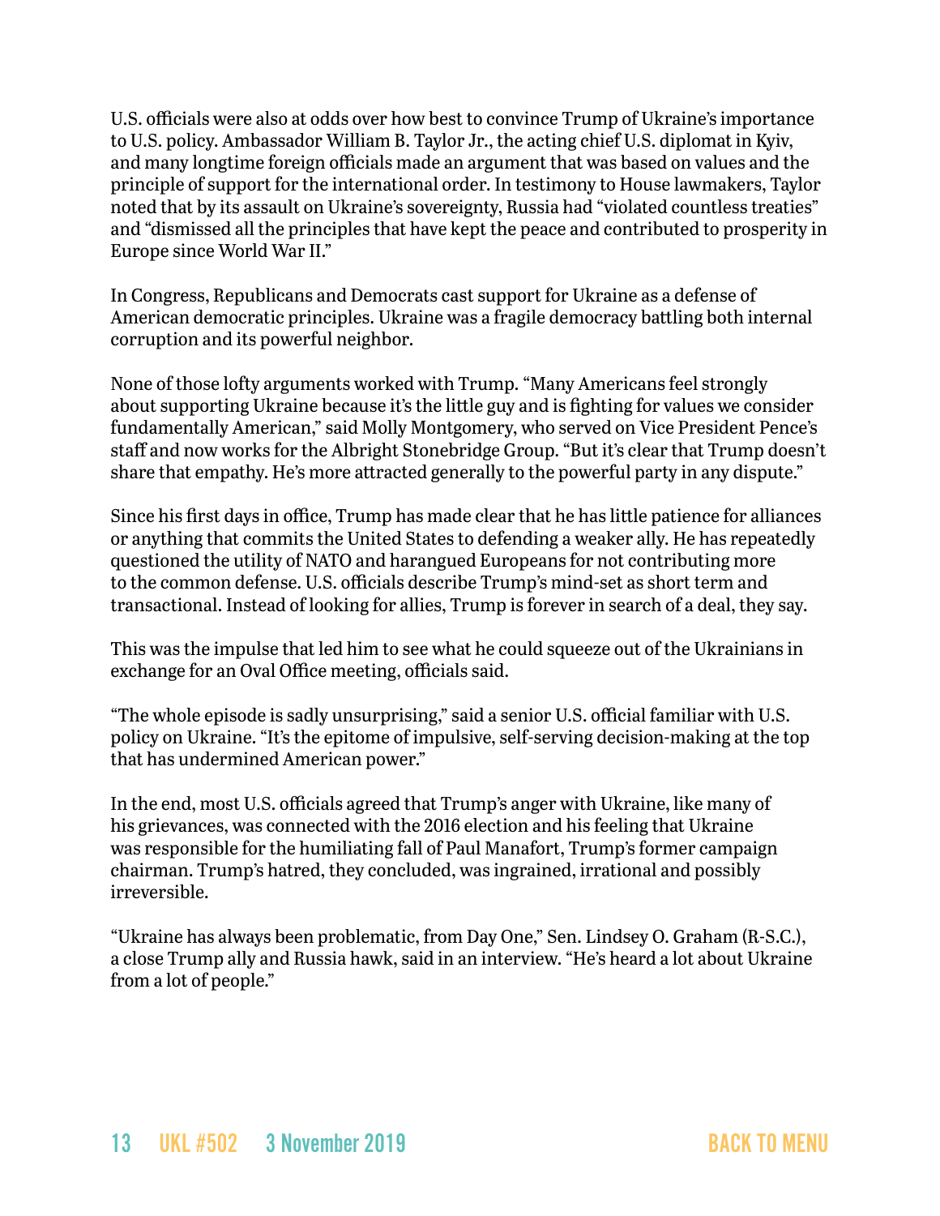U.S. officials were also at odds over how best to convince Trump of Ukraine's importance to U.S. policy. Ambassador William B. Taylor Jr., the acting chief U.S. diplomat in Kyiv, and many longtime foreign officials made an argument that was based on values and the principle of support for the international order. In testimony to House lawmakers, Taylor noted that by its assault on Ukraine's sovereignty, Russia had "violated countless treaties" and "dismissed all the principles that have kept the peace and contributed to prosperity in Europe since World War II."

In Congress, Republicans and Democrats cast support for Ukraine as a defense of American democratic principles. Ukraine was a fragile democracy battling both internal corruption and its powerful neighbor.

None of those lofty arguments worked with Trump. "Many Americans feel strongly about supporting Ukraine because it's the little guy and is fighting for values we consider fundamentally American," said Molly Montgomery, who served on Vice President Pence's staff and now works for the Albright Stonebridge Group. "But it's clear that Trump doesn't share that empathy. He's more attracted generally to the powerful party in any dispute."

Since his first days in office, Trump has made clear that he has little patience for alliances or anything that commits the United States to defending a weaker ally. He has repeatedly questioned the utility of NATO and harangued Europeans for not contributing more to the common defense. U.S. officials describe Trump's mind-set as short term and transactional. Instead of looking for allies, Trump is forever in search of a deal, they say.

This was the impulse that led him to see what he could squeeze out of the Ukrainians in exchange for an Oval Office meeting, officials said.

"The whole episode is sadly unsurprising," said a senior U.S. official familiar with U.S. policy on Ukraine. "It's the epitome of impulsive, self-serving decision-making at the top that has undermined American power."

In the end, most U.S. officials agreed that Trump's anger with Ukraine, like many of his grievances, was connected with the 2016 election and his feeling that Ukraine was responsible for the humiliating fall of Paul Manafort, Trump's former campaign chairman. Trump's hatred, they concluded, was ingrained, irrational and possibly irreversible.

"Ukraine has always been problematic, from Day One," Sen. Lindsey O. Graham (R-S.C.), a close Trump ally and Russia hawk, said in an interview. "He's heard a lot about Ukraine from a lot of people."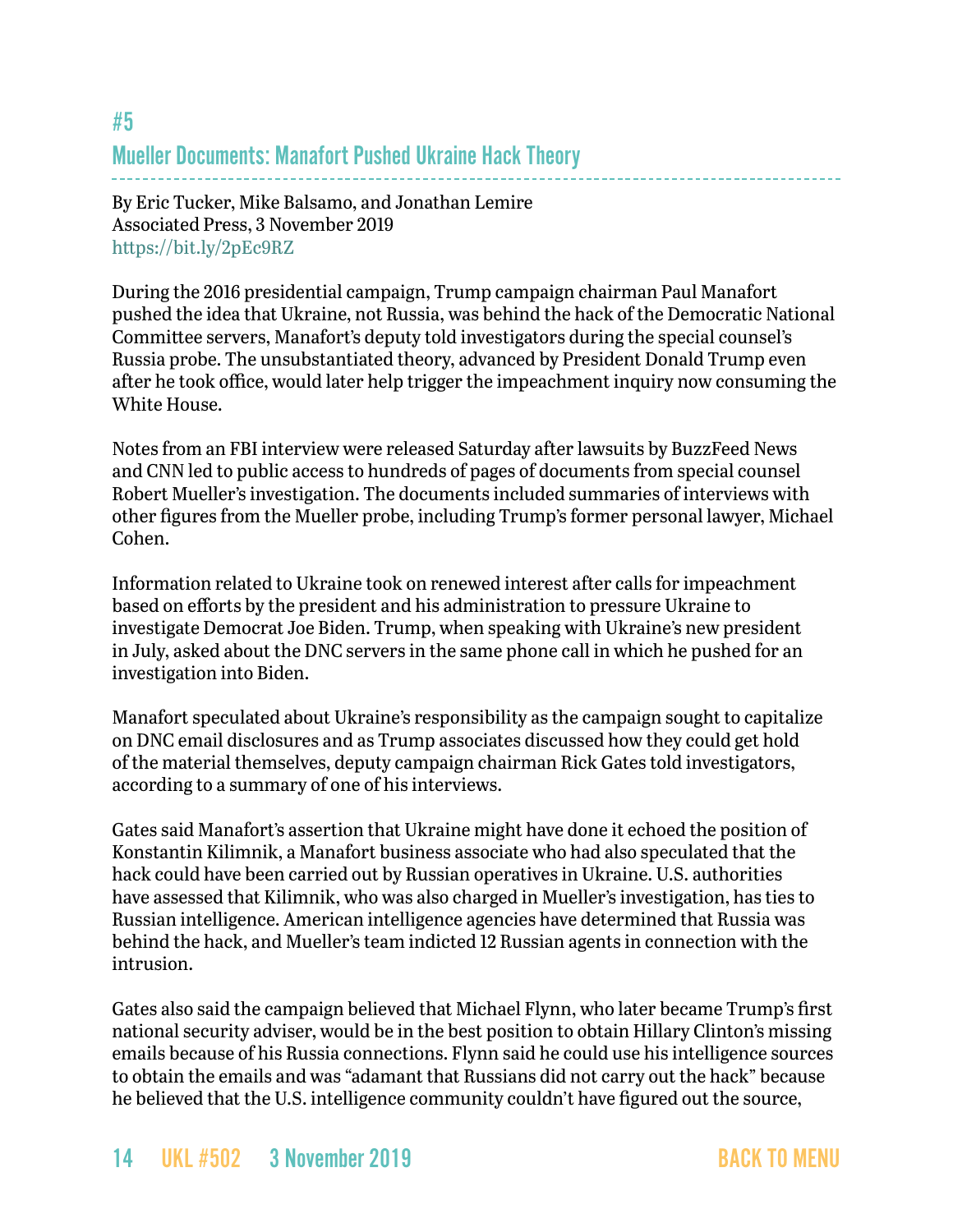## #5

## Mueller Documents: Manafort Pushed Ukraine Hack Theory

By Eric Tucker, Mike Balsamo, and Jonathan Lemire
Associated Press, 3 November 2019
https://bit.ly/2pEc9RZ

During the 2016 presidential campaign, Trump campaign chairman Paul Manafort pushed the idea that Ukraine, not Russia, was behind the hack of the Democratic National Committee servers, Manafort's deputy told investigators during the special counsel's Russia probe. The unsubstantiated theory, advanced by President Donald Trump even after he took office, would later help trigger the impeachment inquiry now consuming the White House.

Notes from an FBI interview were released Saturday after lawsuits by BuzzFeed News and CNN led to public access to hundreds of pages of documents from special counsel Robert Mueller's investigation. The documents included summaries of interviews with other figures from the Mueller probe, including Trump's former personal lawyer, Michael Cohen.

Information related to Ukraine took on renewed interest after calls for impeachment based on efforts by the president and his administration to pressure Ukraine to investigate Democrat Joe Biden. Trump, when speaking with Ukraine's new president in July, asked about the DNC servers in the same phone call in which he pushed for an investigation into Biden.

Manafort speculated about Ukraine's responsibility as the campaign sought to capitalize on DNC email disclosures and as Trump associates discussed how they could get hold of the material themselves, deputy campaign chairman Rick Gates told investigators, according to a summary of one of his interviews.

Gates said Manafort's assertion that Ukraine might have done it echoed the position of Konstantin Kilimnik, a Manafort business associate who had also speculated that the hack could have been carried out by Russian operatives in Ukraine. U.S. authorities have assessed that Kilimnik, who was also charged in Mueller's investigation, has ties to Russian intelligence. American intelligence agencies have determined that Russia was behind the hack, and Mueller's team indicted 12 Russian agents in connection with the intrusion.

Gates also said the campaign believed that Michael Flynn, who later became Trump's first national security adviser, would be in the best position to obtain Hillary Clinton's missing emails because of his Russia connections. Flynn said he could use his intelligence sources to obtain the emails and was "adamant that Russians did not carry out the hack" because he believed that the U.S. intelligence community couldn't have figured out the source,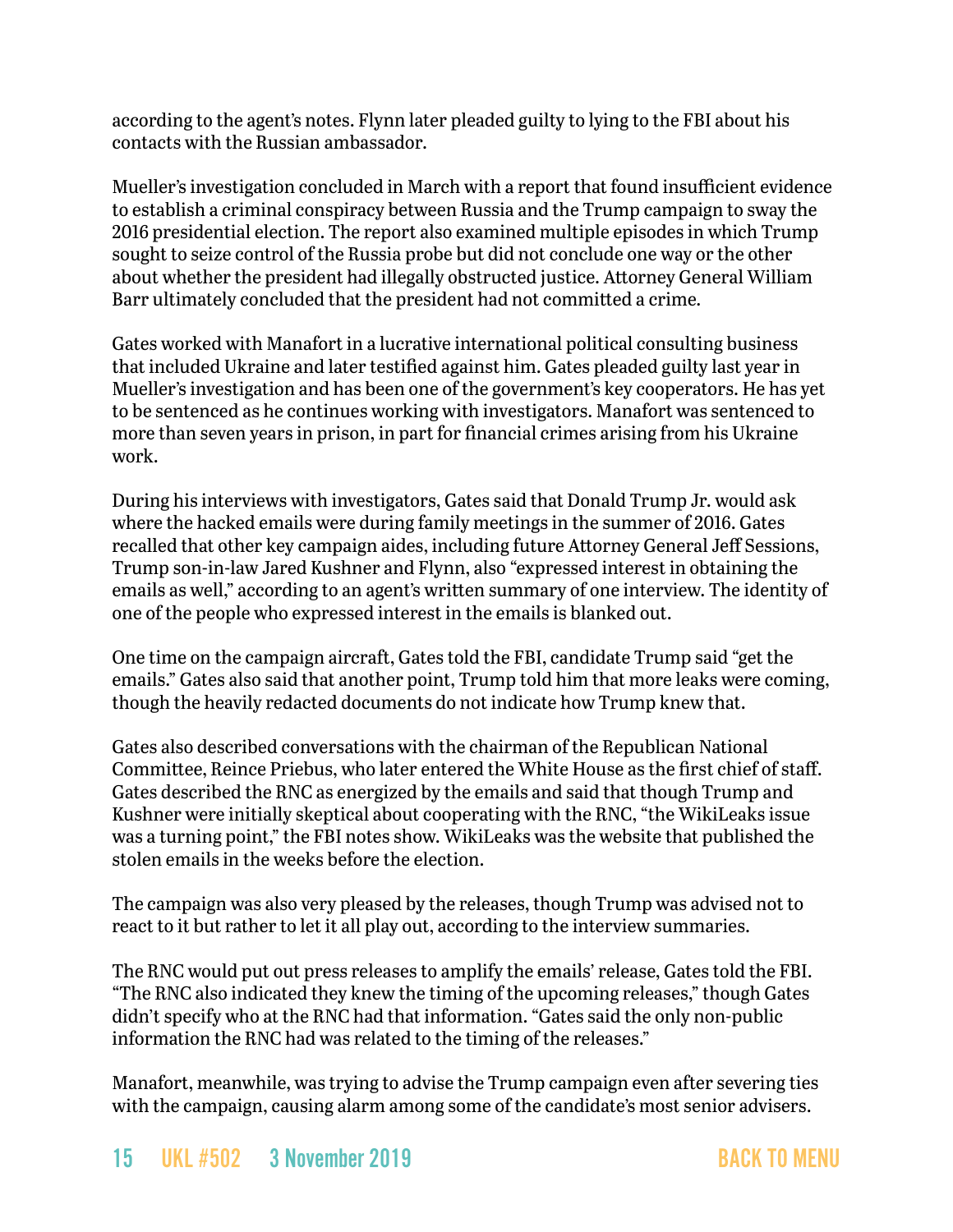according to the agent's notes. Flynn later pleaded guilty to lying to the FBI about his contacts with the Russian ambassador.

Mueller's investigation concluded in March with a report that found insufficient evidence to establish a criminal conspiracy between Russia and the Trump campaign to sway the 2016 presidential election. The report also examined multiple episodes in which Trump sought to seize control of the Russia probe but did not conclude one way or the other about whether the president had illegally obstructed justice. Attorney General William Barr ultimately concluded that the president had not committed a crime.

Gates worked with Manafort in a lucrative international political consulting business that included Ukraine and later testified against him. Gates pleaded guilty last year in Mueller's investigation and has been one of the government's key cooperators. He has yet to be sentenced as he continues working with investigators. Manafort was sentenced to more than seven years in prison, in part for financial crimes arising from his Ukraine work.

During his interviews with investigators, Gates said that Donald Trump Jr. would ask where the hacked emails were during family meetings in the summer of 2016. Gates recalled that other key campaign aides, including future Attorney General Jeff Sessions, Trump son-in-law Jared Kushner and Flynn, also "expressed interest in obtaining the emails as well," according to an agent's written summary of one interview. The identity of one of the people who expressed interest in the emails is blanked out.

One time on the campaign aircraft, Gates told the FBI, candidate Trump said "get the emails." Gates also said that another point, Trump told him that more leaks were coming, though the heavily redacted documents do not indicate how Trump knew that.

Gates also described conversations with the chairman of the Republican National Committee, Reince Priebus, who later entered the White House as the first chief of staff. Gates described the RNC as energized by the emails and said that though Trump and Kushner were initially skeptical about cooperating with the RNC, "the WikiLeaks issue was a turning point," the FBI notes show. WikiLeaks was the website that published the stolen emails in the weeks before the election.

The campaign was also very pleased by the releases, though Trump was advised not to react to it but rather to let it all play out, according to the interview summaries.

The RNC would put out press releases to amplify the emails' release, Gates told the FBI. "The RNC also indicated they knew the timing of the upcoming releases," though Gates didn't specify who at the RNC had that information. "Gates said the only non-public information the RNC had was related to the timing of the releases."

Manafort, meanwhile, was trying to advise the Trump campaign even after severing ties with the campaign, causing alarm among some of the candidate's most senior advisers.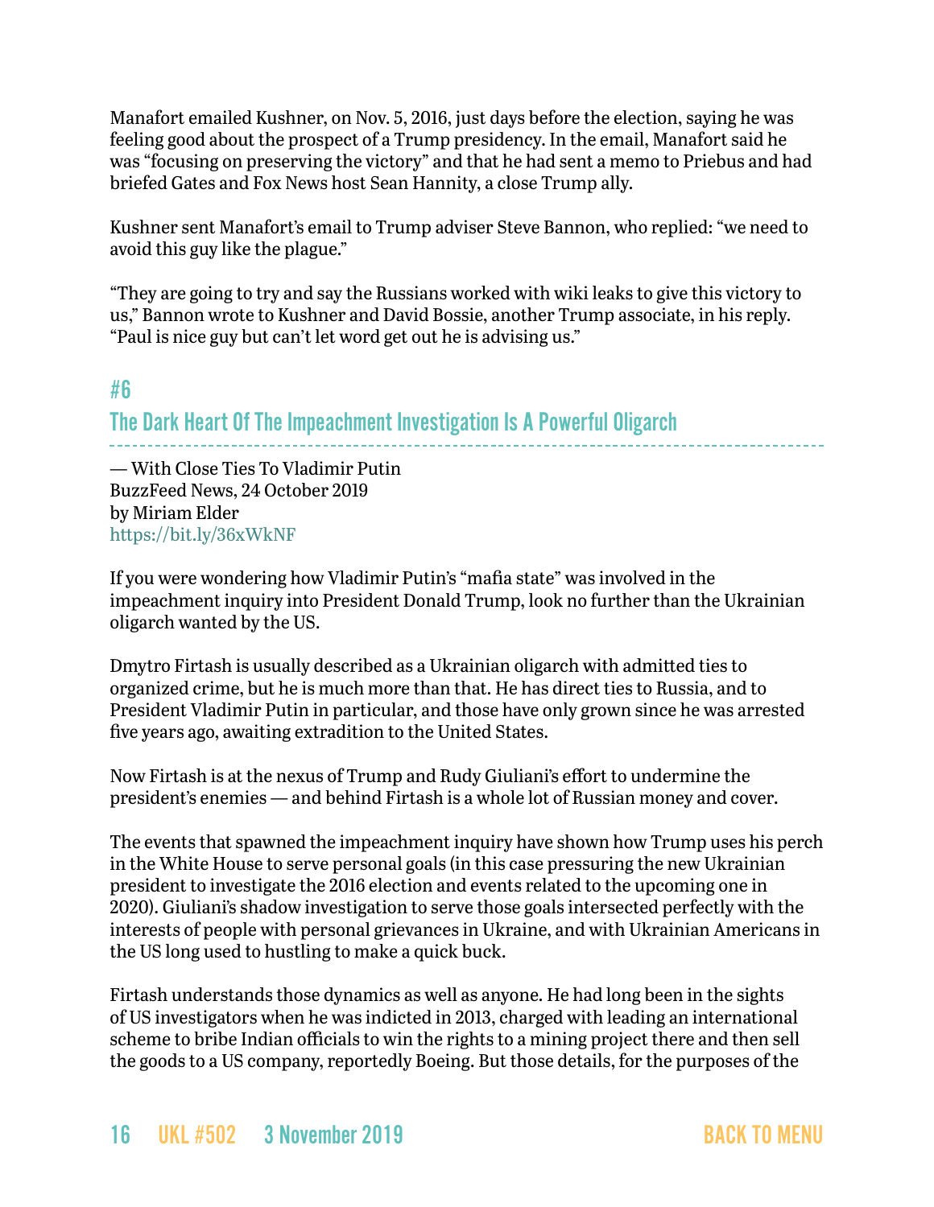Manafort emailed Kushner, on Nov. 5, 2016, just days before the election, saying he was feeling good about the prospect of a Trump presidency. In the email, Manafort said he was "focusing on preserving the victory" and that he had sent a memo to Priebus and had briefed Gates and Fox News host Sean Hannity, a close Trump ally.

Kushner sent Manafort's email to Trump adviser Steve Bannon, who replied: "we need to avoid this guy like the plague."

"They are going to try and say the Russians worked with wiki leaks to give this victory to us," Bannon wrote to Kushner and David Bossie, another Trump associate, in his reply. "Paul is nice guy but can't let word get out he is advising us."

## #6

## The Dark Heart Of The Impeachment Investigation Is A Powerful Oligarch

— With Close Ties To Vladimir Putin
BuzzFeed News, 24 October 2019
by Miriam Elder
https://bit.ly/36xWkNF

If you were wondering how Vladimir Putin's "mafia state" was involved in the impeachment inquiry into President Donald Trump, look no further than the Ukrainian oligarch wanted by the US.

Dmytro Firtash is usually described as a Ukrainian oligarch with admitted ties to organized crime, but he is much more than that. He has direct ties to Russia, and to President Vladimir Putin in particular, and those have only grown since he was arrested five years ago, awaiting extradition to the United States.

Now Firtash is at the nexus of Trump and Rudy Giuliani's effort to undermine the president's enemies — and behind Firtash is a whole lot of Russian money and cover.

The events that spawned the impeachment inquiry have shown how Trump uses his perch in the White House to serve personal goals (in this case pressuring the new Ukrainian president to investigate the 2016 election and events related to the upcoming one in 2020). Giuliani's shadow investigation to serve those goals intersected perfectly with the interests of people with personal grievances in Ukraine, and with Ukrainian Americans in the US long used to hustling to make a quick buck.

Firtash understands those dynamics as well as anyone. He had long been in the sights of US investigators when he was indicted in 2013, charged with leading an international scheme to bribe Indian officials to win the rights to a mining project there and then sell the goods to a US company, reportedly Boeing. But those details, for the purposes of the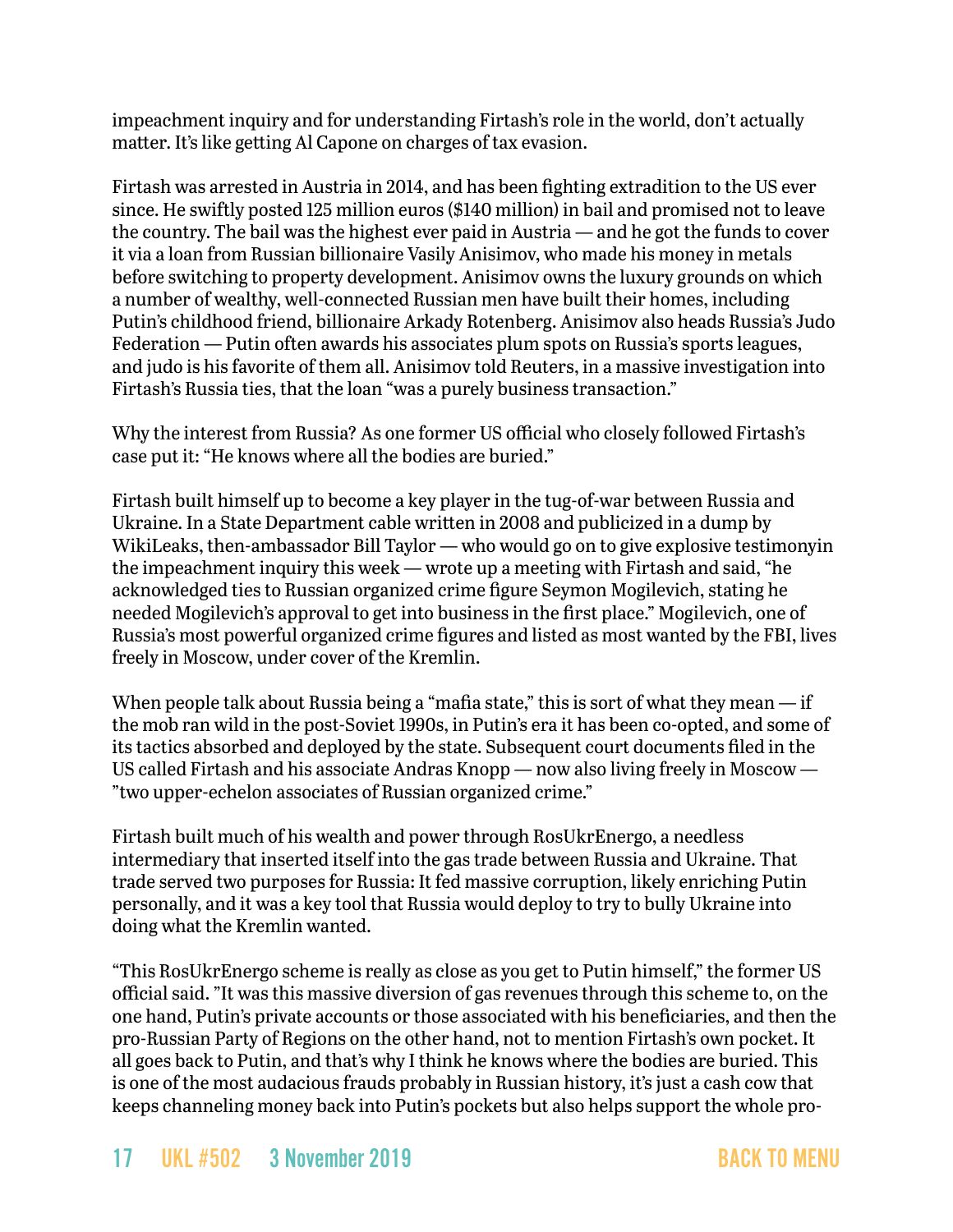impeachment inquiry and for understanding Firtash's role in the world, don't actually matter. It's like getting Al Capone on charges of tax evasion.

Firtash was arrested in Austria in 2014, and has been fighting extradition to the US ever since. He swiftly posted 125 million euros ($140 million) in bail and promised not to leave the country. The bail was the highest ever paid in Austria — and he got the funds to cover it via a loan from Russian billionaire Vasily Anisimov, who made his money in metals before switching to property development. Anisimov owns the luxury grounds on which a number of wealthy, well-connected Russian men have built their homes, including Putin's childhood friend, billionaire Arkady Rotenberg. Anisimov also heads Russia's Judo Federation — Putin often awards his associates plum spots on Russia's sports leagues, and judo is his favorite of them all. Anisimov told Reuters, in a massive investigation into Firtash's Russia ties, that the loan "was a purely business transaction."

Why the interest from Russia? As one former US official who closely followed Firtash's case put it: "He knows where all the bodies are buried."

Firtash built himself up to become a key player in the tug-of-war between Russia and Ukraine. In a State Department cable written in 2008 and publicized in a dump by WikiLeaks, then-ambassador Bill Taylor — who would go on to give explosive testimonyin the impeachment inquiry this week — wrote up a meeting with Firtash and said, "he acknowledged ties to Russian organized crime figure Seymon Mogilevich, stating he needed Mogilevich's approval to get into business in the first place." Mogilevich, one of Russia's most powerful organized crime figures and listed as most wanted by the FBI, lives freely in Moscow, under cover of the Kremlin.

When people talk about Russia being a "mafia state," this is sort of what they mean — if the mob ran wild in the post-Soviet 1990s, in Putin's era it has been co-opted, and some of its tactics absorbed and deployed by the state. Subsequent court documents filed in the US called Firtash and his associate Andras Knopp — now also living freely in Moscow — "two upper-echelon associates of Russian organized crime."

Firtash built much of his wealth and power through RosUkrEnergo, a needless intermediary that inserted itself into the gas trade between Russia and Ukraine. That trade served two purposes for Russia: It fed massive corruption, likely enriching Putin personally, and it was a key tool that Russia would deploy to try to bully Ukraine into doing what the Kremlin wanted.

"This RosUkrEnergo scheme is really as close as you get to Putin himself," the former US official said. "It was this massive diversion of gas revenues through this scheme to, on the one hand, Putin's private accounts or those associated with his beneficiaries, and then the pro-Russian Party of Regions on the other hand, not to mention Firtash's own pocket. It all goes back to Putin, and that's why I think he knows where the bodies are buried. This is one of the most audacious frauds probably in Russian history, it's just a cash cow that keeps channeling money back into Putin's pockets but also helps support the whole pro-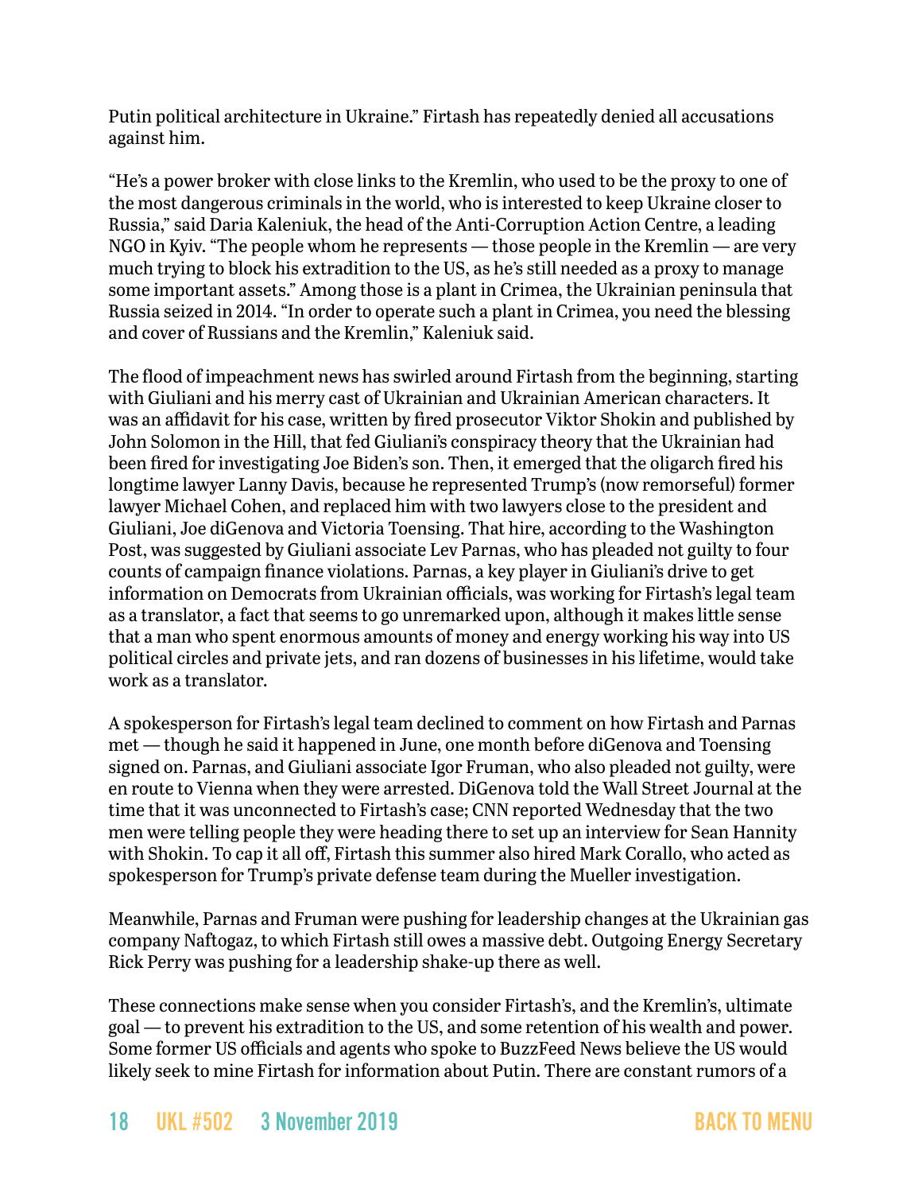Putin political architecture in Ukraine." Firtash has repeatedly denied all accusations against him.

"He's a power broker with close links to the Kremlin, who used to be the proxy to one of the most dangerous criminals in the world, who is interested to keep Ukraine closer to Russia," said Daria Kaleniuk, the head of the Anti-Corruption Action Centre, a leading NGO in Kyiv. "The people whom he represents — those people in the Kremlin — are very much trying to block his extradition to the US, as he's still needed as a proxy to manage some important assets." Among those is a plant in Crimea, the Ukrainian peninsula that Russia seized in 2014. "In order to operate such a plant in Crimea, you need the blessing and cover of Russians and the Kremlin," Kaleniuk said.

The flood of impeachment news has swirled around Firtash from the beginning, starting with Giuliani and his merry cast of Ukrainian and Ukrainian American characters. It was an affidavit for his case, written by fired prosecutor Viktor Shokin and published by John Solomon in the Hill, that fed Giuliani's conspiracy theory that the Ukrainian had been fired for investigating Joe Biden's son. Then, it emerged that the oligarch fired his longtime lawyer Lanny Davis, because he represented Trump's (now remorseful) former lawyer Michael Cohen, and replaced him with two lawyers close to the president and Giuliani, Joe diGenova and Victoria Toensing. That hire, according to the Washington Post, was suggested by Giuliani associate Lev Parnas, who has pleaded not guilty to four counts of campaign finance violations. Parnas, a key player in Giuliani's drive to get information on Democrats from Ukrainian officials, was working for Firtash's legal team as a translator, a fact that seems to go unremarked upon, although it makes little sense that a man who spent enormous amounts of money and energy working his way into US political circles and private jets, and ran dozens of businesses in his lifetime, would take work as a translator.

A spokesperson for Firtash's legal team declined to comment on how Firtash and Parnas met — though he said it happened in June, one month before diGenova and Toensing signed on. Parnas, and Giuliani associate Igor Fruman, who also pleaded not guilty, were en route to Vienna when they were arrested. DiGenova told the Wall Street Journal at the time that it was unconnected to Firtash's case; CNN reported Wednesday that the two men were telling people they were heading there to set up an interview for Sean Hannity with Shokin. To cap it all off, Firtash this summer also hired Mark Corallo, who acted as spokesperson for Trump's private defense team during the Mueller investigation.

Meanwhile, Parnas and Fruman were pushing for leadership changes at the Ukrainian gas company Naftogaz, to which Firtash still owes a massive debt. Outgoing Energy Secretary Rick Perry was pushing for a leadership shake-up there as well.

These connections make sense when you consider Firtash's, and the Kremlin's, ultimate goal — to prevent his extradition to the US, and some retention of his wealth and power. Some former US officials and agents who spoke to BuzzFeed News believe the US would likely seek to mine Firtash for information about Putin. There are constant rumors of a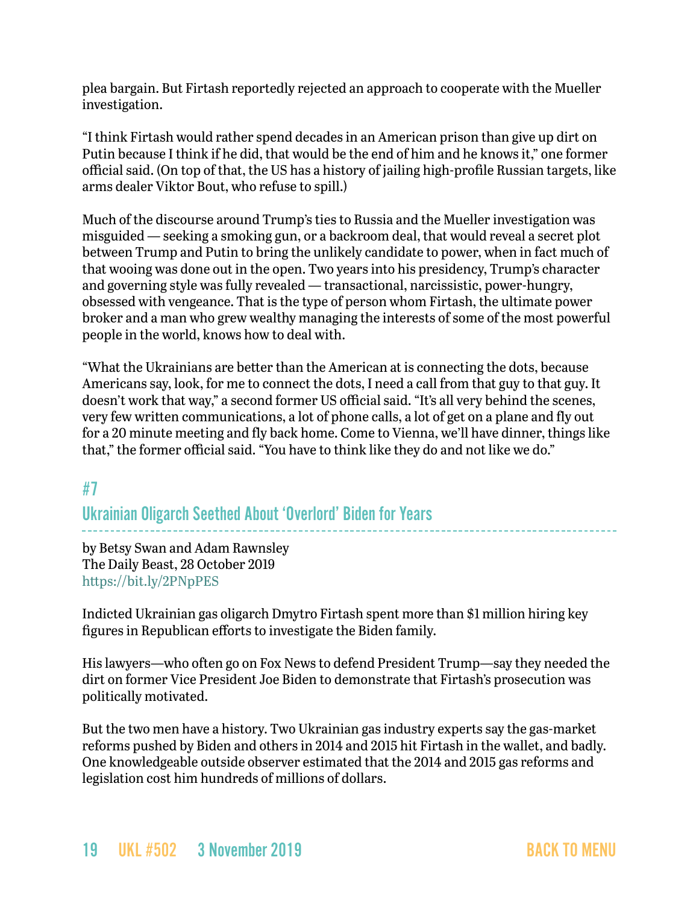plea bargain. But Firtash reportedly rejected an approach to cooperate with the Mueller investigation.

"I think Firtash would rather spend decades in an American prison than give up dirt on Putin because I think if he did, that would be the end of him and he knows it," one former official said. (On top of that, the US has a history of jailing high-profile Russian targets, like arms dealer Viktor Bout, who refuse to spill.)

Much of the discourse around Trump's ties to Russia and the Mueller investigation was misguided — seeking a smoking gun, or a backroom deal, that would reveal a secret plot between Trump and Putin to bring the unlikely candidate to power, when in fact much of that wooing was done out in the open. Two years into his presidency, Trump's character and governing style was fully revealed — transactional, narcissistic, power-hungry, obsessed with vengeance. That is the type of person whom Firtash, the ultimate power broker and a man who grew wealthy managing the interests of some of the most powerful people in the world, knows how to deal with.

"What the Ukrainians are better than the American at is connecting the dots, because Americans say, look, for me to connect the dots, I need a call from that guy to that guy. It doesn't work that way," a second former US official said. "It's all very behind the scenes, very few written communications, a lot of phone calls, a lot of get on a plane and fly out for a 20 minute meeting and fly back home. Come to Vienna, we'll have dinner, things like that," the former official said. "You have to think like they do and not like we do."

## #7
## Ukrainian Oligarch Seethed About 'Overlord' Biden for Years

by Betsy Swan and Adam Rawnsley
The Daily Beast, 28 October 2019
https://bit.ly/2PNpPES

Indicted Ukrainian gas oligarch Dmytro Firtash spent more than $1 million hiring key figures in Republican efforts to investigate the Biden family.

His lawyers—who often go on Fox News to defend President Trump—say they needed the dirt on former Vice President Joe Biden to demonstrate that Firtash's prosecution was politically motivated.

But the two men have a history. Two Ukrainian gas industry experts say the gas-market reforms pushed by Biden and others in 2014 and 2015 hit Firtash in the wallet, and badly. One knowledgeable outside observer estimated that the 2014 and 2015 gas reforms and legislation cost him hundreds of millions of dollars.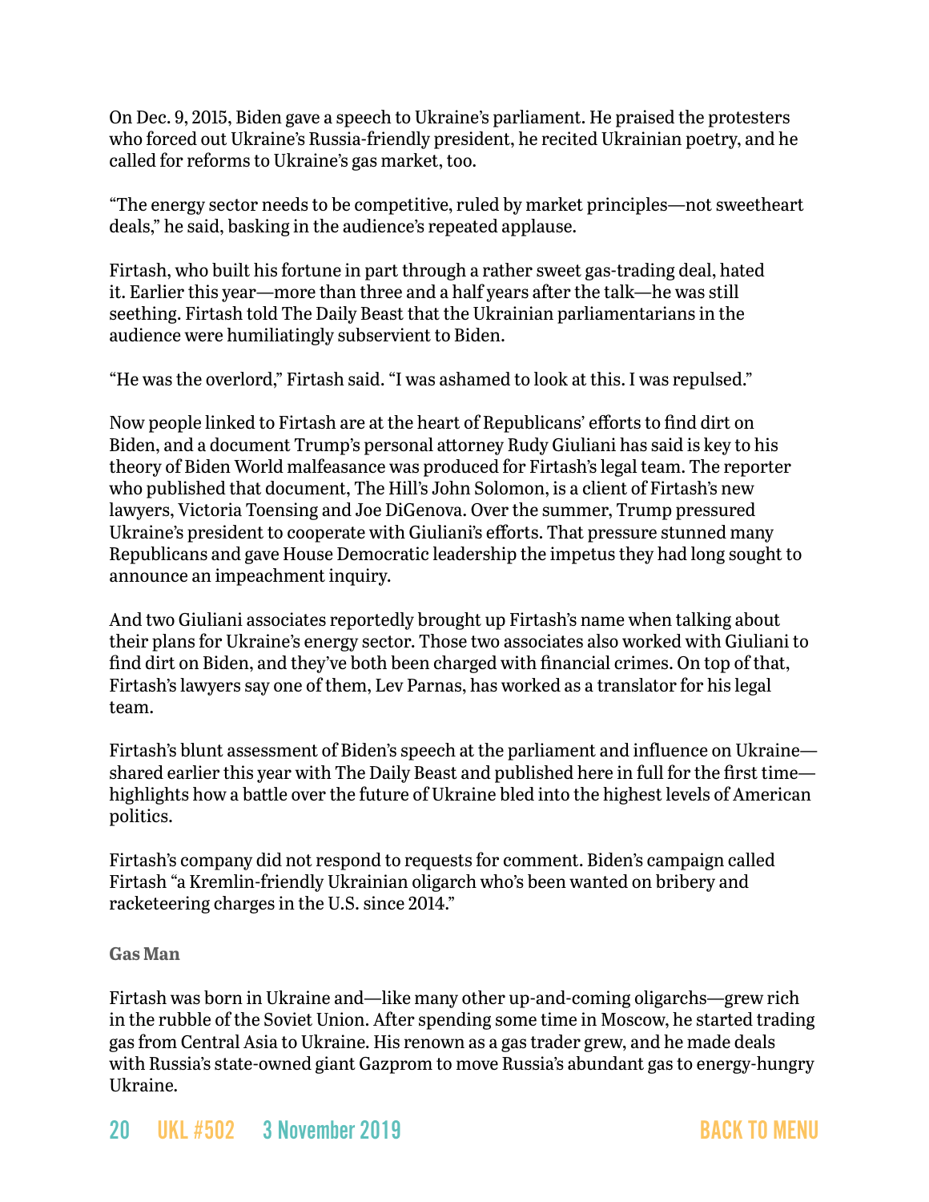On Dec. 9, 2015, Biden gave a speech to Ukraine's parliament. He praised the protesters who forced out Ukraine's Russia-friendly president, he recited Ukrainian poetry, and he called for reforms to Ukraine's gas market, too.

"The energy sector needs to be competitive, ruled by market principles—not sweetheart deals," he said, basking in the audience's repeated applause.

Firtash, who built his fortune in part through a rather sweet gas-trading deal, hated it. Earlier this year—more than three and a half years after the talk—he was still seething. Firtash told The Daily Beast that the Ukrainian parliamentarians in the audience were humiliatingly subservient to Biden.

"He was the overlord," Firtash said. "I was ashamed to look at this. I was repulsed."

Now people linked to Firtash are at the heart of Republicans' efforts to find dirt on Biden, and a document Trump's personal attorney Rudy Giuliani has said is key to his theory of Biden World malfeasance was produced for Firtash's legal team. The reporter who published that document, The Hill's John Solomon, is a client of Firtash's new lawyers, Victoria Toensing and Joe DiGenova. Over the summer, Trump pressured Ukraine's president to cooperate with Giuliani's efforts. That pressure stunned many Republicans and gave House Democratic leadership the impetus they had long sought to announce an impeachment inquiry.

And two Giuliani associates reportedly brought up Firtash's name when talking about their plans for Ukraine's energy sector. Those two associates also worked with Giuliani to find dirt on Biden, and they've both been charged with financial crimes. On top of that, Firtash's lawyers say one of them, Lev Parnas, has worked as a translator for his legal team.

Firtash's blunt assessment of Biden's speech at the parliament and influence on Ukraine—shared earlier this year with The Daily Beast and published here in full for the first time—highlights how a battle over the future of Ukraine bled into the highest levels of American politics.

Firtash's company did not respond to requests for comment. Biden's campaign called Firtash "a Kremlin-friendly Ukrainian oligarch who's been wanted on bribery and racketeering charges in the U.S. since 2014."

#### Gas Man

Firtash was born in Ukraine and—like many other up-and-coming oligarchs—grew rich in the rubble of the Soviet Union. After spending some time in Moscow, he started trading gas from Central Asia to Ukraine. His renown as a gas trader grew, and he made deals with Russia's state-owned giant Gazprom to move Russia's abundant gas to energy-hungry Ukraine.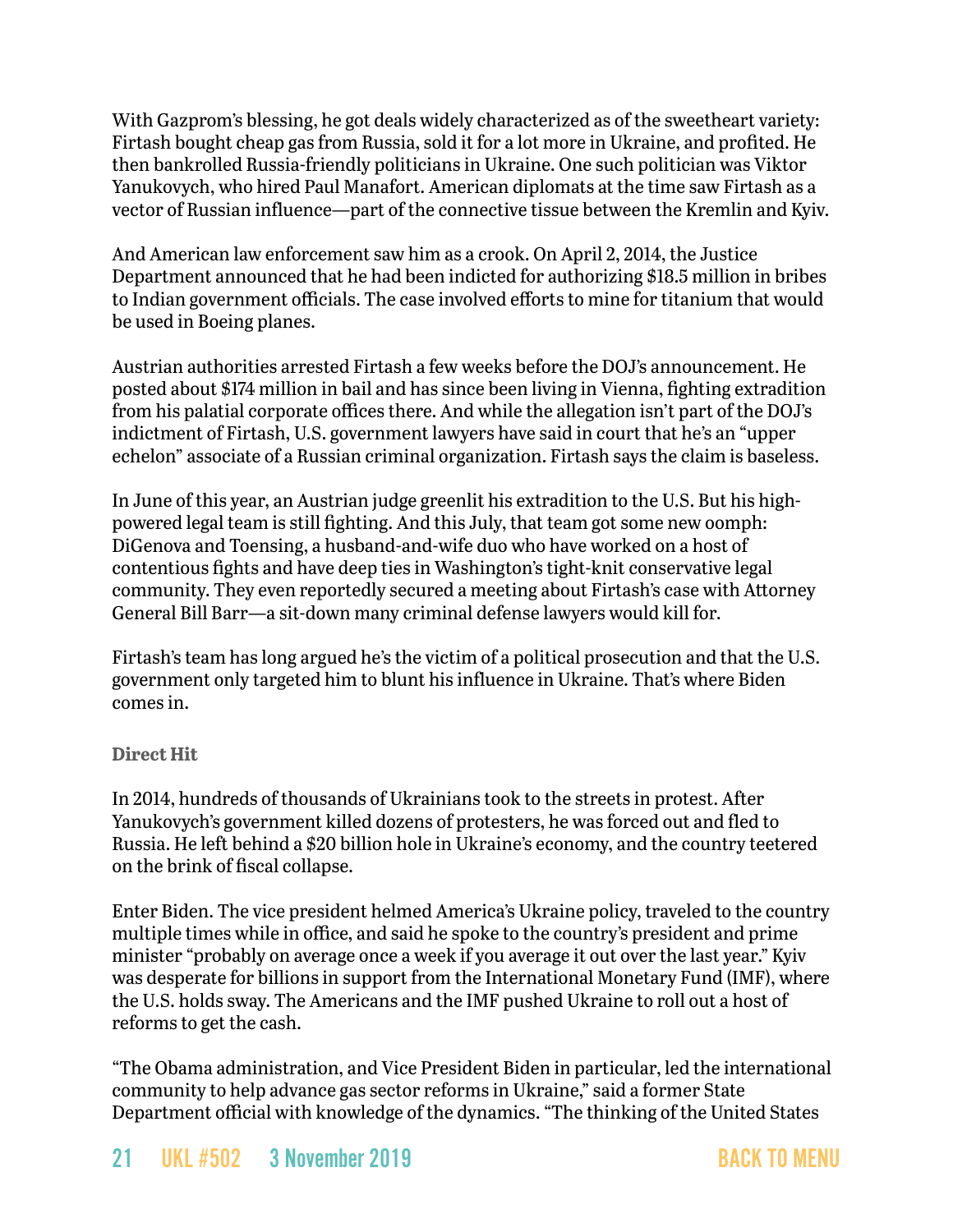With Gazprom's blessing, he got deals widely characterized as of the sweetheart variety: Firtash bought cheap gas from Russia, sold it for a lot more in Ukraine, and profited. He then bankrolled Russia-friendly politicians in Ukraine. One such politician was Viktor Yanukovych, who hired Paul Manafort. American diplomats at the time saw Firtash as a vector of Russian influence—part of the connective tissue between the Kremlin and Kyiv.

And American law enforcement saw him as a crook. On April 2, 2014, the Justice Department announced that he had been indicted for authorizing $18.5 million in bribes to Indian government officials. The case involved efforts to mine for titanium that would be used in Boeing planes.

Austrian authorities arrested Firtash a few weeks before the DOJ's announcement. He posted about $174 million in bail and has since been living in Vienna, fighting extradition from his palatial corporate offices there. And while the allegation isn't part of the DOJ's indictment of Firtash, U.S. government lawyers have said in court that he's an "upper echelon" associate of a Russian criminal organization. Firtash says the claim is baseless.

In June of this year, an Austrian judge greenlit his extradition to the U.S. But his high-powered legal team is still fighting. And this July, that team got some new oomph: DiGenova and Toensing, a husband-and-wife duo who have worked on a host of contentious fights and have deep ties in Washington's tight-knit conservative legal community. They even reportedly secured a meeting about Firtash's case with Attorney General Bill Barr—a sit-down many criminal defense lawyers would kill for.

Firtash's team has long argued he's the victim of a political prosecution and that the U.S. government only targeted him to blunt his influence in Ukraine. That's where Biden comes in.

### Direct Hit

In 2014, hundreds of thousands of Ukrainians took to the streets in protest. After Yanukovych's government killed dozens of protesters, he was forced out and fled to Russia. He left behind a $20 billion hole in Ukraine's economy, and the country teetered on the brink of fiscal collapse.

Enter Biden. The vice president helmed America's Ukraine policy, traveled to the country multiple times while in office, and said he spoke to the country's president and prime minister "probably on average once a week if you average it out over the last year." Kyiv was desperate for billions in support from the International Monetary Fund (IMF), where the U.S. holds sway. The Americans and the IMF pushed Ukraine to roll out a host of reforms to get the cash.

"The Obama administration, and Vice President Biden in particular, led the international community to help advance gas sector reforms in Ukraine," said a former State Department official with knowledge of the dynamics. "The thinking of the United States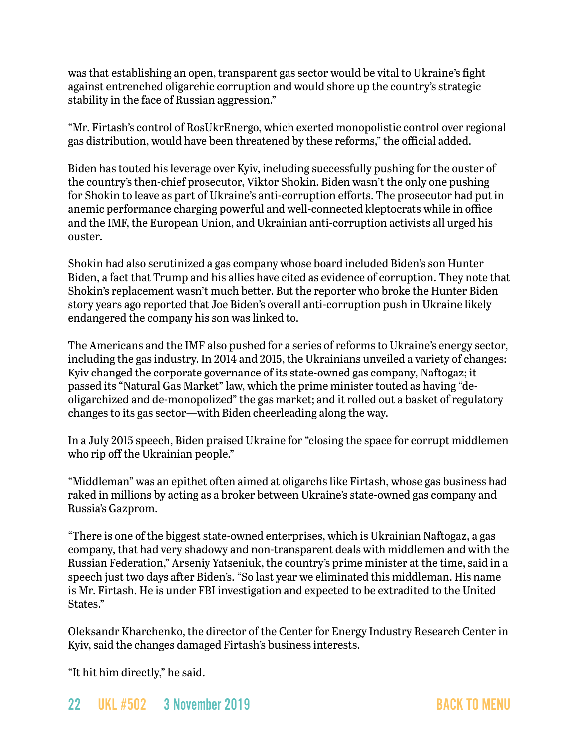was that establishing an open, transparent gas sector would be vital to Ukraine's fight against entrenched oligarchic corruption and would shore up the country's strategic stability in the face of Russian aggression."

"Mr. Firtash's control of RosUkrEnergo, which exerted monopolistic control over regional gas distribution, would have been threatened by these reforms," the official added.

Biden has touted his leverage over Kyiv, including successfully pushing for the ouster of the country's then-chief prosecutor, Viktor Shokin. Biden wasn't the only one pushing for Shokin to leave as part of Ukraine's anti-corruption efforts. The prosecutor had put in anemic performance charging powerful and well-connected kleptocrats while in office and the IMF, the European Union, and Ukrainian anti-corruption activists all urged his ouster.

Shokin had also scrutinized a gas company whose board included Biden's son Hunter Biden, a fact that Trump and his allies have cited as evidence of corruption. They note that Shokin's replacement wasn't much better. But the reporter who broke the Hunter Biden story years ago reported that Joe Biden's overall anti-corruption push in Ukraine likely endangered the company his son was linked to.

The Americans and the IMF also pushed for a series of reforms to Ukraine's energy sector, including the gas industry. In 2014 and 2015, the Ukrainians unveiled a variety of changes: Kyiv changed the corporate governance of its state-owned gas company, Naftogaz; it passed its "Natural Gas Market" law, which the prime minister touted as having "de-oligarchized and de-monopolized" the gas market; and it rolled out a basket of regulatory changes to its gas sector—with Biden cheerleading along the way.

In a July 2015 speech, Biden praised Ukraine for "closing the space for corrupt middlemen who rip off the Ukrainian people."

"Middleman" was an epithet often aimed at oligarchs like Firtash, whose gas business had raked in millions by acting as a broker between Ukraine's state-owned gas company and Russia's Gazprom.

"There is one of the biggest state-owned enterprises, which is Ukrainian Naftogaz, a gas company, that had very shadowy and non-transparent deals with middlemen and with the Russian Federation," Arseniy Yatseniuk, the country's prime minister at the time, said in a speech just two days after Biden's. "So last year we eliminated this middleman. His name is Mr. Firtash. He is under FBI investigation and expected to be extradited to the United States."

Oleksandr Kharchenko, the director of the Center for Energy Industry Research Center in Kyiv, said the changes damaged Firtash's business interests.

"It hit him directly," he said.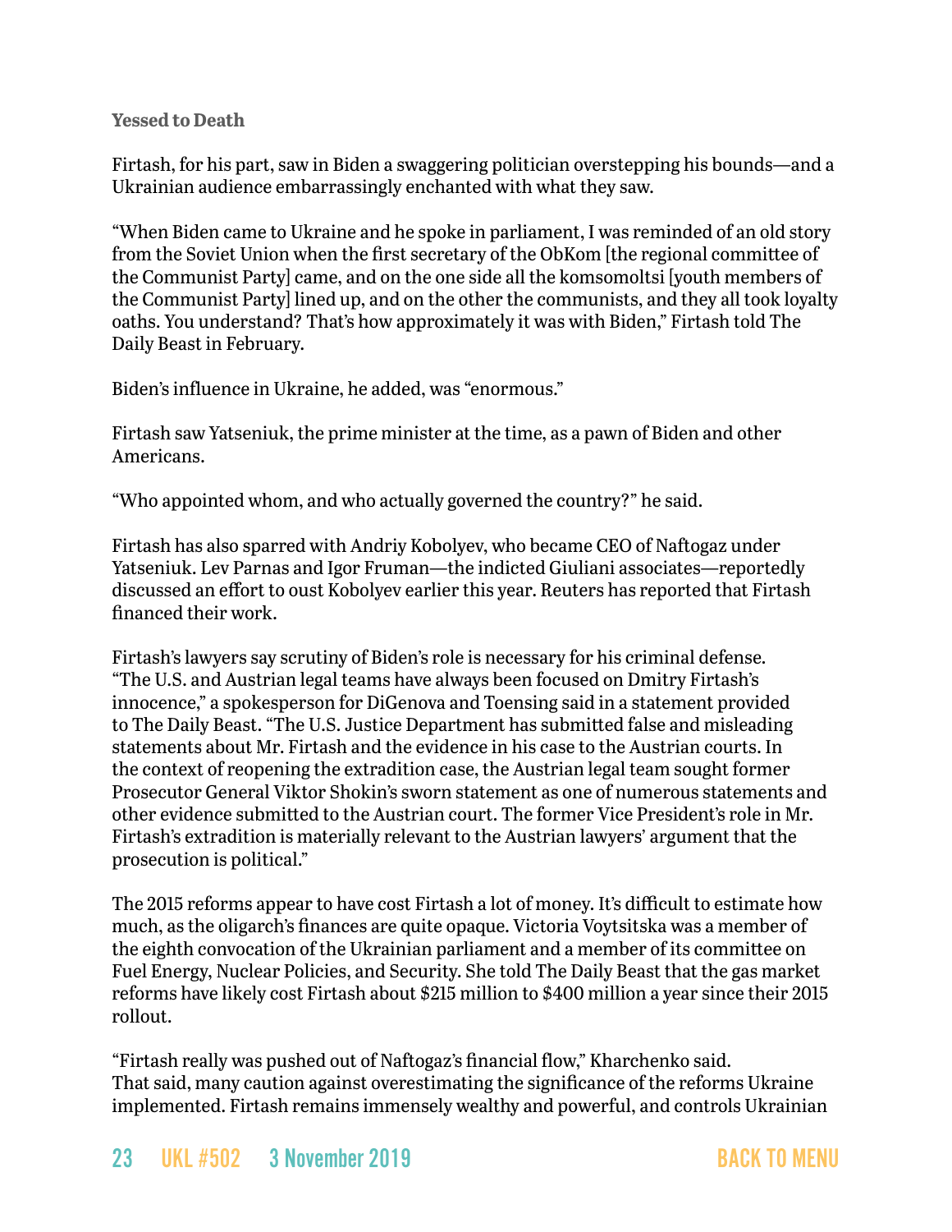### Yessed to Death

Firtash, for his part, saw in Biden a swaggering politician overstepping his bounds—and a Ukrainian audience embarrassingly enchanted with what they saw.

"When Biden came to Ukraine and he spoke in parliament, I was reminded of an old story from the Soviet Union when the first secretary of the ObKom [the regional committee of the Communist Party] came, and on the one side all the komsomoltsi [youth members of the Communist Party] lined up, and on the other the communists, and they all took loyalty oaths. You understand? That's how approximately it was with Biden," Firtash told The Daily Beast in February.

Biden's influence in Ukraine, he added, was "enormous."

Firtash saw Yatseniuk, the prime minister at the time, as a pawn of Biden and other Americans.

"Who appointed whom, and who actually governed the country?" he said.

Firtash has also sparred with Andriy Kobolyev, who became CEO of Naftogaz under Yatseniuk. Lev Parnas and Igor Fruman—the indicted Giuliani associates—reportedly discussed an effort to oust Kobolyev earlier this year. Reuters has reported that Firtash financed their work.

Firtash's lawyers say scrutiny of Biden's role is necessary for his criminal defense. "The U.S. and Austrian legal teams have always been focused on Dmitry Firtash's innocence," a spokesperson for DiGenova and Toensing said in a statement provided to The Daily Beast. "The U.S. Justice Department has submitted false and misleading statements about Mr. Firtash and the evidence in his case to the Austrian courts. In the context of reopening the extradition case, the Austrian legal team sought former Prosecutor General Viktor Shokin's sworn statement as one of numerous statements and other evidence submitted to the Austrian court. The former Vice President's role in Mr. Firtash's extradition is materially relevant to the Austrian lawyers' argument that the prosecution is political."

The 2015 reforms appear to have cost Firtash a lot of money. It's difficult to estimate how much, as the oligarch's finances are quite opaque. Victoria Voytsitska was a member of the eighth convocation of the Ukrainian parliament and a member of its committee on Fuel Energy, Nuclear Policies, and Security. She told The Daily Beast that the gas market reforms have likely cost Firtash about $215 million to $400 million a year since their 2015 rollout.

"Firtash really was pushed out of Naftogaz's financial flow," Kharchenko said. That said, many caution against overestimating the significance of the reforms Ukraine implemented. Firtash remains immensely wealthy and powerful, and controls Ukrainian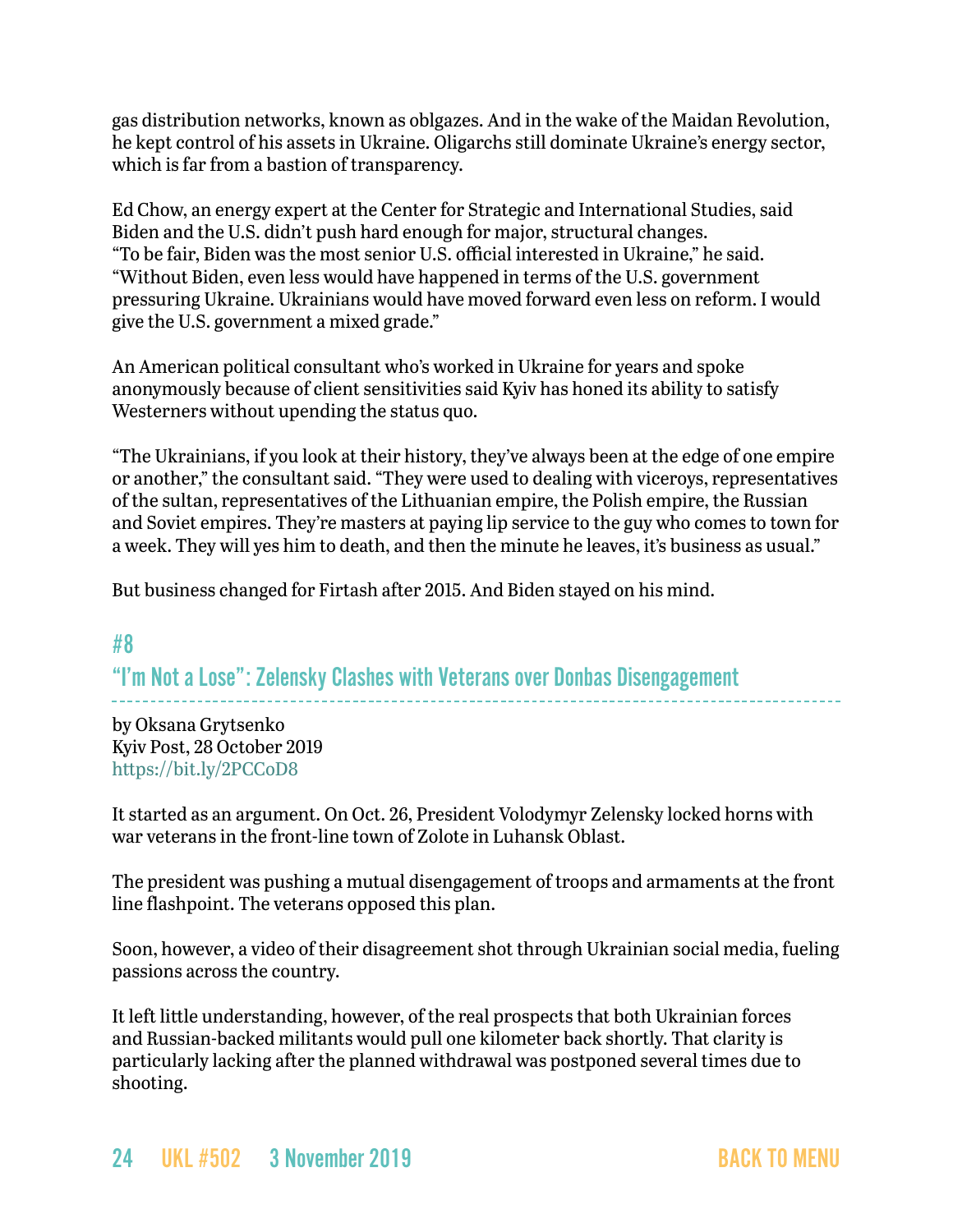gas distribution networks, known as oblgazes. And in the wake of the Maidan Revolution, he kept control of his assets in Ukraine. Oligarchs still dominate Ukraine's energy sector, which is far from a bastion of transparency.

Ed Chow, an energy expert at the Center for Strategic and International Studies, said Biden and the U.S. didn't push hard enough for major, structural changes. "To be fair, Biden was the most senior U.S. official interested in Ukraine," he said. "Without Biden, even less would have happened in terms of the U.S. government pressuring Ukraine. Ukrainians would have moved forward even less on reform. I would give the U.S. government a mixed grade."

An American political consultant who's worked in Ukraine for years and spoke anonymously because of client sensitivities said Kyiv has honed its ability to satisfy Westerners without upending the status quo.

"The Ukrainians, if you look at their history, they've always been at the edge of one empire or another," the consultant said. "They were used to dealing with viceroys, representatives of the sultan, representatives of the Lithuanian empire, the Polish empire, the Russian and Soviet empires. They're masters at paying lip service to the guy who comes to town for a week. They will yes him to death, and then the minute he leaves, it's business as usual."

But business changed for Firtash after 2015. And Biden stayed on his mind.

## #8

## "I'm Not a Lose": Zelensky Clashes with Veterans over Donbas Disengagement

by Oksana Grytsenko
Kyiv Post, 28 October 2019
https://bit.ly/2PCCoD8

It started as an argument. On Oct. 26, President Volodymyr Zelensky locked horns with war veterans in the front-line town of Zolote in Luhansk Oblast.

The president was pushing a mutual disengagement of troops and armaments at the front line flashpoint. The veterans opposed this plan.

Soon, however, a video of their disagreement shot through Ukrainian social media, fueling passions across the country.

It left little understanding, however, of the real prospects that both Ukrainian forces and Russian-backed militants would pull one kilometer back shortly. That clarity is particularly lacking after the planned withdrawal was postponed several times due to shooting.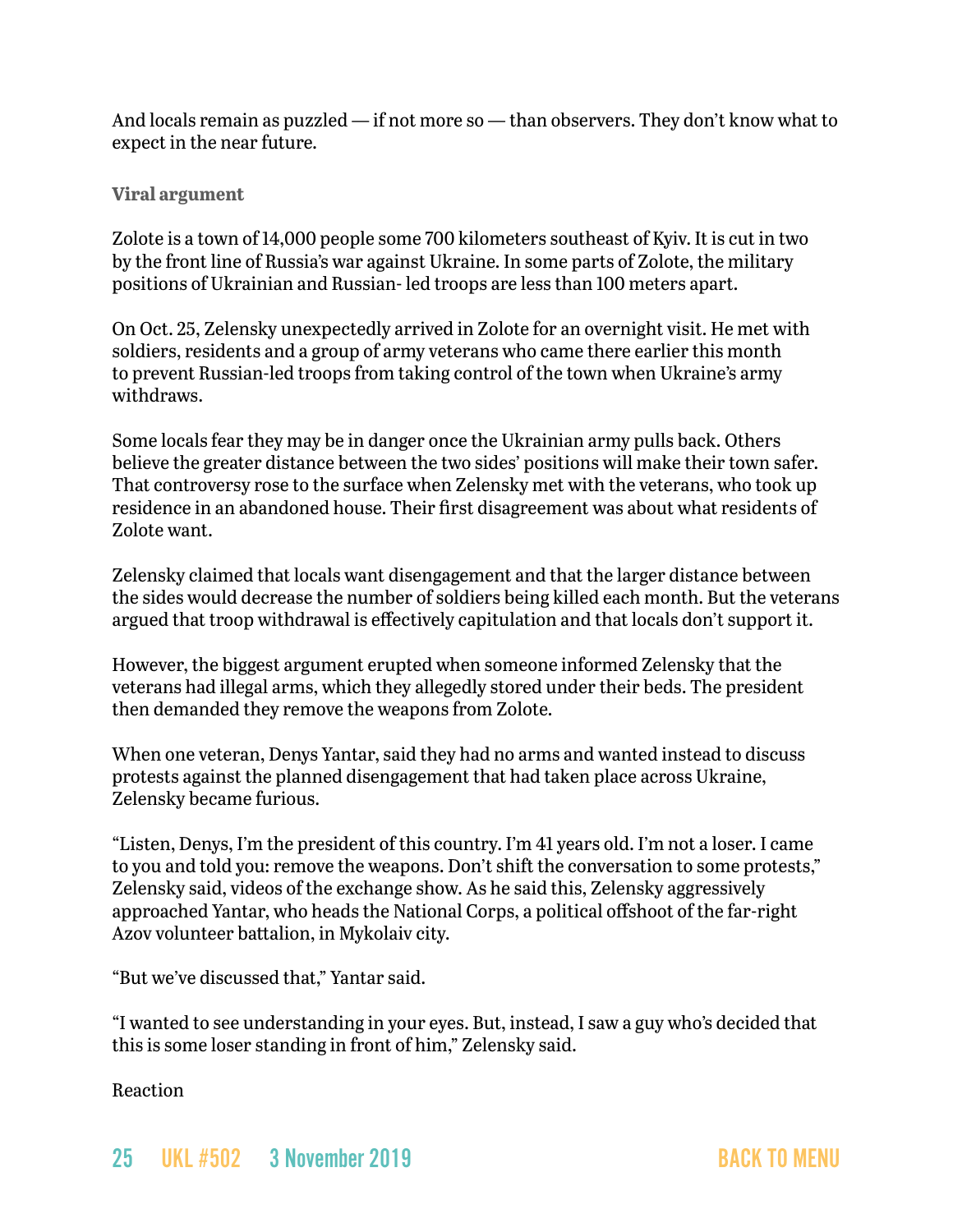And locals remain as puzzled — if not more so — than observers. They don't know what to expect in the near future.

### Viral argument

Zolote is a town of 14,000 people some 700 kilometers southeast of Kyiv. It is cut in two by the front line of Russia's war against Ukraine. In some parts of Zolote, the military positions of Ukrainian and Russian- led troops are less than 100 meters apart.

On Oct. 25, Zelensky unexpectedly arrived in Zolote for an overnight visit. He met with soldiers, residents and a group of army veterans who came there earlier this month to prevent Russian-led troops from taking control of the town when Ukraine's army withdraws.

Some locals fear they may be in danger once the Ukrainian army pulls back. Others believe the greater distance between the two sides' positions will make their town safer. That controversy rose to the surface when Zelensky met with the veterans, who took up residence in an abandoned house. Their first disagreement was about what residents of Zolote want.

Zelensky claimed that locals want disengagement and that the larger distance between the sides would decrease the number of soldiers being killed each month. But the veterans argued that troop withdrawal is effectively capitulation and that locals don't support it.

However, the biggest argument erupted when someone informed Zelensky that the veterans had illegal arms, which they allegedly stored under their beds. The president then demanded they remove the weapons from Zolote.

When one veteran, Denys Yantar, said they had no arms and wanted instead to discuss protests against the planned disengagement that had taken place across Ukraine, Zelensky became furious.

"Listen, Denys, I'm the president of this country. I'm 41 years old. I'm not a loser. I came to you and told you: remove the weapons. Don't shift the conversation to some protests," Zelensky said, videos of the exchange show. As he said this, Zelensky aggressively approached Yantar, who heads the National Corps, a political offshoot of the far-right Azov volunteer battalion, in Mykolaiv city.

"But we've discussed that," Yantar said.

"I wanted to see understanding in your eyes. But, instead, I saw a guy who's decided that this is some loser standing in front of him," Zelensky said.

Reaction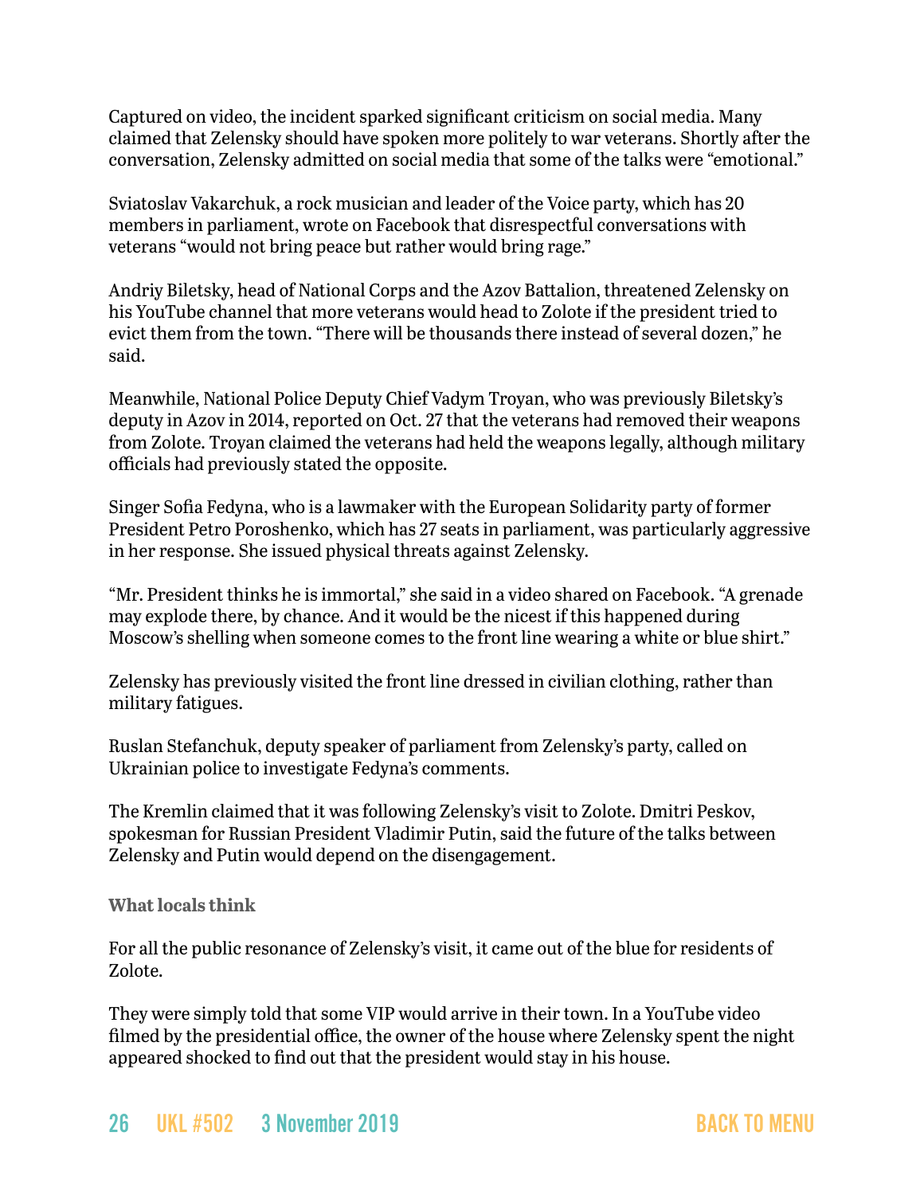Captured on video, the incident sparked significant criticism on social media. Many claimed that Zelensky should have spoken more politely to war veterans. Shortly after the conversation, Zelensky admitted on social media that some of the talks were "emotional."

Sviatoslav Vakarchuk, a rock musician and leader of the Voice party, which has 20 members in parliament, wrote on Facebook that disrespectful conversations with veterans "would not bring peace but rather would bring rage."

Andriy Biletsky, head of National Corps and the Azov Battalion, threatened Zelensky on his YouTube channel that more veterans would head to Zolote if the president tried to evict them from the town. "There will be thousands there instead of several dozen," he said.

Meanwhile, National Police Deputy Chief Vadym Troyan, who was previously Biletsky's deputy in Azov in 2014, reported on Oct. 27 that the veterans had removed their weapons from Zolote. Troyan claimed the veterans had held the weapons legally, although military officials had previously stated the opposite.

Singer Sofia Fedyna, who is a lawmaker with the European Solidarity party of former President Petro Poroshenko, which has 27 seats in parliament, was particularly aggressive in her response. She issued physical threats against Zelensky.

"Mr. President thinks he is immortal," she said in a video shared on Facebook. "A grenade may explode there, by chance. And it would be the nicest if this happened during Moscow's shelling when someone comes to the front line wearing a white or blue shirt."

Zelensky has previously visited the front line dressed in civilian clothing, rather than military fatigues.

Ruslan Stefanchuk, deputy speaker of parliament from Zelensky's party, called on Ukrainian police to investigate Fedyna's comments.

The Kremlin claimed that it was following Zelensky's visit to Zolote. Dmitri Peskov, spokesman for Russian President Vladimir Putin, said the future of the talks between Zelensky and Putin would depend on the disengagement.

### What locals think

For all the public resonance of Zelensky's visit, it came out of the blue for residents of Zolote.

They were simply told that some VIP would arrive in their town. In a YouTube video filmed by the presidential office, the owner of the house where Zelensky spent the night appeared shocked to find out that the president would stay in his house.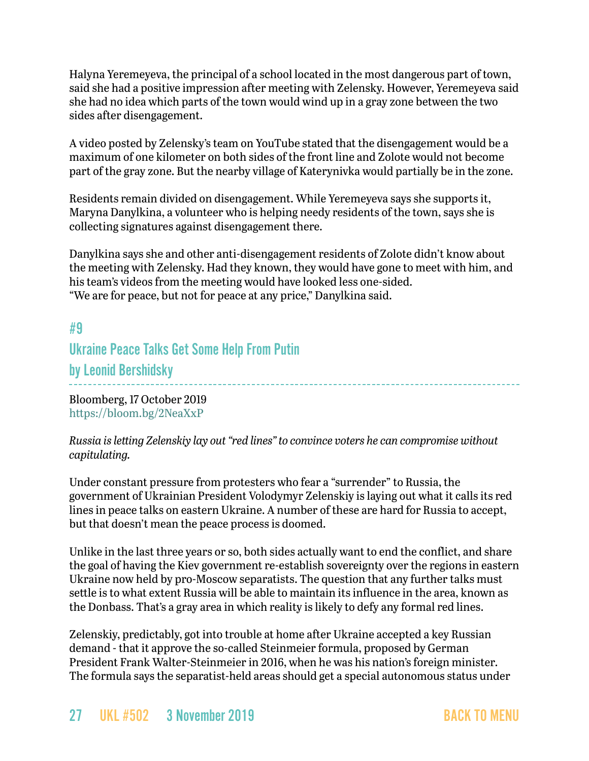Halyna Yeremeyeva, the principal of a school located in the most dangerous part of town, said she had a positive impression after meeting with Zelensky. However, Yeremeyeva said she had no idea which parts of the town would wind up in a gray zone between the two sides after disengagement.

A video posted by Zelensky's team on YouTube stated that the disengagement would be a maximum of one kilometer on both sides of the front line and Zolote would not become part of the gray zone. But the nearby village of Katerynivka would partially be in the zone.

Residents remain divided on disengagement. While Yeremeyeva says she supports it, Maryna Danylkina, a volunteer who is helping needy residents of the town, says she is collecting signatures against disengagement there.

Danylkina says she and other anti-disengagement residents of Zolote didn't know about the meeting with Zelensky. Had they known, they would have gone to meet with him, and his team's videos from the meeting would have looked less one-sided.
"We are for peace, but not for peace at any price," Danylkina said.

## #9
## Ukraine Peace Talks Get Some Help From Putin
## by Leonid Bershidsky

Bloomberg, 17 October 2019
https://bloom.bg/2NeaXxP

*Russia is letting Zelenskiy lay out "red lines" to convince voters he can compromise without capitulating.*

Under constant pressure from protesters who fear a "surrender" to Russia, the government of Ukrainian President Volodymyr Zelenskiy is laying out what it calls its red lines in peace talks on eastern Ukraine. A number of these are hard for Russia to accept, but that doesn't mean the peace process is doomed.

Unlike in the last three years or so, both sides actually want to end the conflict, and share the goal of having the Kiev government re-establish sovereignty over the regions in eastern Ukraine now held by pro-Moscow separatists. The question that any further talks must settle is to what extent Russia will be able to maintain its influence in the area, known as the Donbass. That's a gray area in which reality is likely to defy any formal red lines.

Zelenskiy, predictably, got into trouble at home after Ukraine accepted a key Russian demand - that it approve the so-called Steinmeier formula, proposed by German President Frank Walter-Steinmeier in 2016, when he was his nation's foreign minister. The formula says the separatist-held areas should get a special autonomous status under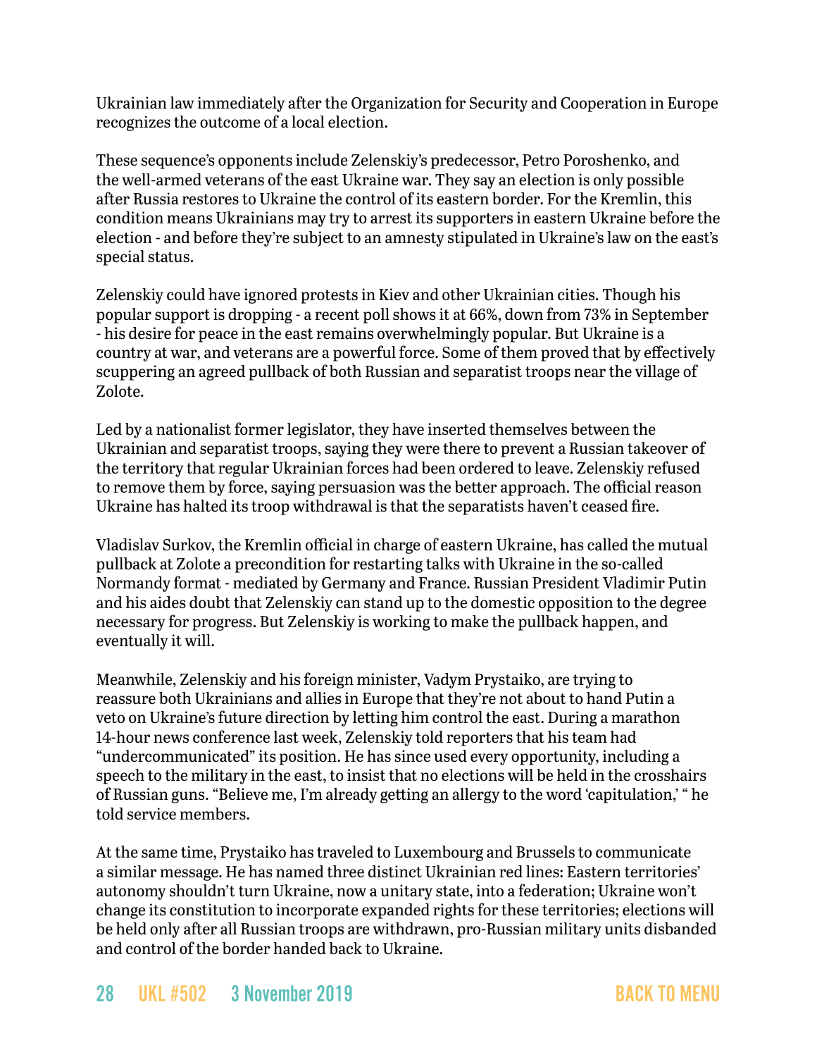Ukrainian law immediately after the Organization for Security and Cooperation in Europe recognizes the outcome of a local election.

These sequence's opponents include Zelenskiy's predecessor, Petro Poroshenko, and the well-armed veterans of the east Ukraine war. They say an election is only possible after Russia restores to Ukraine the control of its eastern border. For the Kremlin, this condition means Ukrainians may try to arrest its supporters in eastern Ukraine before the election - and before they're subject to an amnesty stipulated in Ukraine's law on the east's special status.

Zelenskiy could have ignored protests in Kiev and other Ukrainian cities. Though his popular support is dropping - a recent poll shows it at 66%, down from 73% in September - his desire for peace in the east remains overwhelmingly popular. But Ukraine is a country at war, and veterans are a powerful force. Some of them proved that by effectively scuppering an agreed pullback of both Russian and separatist troops near the village of Zolote.

Led by a nationalist former legislator, they have inserted themselves between the Ukrainian and separatist troops, saying they were there to prevent a Russian takeover of the territory that regular Ukrainian forces had been ordered to leave. Zelenskiy refused to remove them by force, saying persuasion was the better approach. The official reason Ukraine has halted its troop withdrawal is that the separatists haven't ceased fire.

Vladislav Surkov, the Kremlin official in charge of eastern Ukraine, has called the mutual pullback at Zolote a precondition for restarting talks with Ukraine in the so-called Normandy format - mediated by Germany and France. Russian President Vladimir Putin and his aides doubt that Zelenskiy can stand up to the domestic opposition to the degree necessary for progress. But Zelenskiy is working to make the pullback happen, and eventually it will.

Meanwhile, Zelenskiy and his foreign minister, Vadym Prystaiko, are trying to reassure both Ukrainians and allies in Europe that they're not about to hand Putin a veto on Ukraine's future direction by letting him control the east. During a marathon 14-hour news conference last week, Zelenskiy told reporters that his team had "undercommunicated" its position. He has since used every opportunity, including a speech to the military in the east, to insist that no elections will be held in the crosshairs of Russian guns. "Believe me, I'm already getting an allergy to the word 'capitulation,' " he told service members.

At the same time, Prystaiko has traveled to Luxembourg and Brussels to communicate a similar message. He has named three distinct Ukrainian red lines: Eastern territories' autonomy shouldn't turn Ukraine, now a unitary state, into a federation; Ukraine won't change its constitution to incorporate expanded rights for these territories; elections will be held only after all Russian troops are withdrawn, pro-Russian military units disbanded and control of the border handed back to Ukraine.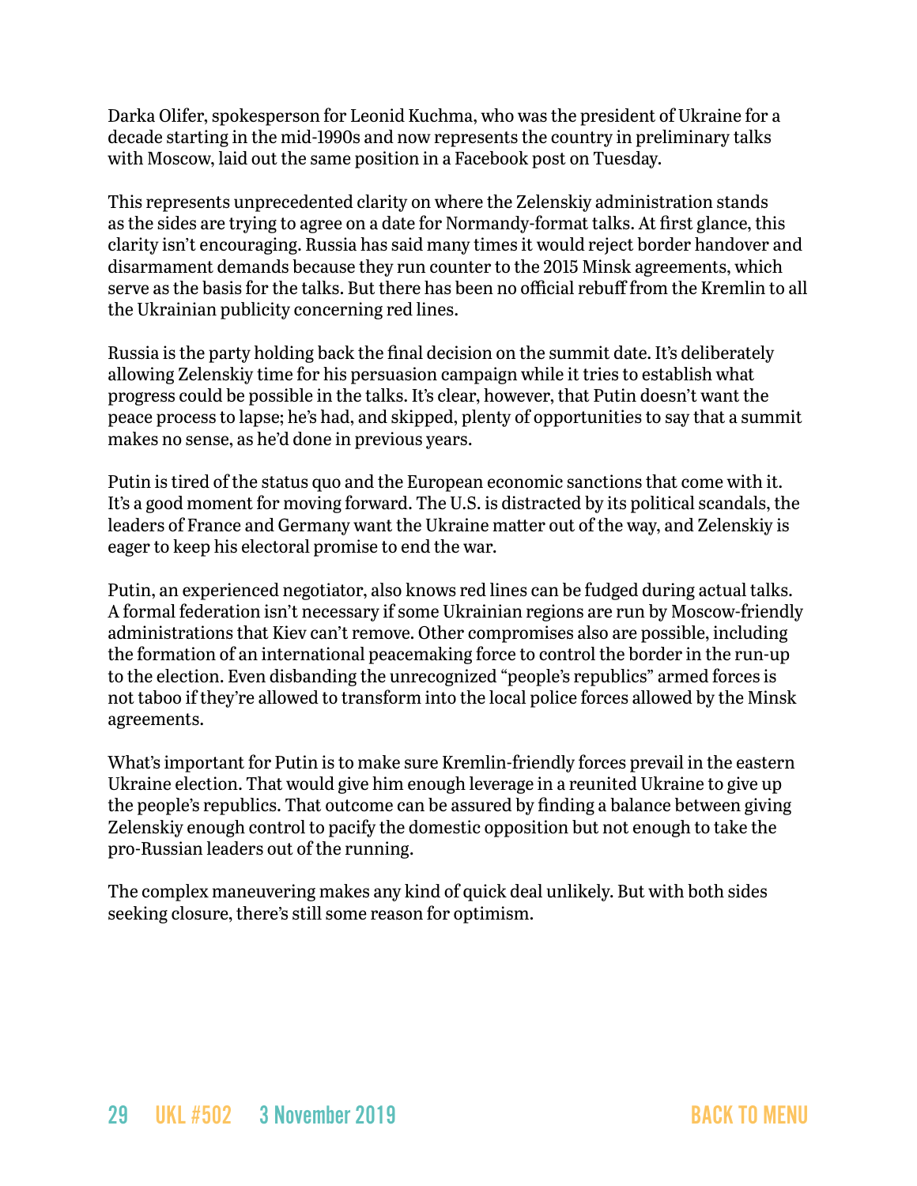Darka Olifer, spokesperson for Leonid Kuchma, who was the president of Ukraine for a decade starting in the mid-1990s and now represents the country in preliminary talks with Moscow, laid out the same position in a Facebook post on Tuesday.

This represents unprecedented clarity on where the Zelenskiy administration stands as the sides are trying to agree on a date for Normandy-format talks. At first glance, this clarity isn't encouraging. Russia has said many times it would reject border handover and disarmament demands because they run counter to the 2015 Minsk agreements, which serve as the basis for the talks. But there has been no official rebuff from the Kremlin to all the Ukrainian publicity concerning red lines.

Russia is the party holding back the final decision on the summit date. It's deliberately allowing Zelenskiy time for his persuasion campaign while it tries to establish what progress could be possible in the talks. It's clear, however, that Putin doesn't want the peace process to lapse; he's had, and skipped, plenty of opportunities to say that a summit makes no sense, as he'd done in previous years.

Putin is tired of the status quo and the European economic sanctions that come with it. It's a good moment for moving forward. The U.S. is distracted by its political scandals, the leaders of France and Germany want the Ukraine matter out of the way, and Zelenskiy is eager to keep his electoral promise to end the war.

Putin, an experienced negotiator, also knows red lines can be fudged during actual talks. A formal federation isn't necessary if some Ukrainian regions are run by Moscow-friendly administrations that Kiev can't remove. Other compromises also are possible, including the formation of an international peacemaking force to control the border in the run-up to the election. Even disbanding the unrecognized "people's republics" armed forces is not taboo if they're allowed to transform into the local police forces allowed by the Minsk agreements.

What's important for Putin is to make sure Kremlin-friendly forces prevail in the eastern Ukraine election. That would give him enough leverage in a reunited Ukraine to give up the people's republics. That outcome can be assured by finding a balance between giving Zelenskiy enough control to pacify the domestic opposition but not enough to take the pro-Russian leaders out of the running.

The complex maneuvering makes any kind of quick deal unlikely. But with both sides seeking closure, there's still some reason for optimism.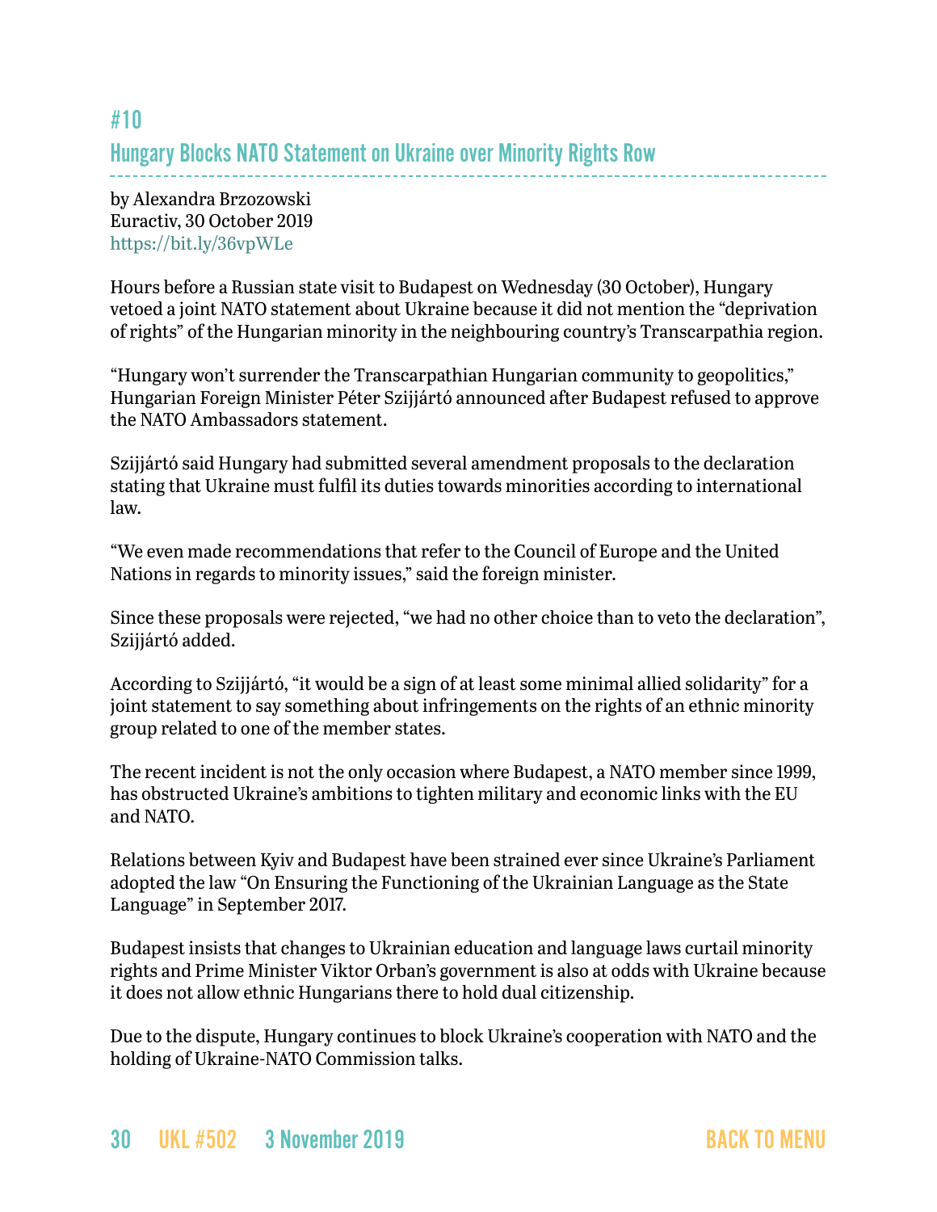## #10

## Hungary Blocks NATO Statement on Ukraine over Minority Rights Row

by Alexandra Brzozowski
Euractiv, 30 October 2019
https://bit.ly/36vpWLe

Hours before a Russian state visit to Budapest on Wednesday (30 October), Hungary vetoed a joint NATO statement about Ukraine because it did not mention the "deprivation of rights" of the Hungarian minority in the neighbouring country's Transcarpathia region.

"Hungary won't surrender the Transcarpathian Hungarian community to geopolitics," Hungarian Foreign Minister Péter Szijjártó announced after Budapest refused to approve the NATO Ambassadors statement.

Szijjártó said Hungary had submitted several amendment proposals to the declaration stating that Ukraine must fulfil its duties towards minorities according to international law.

"We even made recommendations that refer to the Council of Europe and the United Nations in regards to minority issues," said the foreign minister.

Since these proposals were rejected, "we had no other choice than to veto the declaration", Szijjártó added.

According to Szijjártó, "it would be a sign of at least some minimal allied solidarity" for a joint statement to say something about infringements on the rights of an ethnic minority group related to one of the member states.

The recent incident is not the only occasion where Budapest, a NATO member since 1999, has obstructed Ukraine's ambitions to tighten military and economic links with the EU and NATO.

Relations between Kyiv and Budapest have been strained ever since Ukraine's Parliament adopted the law "On Ensuring the Functioning of the Ukrainian Language as the State Language" in September 2017.

Budapest insists that changes to Ukrainian education and language laws curtail minority rights and Prime Minister Viktor Orban's government is also at odds with Ukraine because it does not allow ethnic Hungarians there to hold dual citizenship.

Due to the dispute, Hungary continues to block Ukraine's cooperation with NATO and the holding of Ukraine-NATO Commission talks.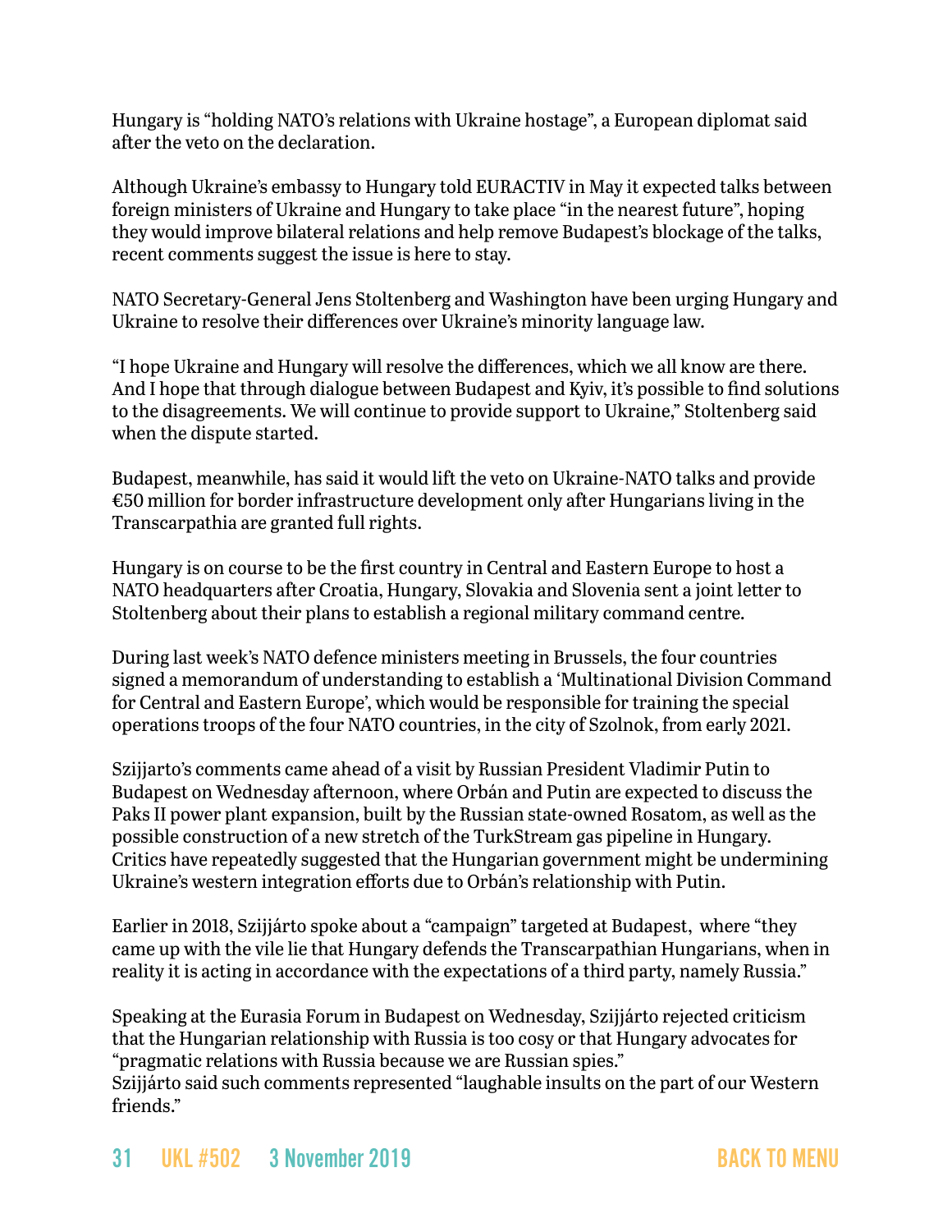Hungary is "holding NATO's relations with Ukraine hostage", a European diplomat said after the veto on the declaration.

Although Ukraine's embassy to Hungary told EURACTIV in May it expected talks between foreign ministers of Ukraine and Hungary to take place "in the nearest future", hoping they would improve bilateral relations and help remove Budapest's blockage of the talks, recent comments suggest the issue is here to stay.

NATO Secretary-General Jens Stoltenberg and Washington have been urging Hungary and Ukraine to resolve their differences over Ukraine's minority language law.

"I hope Ukraine and Hungary will resolve the differences, which we all know are there. And I hope that through dialogue between Budapest and Kyiv, it's possible to find solutions to the disagreements. We will continue to provide support to Ukraine," Stoltenberg said when the dispute started.

Budapest, meanwhile, has said it would lift the veto on Ukraine-NATO talks and provide €50 million for border infrastructure development only after Hungarians living in the Transcarpathia are granted full rights.

Hungary is on course to be the first country in Central and Eastern Europe to host a NATO headquarters after Croatia, Hungary, Slovakia and Slovenia sent a joint letter to Stoltenberg about their plans to establish a regional military command centre.

During last week's NATO defence ministers meeting in Brussels, the four countries signed a memorandum of understanding to establish a 'Multinational Division Command for Central and Eastern Europe', which would be responsible for training the special operations troops of the four NATO countries, in the city of Szolnok, from early 2021.

Szijjarto's comments came ahead of a visit by Russian President Vladimir Putin to Budapest on Wednesday afternoon, where Orbán and Putin are expected to discuss the Paks II power plant expansion, built by the Russian state-owned Rosatom, as well as the possible construction of a new stretch of the TurkStream gas pipeline in Hungary. Critics have repeatedly suggested that the Hungarian government might be undermining Ukraine's western integration efforts due to Orbán's relationship with Putin.

Earlier in 2018, Szijjárto spoke about a "campaign" targeted at Budapest, where "they came up with the vile lie that Hungary defends the Transcarpathian Hungarians, when in reality it is acting in accordance with the expectations of a third party, namely Russia."

Speaking at the Eurasia Forum in Budapest on Wednesday, Szijjárto rejected criticism that the Hungarian relationship with Russia is too cosy or that Hungary advocates for "pragmatic relations with Russia because we are Russian spies."
Szijjárto said such comments represented "laughable insults on the part of our Western friends."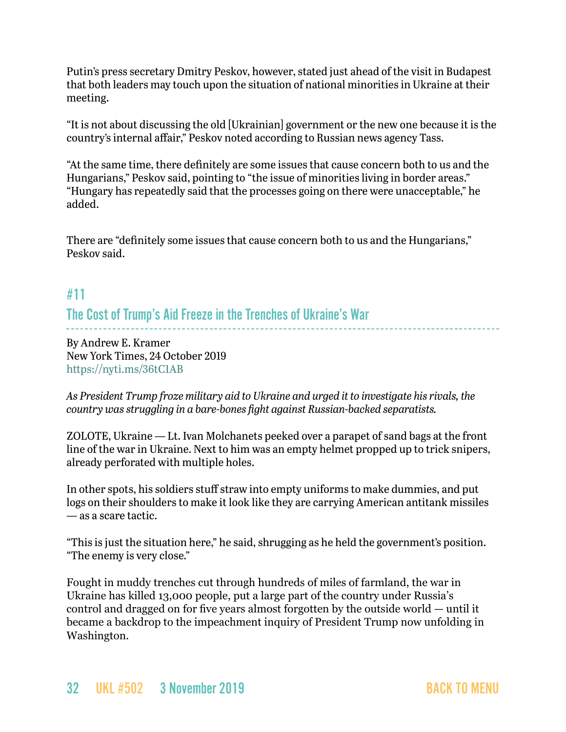Putin's press secretary Dmitry Peskov, however, stated just ahead of the visit in Budapest that both leaders may touch upon the situation of national minorities in Ukraine at their meeting.

"It is not about discussing the old [Ukrainian] government or the new one because it is the country's internal affair," Peskov noted according to Russian news agency Tass.

"At the same time, there definitely are some issues that cause concern both to us and the Hungarians," Peskov said, pointing to "the issue of minorities living in border areas." "Hungary has repeatedly said that the processes going on there were unacceptable," he added.

There are "definitely some issues that cause concern both to us and the Hungarians," Peskov said.

## #11

## The Cost of Trump's Aid Freeze in the Trenches of Ukraine's War

By Andrew E. Kramer
New York Times, 24 October 2019
https://nyti.ms/36tC1AB

*As President Trump froze military aid to Ukraine and urged it to investigate his rivals, the country was struggling in a bare-bones fight against Russian-backed separatists.*

ZOLOTE, Ukraine — Lt. Ivan Molchanets peeked over a parapet of sand bags at the front line of the war in Ukraine. Next to him was an empty helmet propped up to trick snipers, already perforated with multiple holes.

In other spots, his soldiers stuff straw into empty uniforms to make dummies, and put logs on their shoulders to make it look like they are carrying American antitank missiles — as a scare tactic.

"This is just the situation here," he said, shrugging as he held the government's position. "The enemy is very close."

Fought in muddy trenches cut through hundreds of miles of farmland, the war in Ukraine has killed 13,000 people, put a large part of the country under Russia's control and dragged on for five years almost forgotten by the outside world — until it became a backdrop to the impeachment inquiry of President Trump now unfolding in Washington.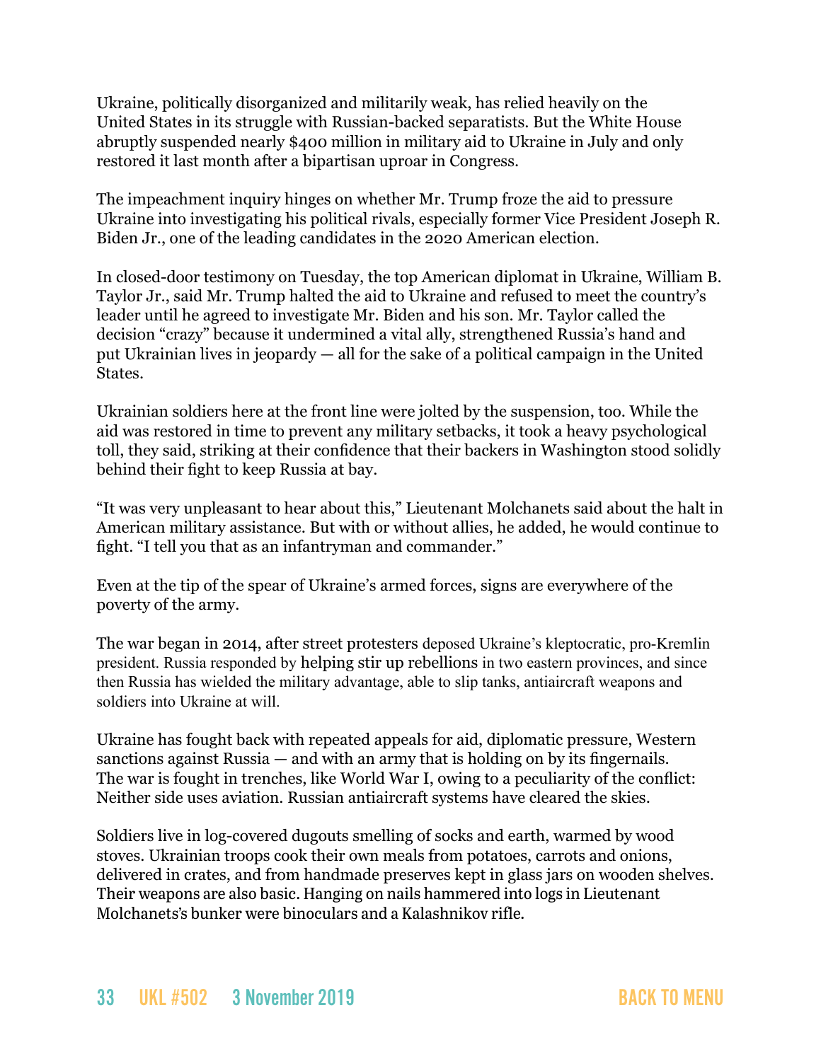Ukraine, politically disorganized and militarily weak, has relied heavily on the United States in its struggle with Russian-backed separatists. But the White House abruptly suspended nearly $400 million in military aid to Ukraine in July and only restored it last month after a bipartisan uproar in Congress.

The impeachment inquiry hinges on whether Mr. Trump froze the aid to pressure Ukraine into investigating his political rivals, especially former Vice President Joseph R. Biden Jr., one of the leading candidates in the 2020 American election.

In closed-door testimony on Tuesday, the top American diplomat in Ukraine, William B. Taylor Jr., said Mr. Trump halted the aid to Ukraine and refused to meet the country's leader until he agreed to investigate Mr. Biden and his son. Mr. Taylor called the decision "crazy" because it undermined a vital ally, strengthened Russia's hand and put Ukrainian lives in jeopardy — all for the sake of a political campaign in the United States.

Ukrainian soldiers here at the front line were jolted by the suspension, too. While the aid was restored in time to prevent any military setbacks, it took a heavy psychological toll, they said, striking at their confidence that their backers in Washington stood solidly behind their fight to keep Russia at bay.

"It was very unpleasant to hear about this," Lieutenant Molchanets said about the halt in American military assistance. But with or without allies, he added, he would continue to fight. "I tell you that as an infantryman and commander."

Even at the tip of the spear of Ukraine's armed forces, signs are everywhere of the poverty of the army.

The war began in 2014, after street protesters deposed Ukraine's kleptocratic, pro-Kremlin president. Russia responded by helping stir up rebellions in two eastern provinces, and since then Russia has wielded the military advantage, able to slip tanks, antiaircraft weapons and soldiers into Ukraine at will.

Ukraine has fought back with repeated appeals for aid, diplomatic pressure, Western sanctions against Russia — and with an army that is holding on by its fingernails. The war is fought in trenches, like World War I, owing to a peculiarity of the conflict: Neither side uses aviation. Russian antiaircraft systems have cleared the skies.

Soldiers live in log-covered dugouts smelling of socks and earth, warmed by wood stoves. Ukrainian troops cook their own meals from potatoes, carrots and onions, delivered in crates, and from handmade preserves kept in glass jars on wooden shelves. Their weapons are also basic. Hanging on nails hammered into logs in Lieutenant Molchanets's bunker were binoculars and a Kalashnikov rifle.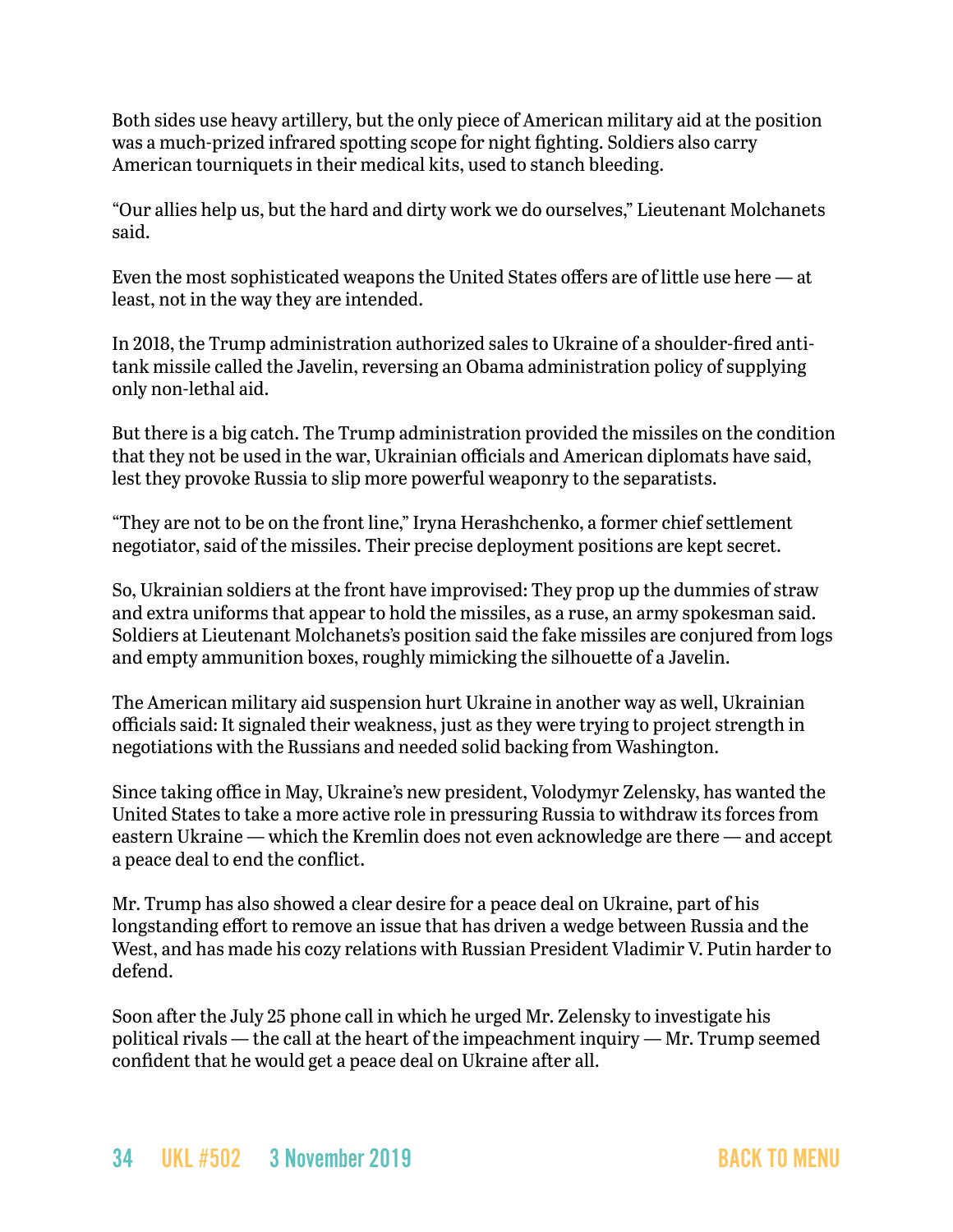Both sides use heavy artillery, but the only piece of American military aid at the position was a much-prized infrared spotting scope for night fighting. Soldiers also carry American tourniquets in their medical kits, used to stanch bleeding.

"Our allies help us, but the hard and dirty work we do ourselves," Lieutenant Molchanets said.

Even the most sophisticated weapons the United States offers are of little use here — at least, not in the way they are intended.

In 2018, the Trump administration authorized sales to Ukraine of a shoulder-fired anti-tank missile called the Javelin, reversing an Obama administration policy of supplying only non-lethal aid.

But there is a big catch. The Trump administration provided the missiles on the condition that they not be used in the war, Ukrainian officials and American diplomats have said, lest they provoke Russia to slip more powerful weaponry to the separatists.

"They are not to be on the front line," Iryna Herashchenko, a former chief settlement negotiator, said of the missiles. Their precise deployment positions are kept secret.

So, Ukrainian soldiers at the front have improvised: They prop up the dummies of straw and extra uniforms that appear to hold the missiles, as a ruse, an army spokesman said. Soldiers at Lieutenant Molchanets's position said the fake missiles are conjured from logs and empty ammunition boxes, roughly mimicking the silhouette of a Javelin.

The American military aid suspension hurt Ukraine in another way as well, Ukrainian officials said: It signaled their weakness, just as they were trying to project strength in negotiations with the Russians and needed solid backing from Washington.

Since taking office in May, Ukraine's new president, Volodymyr Zelensky, has wanted the United States to take a more active role in pressuring Russia to withdraw its forces from eastern Ukraine — which the Kremlin does not even acknowledge are there — and accept a peace deal to end the conflict.

Mr. Trump has also showed a clear desire for a peace deal on Ukraine, part of his longstanding effort to remove an issue that has driven a wedge between Russia and the West, and has made his cozy relations with Russian President Vladimir V. Putin harder to defend.

Soon after the July 25 phone call in which he urged Mr. Zelensky to investigate his political rivals — the call at the heart of the impeachment inquiry — Mr. Trump seemed confident that he would get a peace deal on Ukraine after all.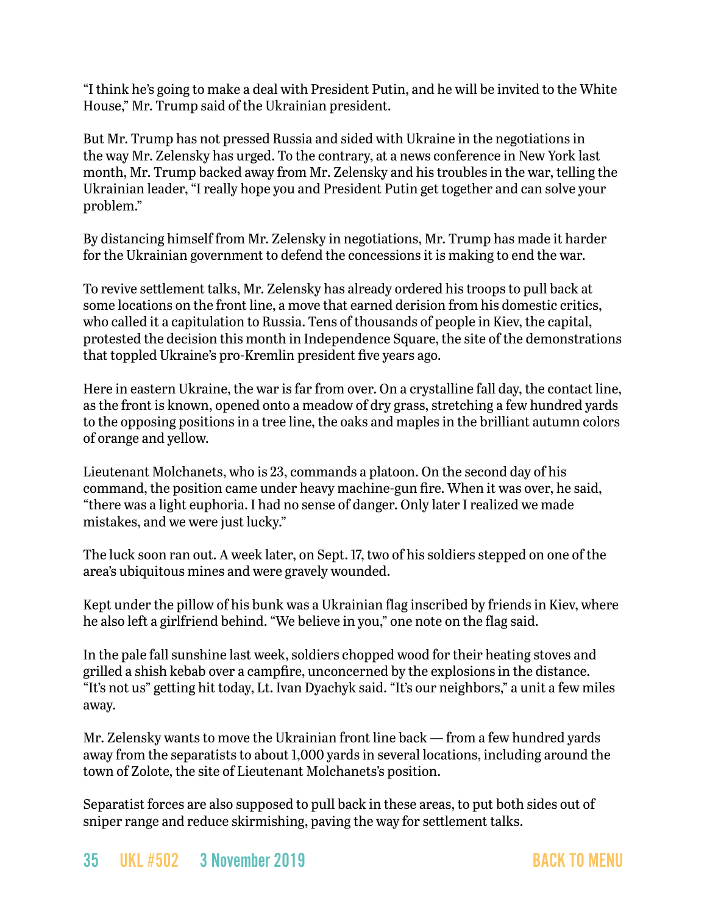"I think he's going to make a deal with President Putin, and he will be invited to the White House," Mr. Trump said of the Ukrainian president.

But Mr. Trump has not pressed Russia and sided with Ukraine in the negotiations in the way Mr. Zelensky has urged. To the contrary, at a news conference in New York last month, Mr. Trump backed away from Mr. Zelensky and his troubles in the war, telling the Ukrainian leader, "I really hope you and President Putin get together and can solve your problem."

By distancing himself from Mr. Zelensky in negotiations, Mr. Trump has made it harder for the Ukrainian government to defend the concessions it is making to end the war.

To revive settlement talks, Mr. Zelensky has already ordered his troops to pull back at some locations on the front line, a move that earned derision from his domestic critics, who called it a capitulation to Russia. Tens of thousands of people in Kiev, the capital, protested the decision this month in Independence Square, the site of the demonstrations that toppled Ukraine's pro-Kremlin president five years ago.

Here in eastern Ukraine, the war is far from over. On a crystalline fall day, the contact line, as the front is known, opened onto a meadow of dry grass, stretching a few hundred yards to the opposing positions in a tree line, the oaks and maples in the brilliant autumn colors of orange and yellow.

Lieutenant Molchanets, who is 23, commands a platoon. On the second day of his command, the position came under heavy machine-gun fire. When it was over, he said, "there was a light euphoria. I had no sense of danger. Only later I realized we made mistakes, and we were just lucky."

The luck soon ran out. A week later, on Sept. 17, two of his soldiers stepped on one of the area's ubiquitous mines and were gravely wounded.

Kept under the pillow of his bunk was a Ukrainian flag inscribed by friends in Kiev, where he also left a girlfriend behind. "We believe in you," one note on the flag said.

In the pale fall sunshine last week, soldiers chopped wood for their heating stoves and grilled a shish kebab over a campfire, unconcerned by the explosions in the distance. "It's not us" getting hit today, Lt. Ivan Dyachyk said. "It's our neighbors," a unit a few miles away.

Mr. Zelensky wants to move the Ukrainian front line back — from a few hundred yards away from the separatists to about 1,000 yards in several locations, including around the town of Zolote, the site of Lieutenant Molchanets's position.

Separatist forces are also supposed to pull back in these areas, to put both sides out of sniper range and reduce skirmishing, paving the way for settlement talks.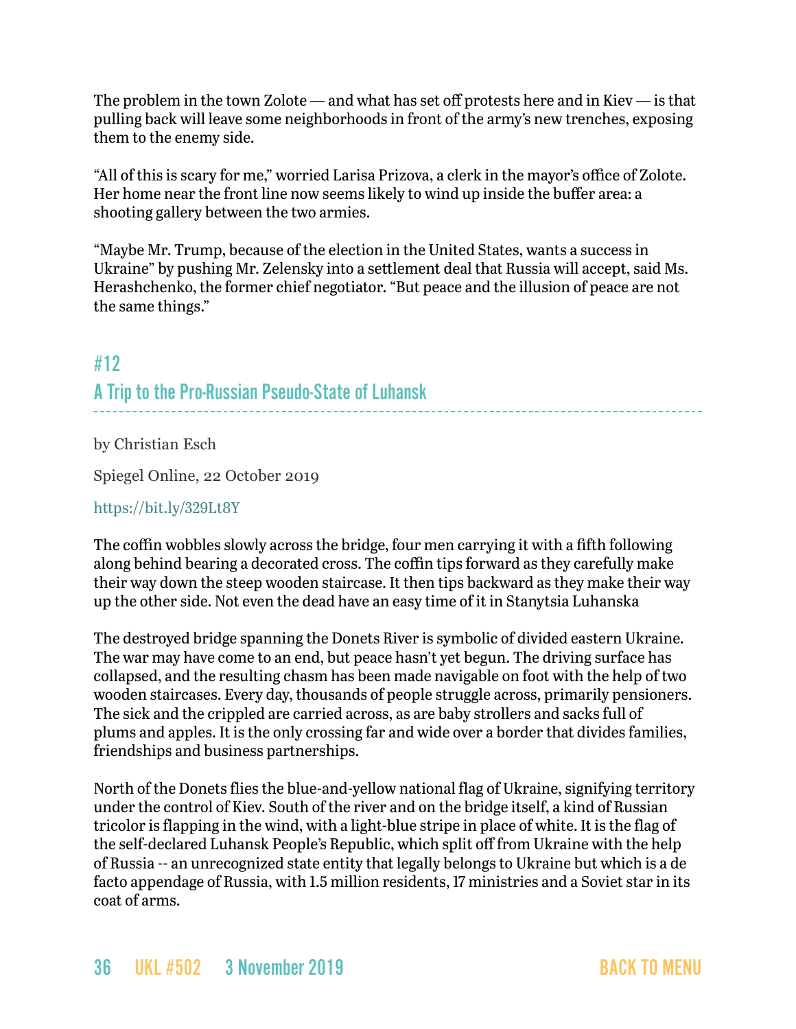The problem in the town Zolote — and what has set off protests here and in Kiev — is that pulling back will leave some neighborhoods in front of the army's new trenches, exposing them to the enemy side.

"All of this is scary for me," worried Larisa Prizova, a clerk in the mayor's office of Zolote. Her home near the front line now seems likely to wind up inside the buffer area: a shooting gallery between the two armies.

"Maybe Mr. Trump, because of the election in the United States, wants a success in Ukraine" by pushing Mr. Zelensky into a settlement deal that Russia will accept, said Ms. Herashchenko, the former chief negotiator. "But peace and the illusion of peace are not the same things."

## #12
## A Trip to the Pro-Russian Pseudo-State of Luhansk

by Christian Esch

Spiegel Online, 22 October 2019

https://bit.ly/329Lt8Y

The coffin wobbles slowly across the bridge, four men carrying it with a fifth following along behind bearing a decorated cross. The coffin tips forward as they carefully make their way down the steep wooden staircase. It then tips backward as they make their way up the other side. Not even the dead have an easy time of it in Stanytsia Luhanska

The destroyed bridge spanning the Donets River is symbolic of divided eastern Ukraine. The war may have come to an end, but peace hasn't yet begun. The driving surface has collapsed, and the resulting chasm has been made navigable on foot with the help of two wooden staircases. Every day, thousands of people struggle across, primarily pensioners. The sick and the crippled are carried across, as are baby strollers and sacks full of plums and apples. It is the only crossing far and wide over a border that divides families, friendships and business partnerships.

North of the Donets flies the blue-and-yellow national flag of Ukraine, signifying territory under the control of Kiev. South of the river and on the bridge itself, a kind of Russian tricolor is flapping in the wind, with a light-blue stripe in place of white. It is the flag of the self-declared Luhansk People's Republic, which split off from Ukraine with the help of Russia -- an unrecognized state entity that legally belongs to Ukraine but which is a de facto appendage of Russia, with 1.5 million residents, 17 ministries and a Soviet star in its coat of arms.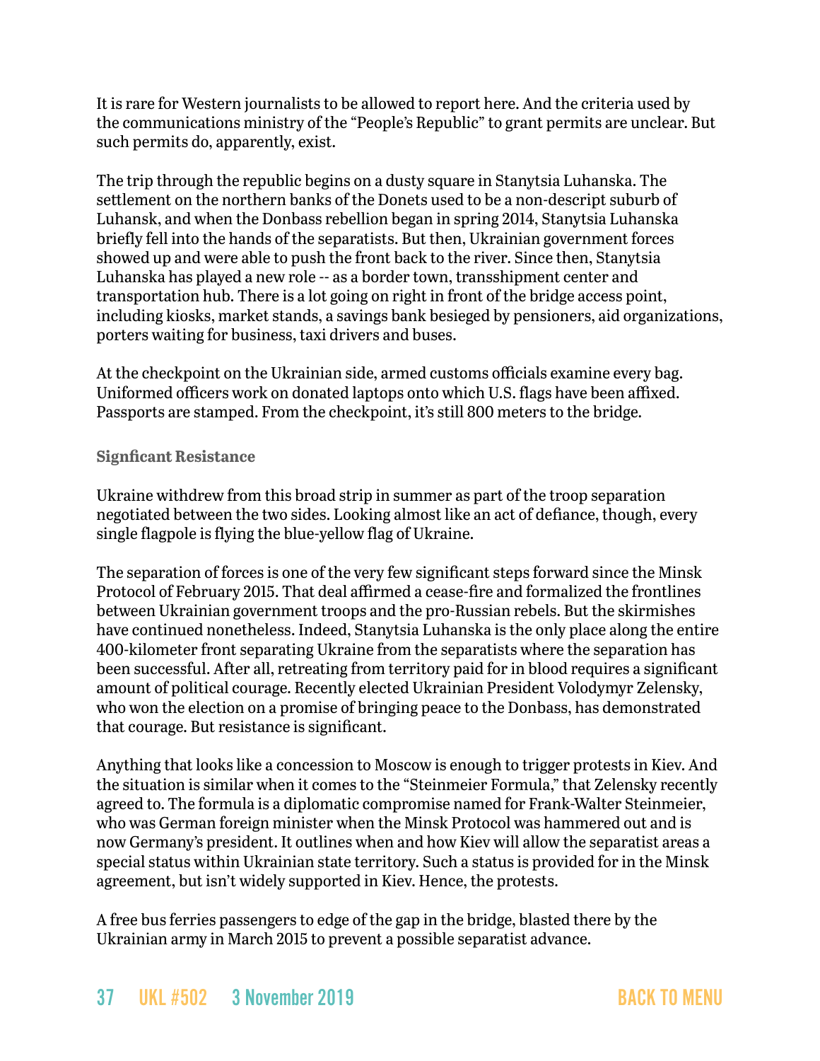It is rare for Western journalists to be allowed to report here. And the criteria used by the communications ministry of the "People's Republic" to grant permits are unclear. But such permits do, apparently, exist.

The trip through the republic begins on a dusty square in Stanytsia Luhanska. The settlement on the northern banks of the Donets used to be a non-descript suburb of Luhansk, and when the Donbass rebellion began in spring 2014, Stanytsia Luhanska briefly fell into the hands of the separatists. But then, Ukrainian government forces showed up and were able to push the front back to the river. Since then, Stanytsia Luhanska has played a new role -- as a border town, transshipment center and transportation hub. There is a lot going on right in front of the bridge access point, including kiosks, market stands, a savings bank besieged by pensioners, aid organizations, porters waiting for business, taxi drivers and buses.

At the checkpoint on the Ukrainian side, armed customs officials examine every bag. Uniformed officers work on donated laptops onto which U.S. flags have been affixed. Passports are stamped. From the checkpoint, it's still 800 meters to the bridge.

### Signficant Resistance

Ukraine withdrew from this broad strip in summer as part of the troop separation negotiated between the two sides. Looking almost like an act of defiance, though, every single flagpole is flying the blue-yellow flag of Ukraine.

The separation of forces is one of the very few significant steps forward since the Minsk Protocol of February 2015. That deal affirmed a cease-fire and formalized the frontlines between Ukrainian government troops and the pro-Russian rebels. But the skirmishes have continued nonetheless. Indeed, Stanytsia Luhanska is the only place along the entire 400-kilometer front separating Ukraine from the separatists where the separation has been successful. After all, retreating from territory paid for in blood requires a significant amount of political courage. Recently elected Ukrainian President Volodymyr Zelensky, who won the election on a promise of bringing peace to the Donbass, has demonstrated that courage. But resistance is significant.

Anything that looks like a concession to Moscow is enough to trigger protests in Kiev. And the situation is similar when it comes to the "Steinmeier Formula," that Zelensky recently agreed to. The formula is a diplomatic compromise named for Frank-Walter Steinmeier, who was German foreign minister when the Minsk Protocol was hammered out and is now Germany's president. It outlines when and how Kiev will allow the separatist areas a special status within Ukrainian state territory. Such a status is provided for in the Minsk agreement, but isn't widely supported in Kiev. Hence, the protests.

A free bus ferries passengers to edge of the gap in the bridge, blasted there by the Ukrainian army in March 2015 to prevent a possible separatist advance.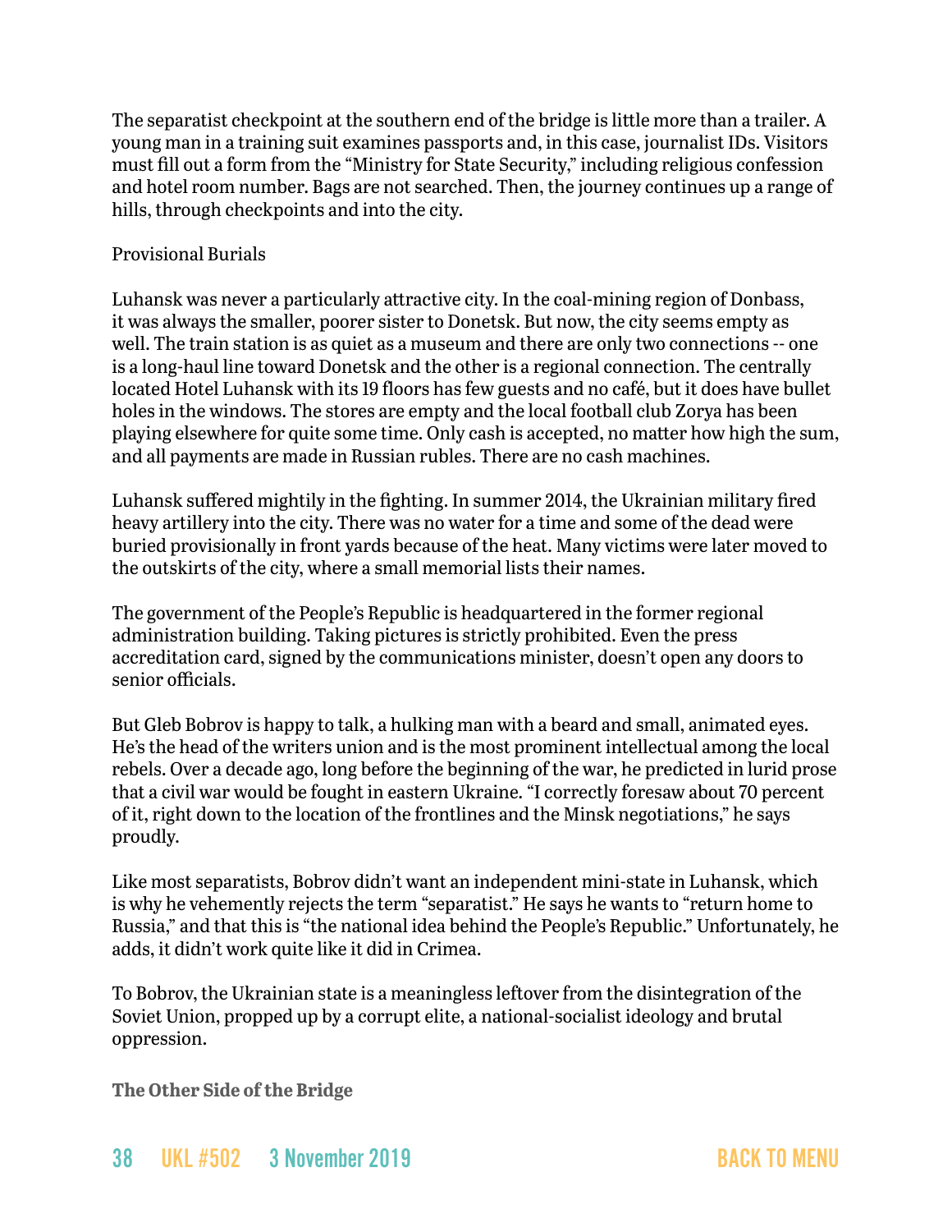The separatist checkpoint at the southern end of the bridge is little more than a trailer. A young man in a training suit examines passports and, in this case, journalist IDs. Visitors must fill out a form from the "Ministry for State Security," including religious confession and hotel room number. Bags are not searched. Then, the journey continues up a range of hills, through checkpoints and into the city.

Provisional Burials

Luhansk was never a particularly attractive city. In the coal-mining region of Donbass, it was always the smaller, poorer sister to Donetsk. But now, the city seems empty as well. The train station is as quiet as a museum and there are only two connections -- one is a long-haul line toward Donetsk and the other is a regional connection. The centrally located Hotel Luhansk with its 19 floors has few guests and no café, but it does have bullet holes in the windows. The stores are empty and the local football club Zorya has been playing elsewhere for quite some time. Only cash is accepted, no matter how high the sum, and all payments are made in Russian rubles. There are no cash machines.

Luhansk suffered mightily in the fighting. In summer 2014, the Ukrainian military fired heavy artillery into the city. There was no water for a time and some of the dead were buried provisionally in front yards because of the heat. Many victims were later moved to the outskirts of the city, where a small memorial lists their names.

The government of the People's Republic is headquartered in the former regional administration building. Taking pictures is strictly prohibited. Even the press accreditation card, signed by the communications minister, doesn't open any doors to senior officials.

But Gleb Bobrov is happy to talk, a hulking man with a beard and small, animated eyes. He's the head of the writers union and is the most prominent intellectual among the local rebels. Over a decade ago, long before the beginning of the war, he predicted in lurid prose that a civil war would be fought in eastern Ukraine. "I correctly foresaw about 70 percent of it, right down to the location of the frontlines and the Minsk negotiations," he says proudly.

Like most separatists, Bobrov didn't want an independent mini-state in Luhansk, which is why he vehemently rejects the term "separatist." He says he wants to "return home to Russia," and that this is "the national idea behind the People's Republic." Unfortunately, he adds, it didn't work quite like it did in Crimea.

To Bobrov, the Ukrainian state is a meaningless leftover from the disintegration of the Soviet Union, propped up by a corrupt elite, a national-socialist ideology and brutal oppression.

**The Other Side of the Bridge**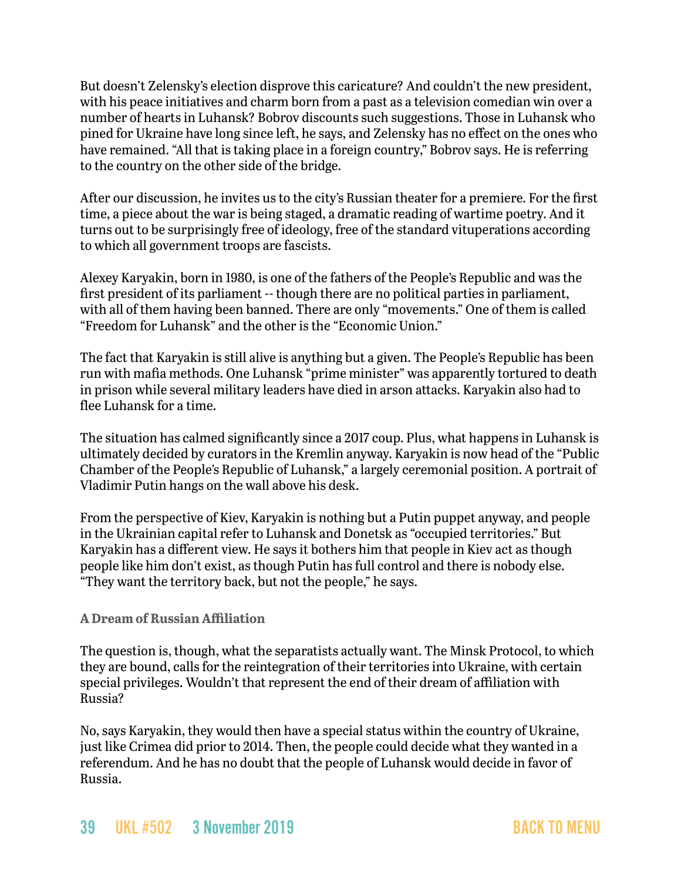But doesn't Zelensky's election disprove this caricature? And couldn't the new president, with his peace initiatives and charm born from a past as a television comedian win over a number of hearts in Luhansk? Bobrov discounts such suggestions. Those in Luhansk who pined for Ukraine have long since left, he says, and Zelensky has no effect on the ones who have remained. "All that is taking place in a foreign country," Bobrov says. He is referring to the country on the other side of the bridge.

After our discussion, he invites us to the city's Russian theater for a premiere. For the first time, a piece about the war is being staged, a dramatic reading of wartime poetry. And it turns out to be surprisingly free of ideology, free of the standard vituperations according to which all government troops are fascists.

Alexey Karyakin, born in 1980, is one of the fathers of the People's Republic and was the first president of its parliament -- though there are no political parties in parliament, with all of them having been banned. There are only "movements." One of them is called "Freedom for Luhansk" and the other is the "Economic Union."

The fact that Karyakin is still alive is anything but a given. The People's Republic has been run with mafia methods. One Luhansk "prime minister" was apparently tortured to death in prison while several military leaders have died in arson attacks. Karyakin also had to flee Luhansk for a time.

The situation has calmed significantly since a 2017 coup. Plus, what happens in Luhansk is ultimately decided by curators in the Kremlin anyway. Karyakin is now head of the "Public Chamber of the People's Republic of Luhansk," a largely ceremonial position. A portrait of Vladimir Putin hangs on the wall above his desk.

From the perspective of Kiev, Karyakin is nothing but a Putin puppet anyway, and people in the Ukrainian capital refer to Luhansk and Donetsk as "occupied territories." But Karyakin has a different view. He says it bothers him that people in Kiev act as though people like him don't exist, as though Putin has full control and there is nobody else. "They want the territory back, but not the people," he says.

### A Dream of Russian Affiliation

The question is, though, what the separatists actually want. The Minsk Protocol, to which they are bound, calls for the reintegration of their territories into Ukraine, with certain special privileges. Wouldn't that represent the end of their dream of affiliation with Russia?

No, says Karyakin, they would then have a special status within the country of Ukraine, just like Crimea did prior to 2014. Then, the people could decide what they wanted in a referendum. And he has no doubt that the people of Luhansk would decide in favor of Russia.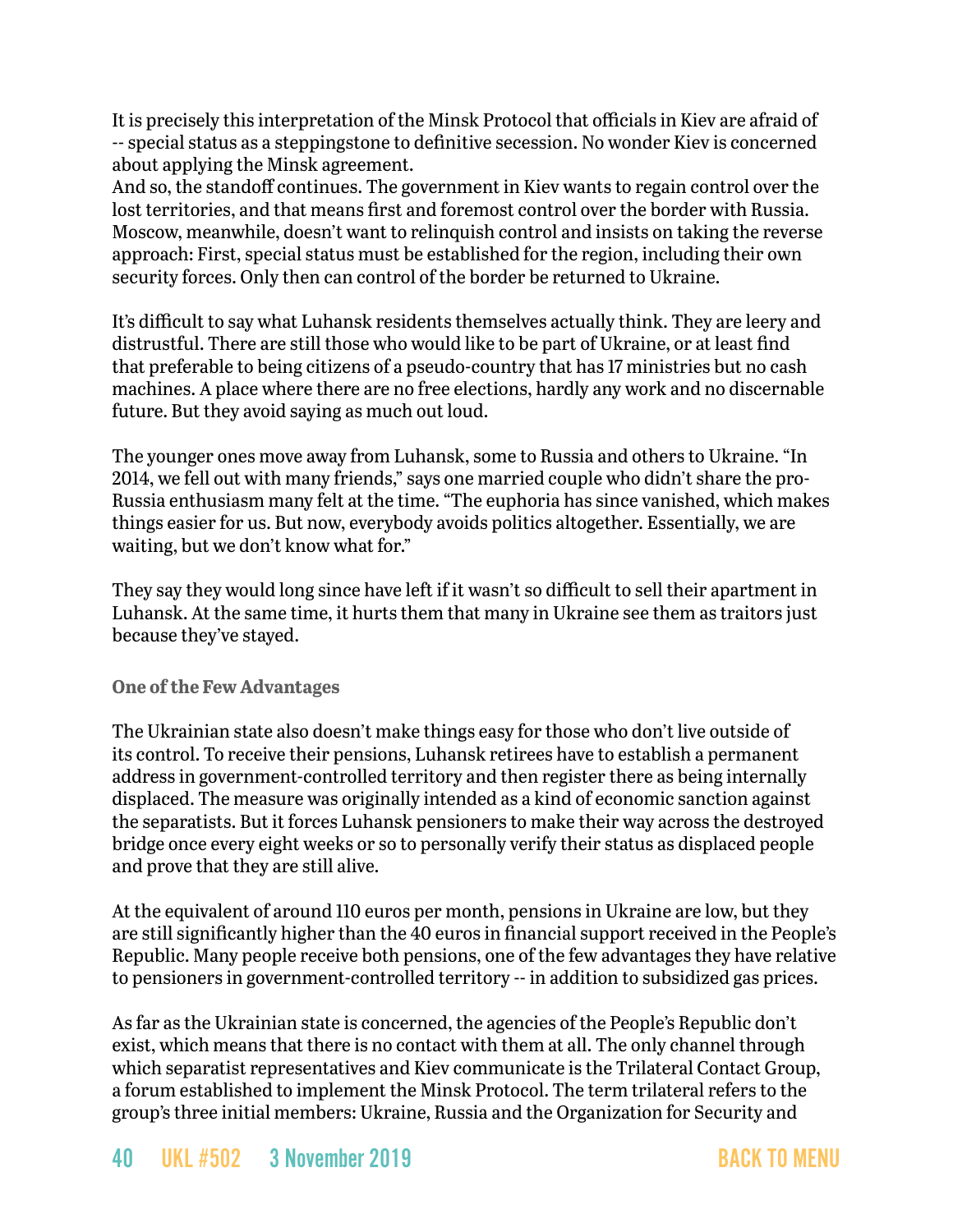It is precisely this interpretation of the Minsk Protocol that officials in Kiev are afraid of -- special status as a steppingstone to definitive secession. No wonder Kiev is concerned about applying the Minsk agreement.
And so, the standoff continues. The government in Kiev wants to regain control over the lost territories, and that means first and foremost control over the border with Russia. Moscow, meanwhile, doesn't want to relinquish control and insists on taking the reverse approach: First, special status must be established for the region, including their own security forces. Only then can control of the border be returned to Ukraine.

It's difficult to say what Luhansk residents themselves actually think. They are leery and distrustful. There are still those who would like to be part of Ukraine, or at least find that preferable to being citizens of a pseudo-country that has 17 ministries but no cash machines. A place where there are no free elections, hardly any work and no discernable future. But they avoid saying as much out loud.

The younger ones move away from Luhansk, some to Russia and others to Ukraine. "In 2014, we fell out with many friends," says one married couple who didn't share the pro-Russia enthusiasm many felt at the time. "The euphoria has since vanished, which makes things easier for us. But now, everybody avoids politics altogether. Essentially, we are waiting, but we don't know what for."

They say they would long since have left if it wasn't so difficult to sell their apartment in Luhansk. At the same time, it hurts them that many in Ukraine see them as traitors just because they've stayed.

### One of the Few Advantages

The Ukrainian state also doesn't make things easy for those who don't live outside of its control. To receive their pensions, Luhansk retirees have to establish a permanent address in government-controlled territory and then register there as being internally displaced. The measure was originally intended as a kind of economic sanction against the separatists. But it forces Luhansk pensioners to make their way across the destroyed bridge once every eight weeks or so to personally verify their status as displaced people and prove that they are still alive.

At the equivalent of around 110 euros per month, pensions in Ukraine are low, but they are still significantly higher than the 40 euros in financial support received in the People's Republic. Many people receive both pensions, one of the few advantages they have relative to pensioners in government-controlled territory -- in addition to subsidized gas prices.

As far as the Ukrainian state is concerned, the agencies of the People's Republic don't exist, which means that there is no contact with them at all. The only channel through which separatist representatives and Kiev communicate is the Trilateral Contact Group, a forum established to implement the Minsk Protocol. The term trilateral refers to the group's three initial members: Ukraine, Russia and the Organization for Security and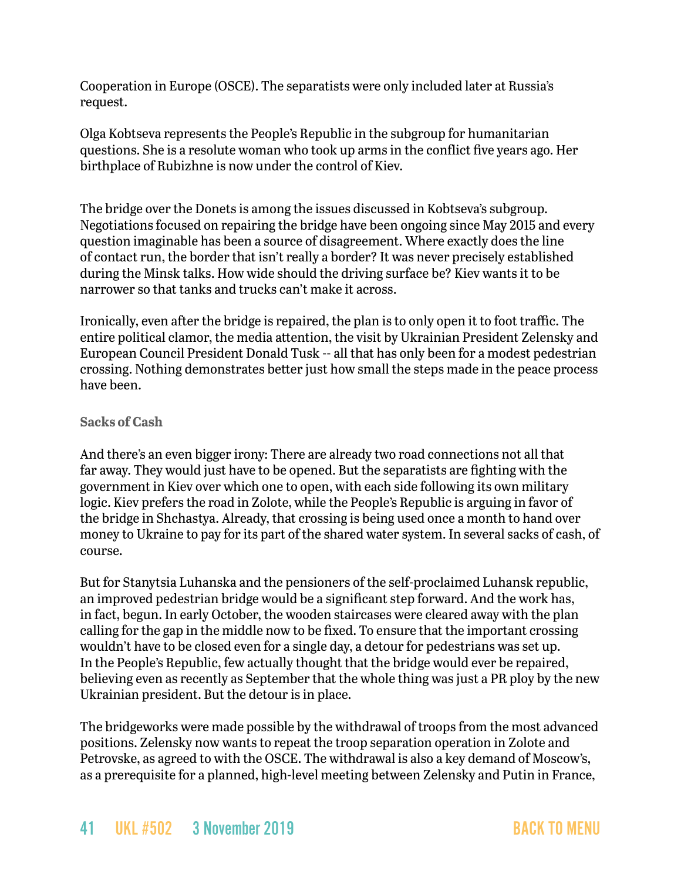Cooperation in Europe (OSCE). The separatists were only included later at Russia's request.

Olga Kobtseva represents the People's Republic in the subgroup for humanitarian questions. She is a resolute woman who took up arms in the conflict five years ago. Her birthplace of Rubizhne is now under the control of Kiev.

The bridge over the Donets is among the issues discussed in Kobtseva's subgroup. Negotiations focused on repairing the bridge have been ongoing since May 2015 and every question imaginable has been a source of disagreement. Where exactly does the line of contact run, the border that isn't really a border? It was never precisely established during the Minsk talks. How wide should the driving surface be? Kiev wants it to be narrower so that tanks and trucks can't make it across.

Ironically, even after the bridge is repaired, the plan is to only open it to foot traffic. The entire political clamor, the media attention, the visit by Ukrainian President Zelensky and European Council President Donald Tusk -- all that has only been for a modest pedestrian crossing. Nothing demonstrates better just how small the steps made in the peace process have been.

### Sacks of Cash

And there's an even bigger irony: There are already two road connections not all that far away. They would just have to be opened. But the separatists are fighting with the government in Kiev over which one to open, with each side following its own military logic. Kiev prefers the road in Zolote, while the People's Republic is arguing in favor of the bridge in Shchastya. Already, that crossing is being used once a month to hand over money to Ukraine to pay for its part of the shared water system. In several sacks of cash, of course.

But for Stanytsia Luhanska and the pensioners of the self-proclaimed Luhansk republic, an improved pedestrian bridge would be a significant step forward. And the work has, in fact, begun. In early October, the wooden staircases were cleared away with the plan calling for the gap in the middle now to be fixed. To ensure that the important crossing wouldn't have to be closed even for a single day, a detour for pedestrians was set up. In the People's Republic, few actually thought that the bridge would ever be repaired, believing even as recently as September that the whole thing was just a PR ploy by the new Ukrainian president. But the detour is in place.

The bridgeworks were made possible by the withdrawal of troops from the most advanced positions. Zelensky now wants to repeat the troop separation operation in Zolote and Petrovske, as agreed to with the OSCE. The withdrawal is also a key demand of Moscow's, as a prerequisite for a planned, high-level meeting between Zelensky and Putin in France,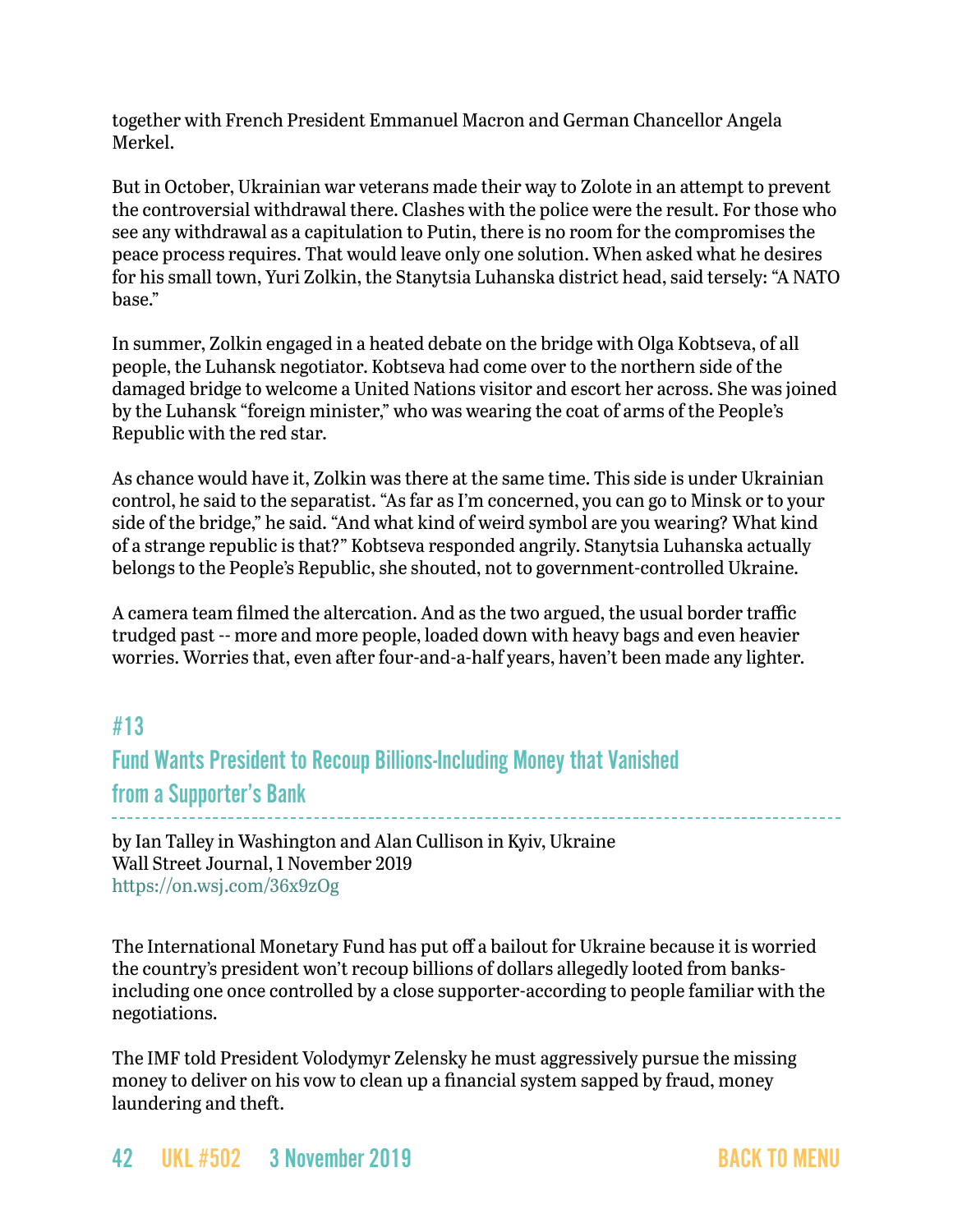together with French President Emmanuel Macron and German Chancellor Angela Merkel.

But in October, Ukrainian war veterans made their way to Zolote in an attempt to prevent the controversial withdrawal there. Clashes with the police were the result. For those who see any withdrawal as a capitulation to Putin, there is no room for the compromises the peace process requires. That would leave only one solution. When asked what he desires for his small town, Yuri Zolkin, the Stanytsia Luhanska district head, said tersely: "A NATO base."

In summer, Zolkin engaged in a heated debate on the bridge with Olga Kobtseva, of all people, the Luhansk negotiator. Kobtseva had come over to the northern side of the damaged bridge to welcome a United Nations visitor and escort her across. She was joined by the Luhansk "foreign minister," who was wearing the coat of arms of the People's Republic with the red star.

As chance would have it, Zolkin was there at the same time. This side is under Ukrainian control, he said to the separatist. "As far as I'm concerned, you can go to Minsk or to your side of the bridge," he said. "And what kind of weird symbol are you wearing? What kind of a strange republic is that?" Kobtseva responded angrily. Stanytsia Luhanska actually belongs to the People's Republic, she shouted, not to government-controlled Ukraine.

A camera team filmed the altercation. And as the two argued, the usual border traffic trudged past -- more and more people, loaded down with heavy bags and even heavier worries. Worries that, even after four-and-a-half years, haven't been made any lighter.

## #13
## Fund Wants President to Recoup Billions-Including Money that Vanished from a Supporter's Bank

by Ian Talley in Washington and Alan Cullison in Kyiv, Ukraine
Wall Street Journal, 1 November 2019
https://on.wsj.com/36x9zOg

The International Monetary Fund has put off a bailout for Ukraine because it is worried the country's president won't recoup billions of dollars allegedly looted from banks-including one once controlled by a close supporter-according to people familiar with the negotiations.

The IMF told President Volodymyr Zelensky he must aggressively pursue the missing money to deliver on his vow to clean up a financial system sapped by fraud, money laundering and theft.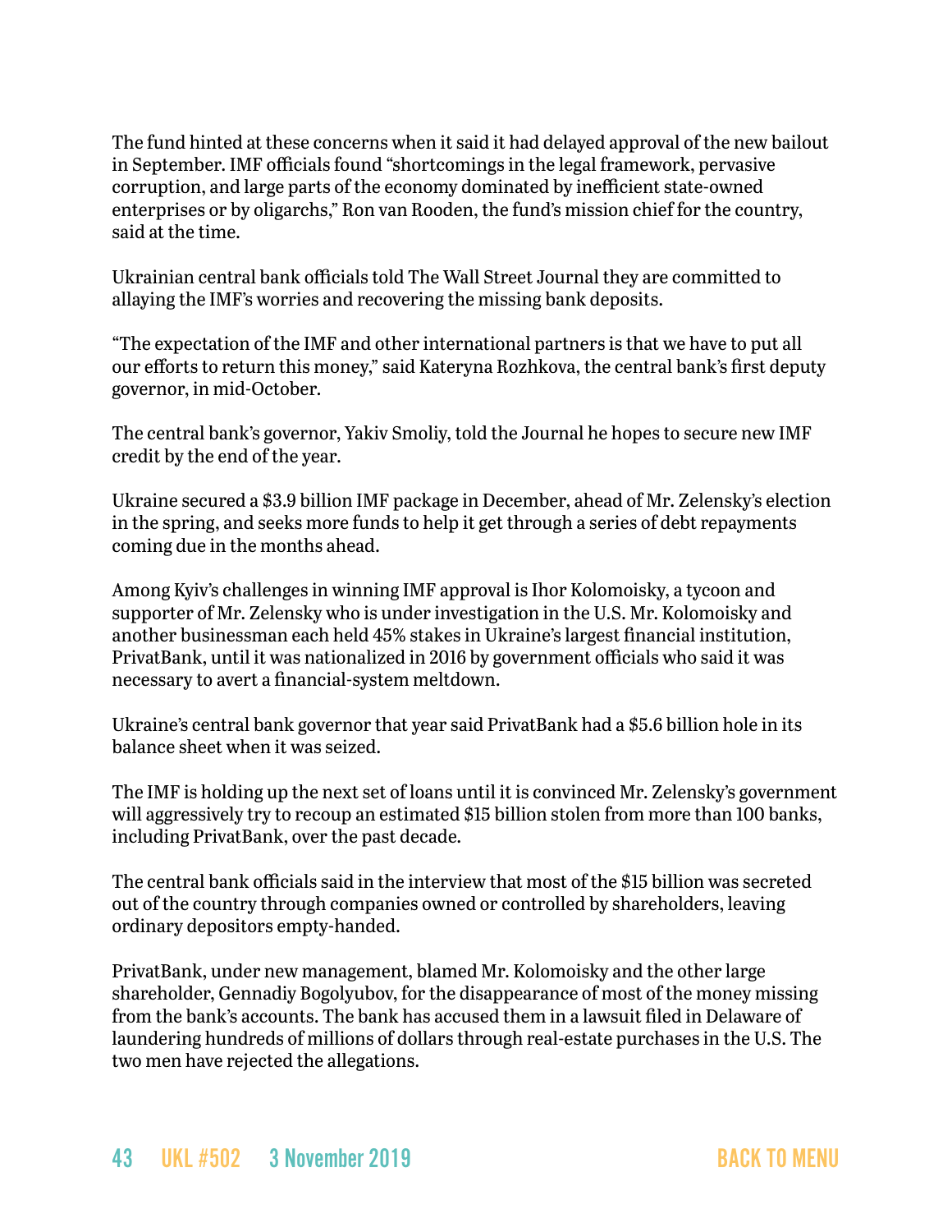The fund hinted at these concerns when it said it had delayed approval of the new bailout in September. IMF officials found "shortcomings in the legal framework, pervasive corruption, and large parts of the economy dominated by inefficient state-owned enterprises or by oligarchs," Ron van Rooden, the fund's mission chief for the country, said at the time.

Ukrainian central bank officials told The Wall Street Journal they are committed to allaying the IMF's worries and recovering the missing bank deposits.

"The expectation of the IMF and other international partners is that we have to put all our efforts to return this money," said Kateryna Rozhkova, the central bank's first deputy governor, in mid-October.

The central bank's governor, Yakiv Smoliy, told the Journal he hopes to secure new IMF credit by the end of the year.

Ukraine secured a $3.9 billion IMF package in December, ahead of Mr. Zelensky's election in the spring, and seeks more funds to help it get through a series of debt repayments coming due in the months ahead.

Among Kyiv's challenges in winning IMF approval is Ihor Kolomoisky, a tycoon and supporter of Mr. Zelensky who is under investigation in the U.S. Mr. Kolomoisky and another businessman each held 45% stakes in Ukraine's largest financial institution, PrivatBank, until it was nationalized in 2016 by government officials who said it was necessary to avert a financial-system meltdown.

Ukraine's central bank governor that year said PrivatBank had a $5.6 billion hole in its balance sheet when it was seized.

The IMF is holding up the next set of loans until it is convinced Mr. Zelensky's government will aggressively try to recoup an estimated $15 billion stolen from more than 100 banks, including PrivatBank, over the past decade.

The central bank officials said in the interview that most of the $15 billion was secreted out of the country through companies owned or controlled by shareholders, leaving ordinary depositors empty-handed.

PrivatBank, under new management, blamed Mr. Kolomoisky and the other large shareholder, Gennadiy Bogolyubov, for the disappearance of most of the money missing from the bank's accounts. The bank has accused them in a lawsuit filed in Delaware of laundering hundreds of millions of dollars through real-estate purchases in the U.S. The two men have rejected the allegations.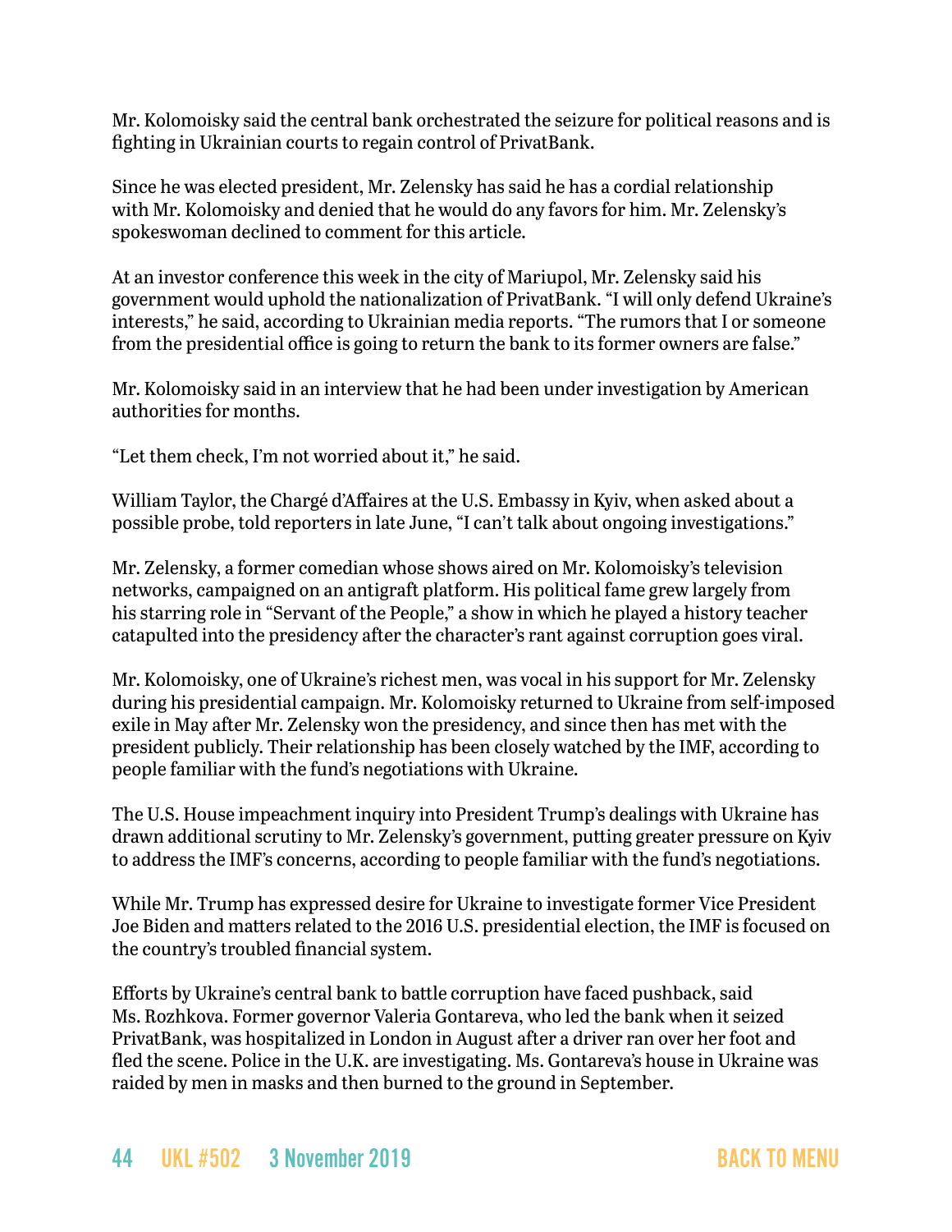Mr. Kolomoisky said the central bank orchestrated the seizure for political reasons and is fighting in Ukrainian courts to regain control of PrivatBank.

Since he was elected president, Mr. Zelensky has said he has a cordial relationship with Mr. Kolomoisky and denied that he would do any favors for him. Mr. Zelensky's spokeswoman declined to comment for this article.

At an investor conference this week in the city of Mariupol, Mr. Zelensky said his government would uphold the nationalization of PrivatBank. "I will only defend Ukraine's interests," he said, according to Ukrainian media reports. "The rumors that I or someone from the presidential office is going to return the bank to its former owners are false."

Mr. Kolomoisky said in an interview that he had been under investigation by American authorities for months.

"Let them check, I'm not worried about it," he said.

William Taylor, the Chargé d'Affaires at the U.S. Embassy in Kyiv, when asked about a possible probe, told reporters in late June, "I can't talk about ongoing investigations."

Mr. Zelensky, a former comedian whose shows aired on Mr. Kolomoisky's television networks, campaigned on an antigraft platform. His political fame grew largely from his starring role in "Servant of the People," a show in which he played a history teacher catapulted into the presidency after the character's rant against corruption goes viral.

Mr. Kolomoisky, one of Ukraine's richest men, was vocal in his support for Mr. Zelensky during his presidential campaign. Mr. Kolomoisky returned to Ukraine from self-imposed exile in May after Mr. Zelensky won the presidency, and since then has met with the president publicly. Their relationship has been closely watched by the IMF, according to people familiar with the fund's negotiations with Ukraine.

The U.S. House impeachment inquiry into President Trump's dealings with Ukraine has drawn additional scrutiny to Mr. Zelensky's government, putting greater pressure on Kyiv to address the IMF's concerns, according to people familiar with the fund's negotiations.

While Mr. Trump has expressed desire for Ukraine to investigate former Vice President Joe Biden and matters related to the 2016 U.S. presidential election, the IMF is focused on the country's troubled financial system.

Efforts by Ukraine's central bank to battle corruption have faced pushback, said Ms. Rozhkova. Former governor Valeria Gontareva, who led the bank when it seized PrivatBank, was hospitalized in London in August after a driver ran over her foot and fled the scene. Police in the U.K. are investigating. Ms. Gontareva's house in Ukraine was raided by men in masks and then burned to the ground in September.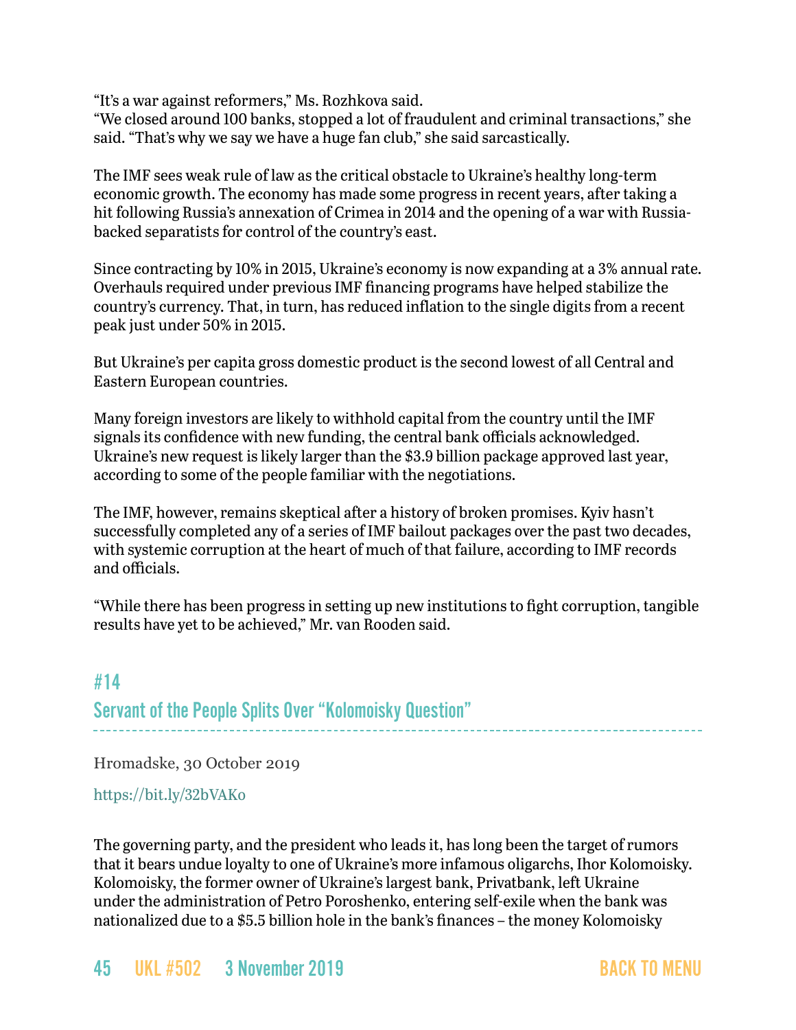"It's a war against reformers," Ms. Rozhkova said.
"We closed around 100 banks, stopped a lot of fraudulent and criminal transactions," she said. "That's why we say we have a huge fan club," she said sarcastically.

The IMF sees weak rule of law as the critical obstacle to Ukraine's healthy long-term economic growth. The economy has made some progress in recent years, after taking a hit following Russia's annexation of Crimea in 2014 and the opening of a war with Russia-backed separatists for control of the country's east.

Since contracting by 10% in 2015, Ukraine's economy is now expanding at a 3% annual rate. Overhauls required under previous IMF financing programs have helped stabilize the country's currency. That, in turn, has reduced inflation to the single digits from a recent peak just under 50% in 2015.

But Ukraine's per capita gross domestic product is the second lowest of all Central and Eastern European countries.

Many foreign investors are likely to withhold capital from the country until the IMF signals its confidence with new funding, the central bank officials acknowledged. Ukraine's new request is likely larger than the $3.9 billion package approved last year, according to some of the people familiar with the negotiations.

The IMF, however, remains skeptical after a history of broken promises. Kyiv hasn't successfully completed any of a series of IMF bailout packages over the past two decades, with systemic corruption at the heart of much of that failure, according to IMF records and officials.

"While there has been progress in setting up new institutions to fight corruption, tangible results have yet to be achieved," Mr. van Rooden said.

## #14
## Servant of the People Splits Over "Kolomoisky Question"

Hromadske, 30 October 2019

https://bit.ly/32bVAKo

The governing party, and the president who leads it, has long been the target of rumors that it bears undue loyalty to one of Ukraine's more infamous oligarchs, Ihor Kolomoisky. Kolomoisky, the former owner of Ukraine's largest bank, Privatbank, left Ukraine under the administration of Petro Poroshenko, entering self-exile when the bank was nationalized due to a $5.5 billion hole in the bank's finances – the money Kolomoisky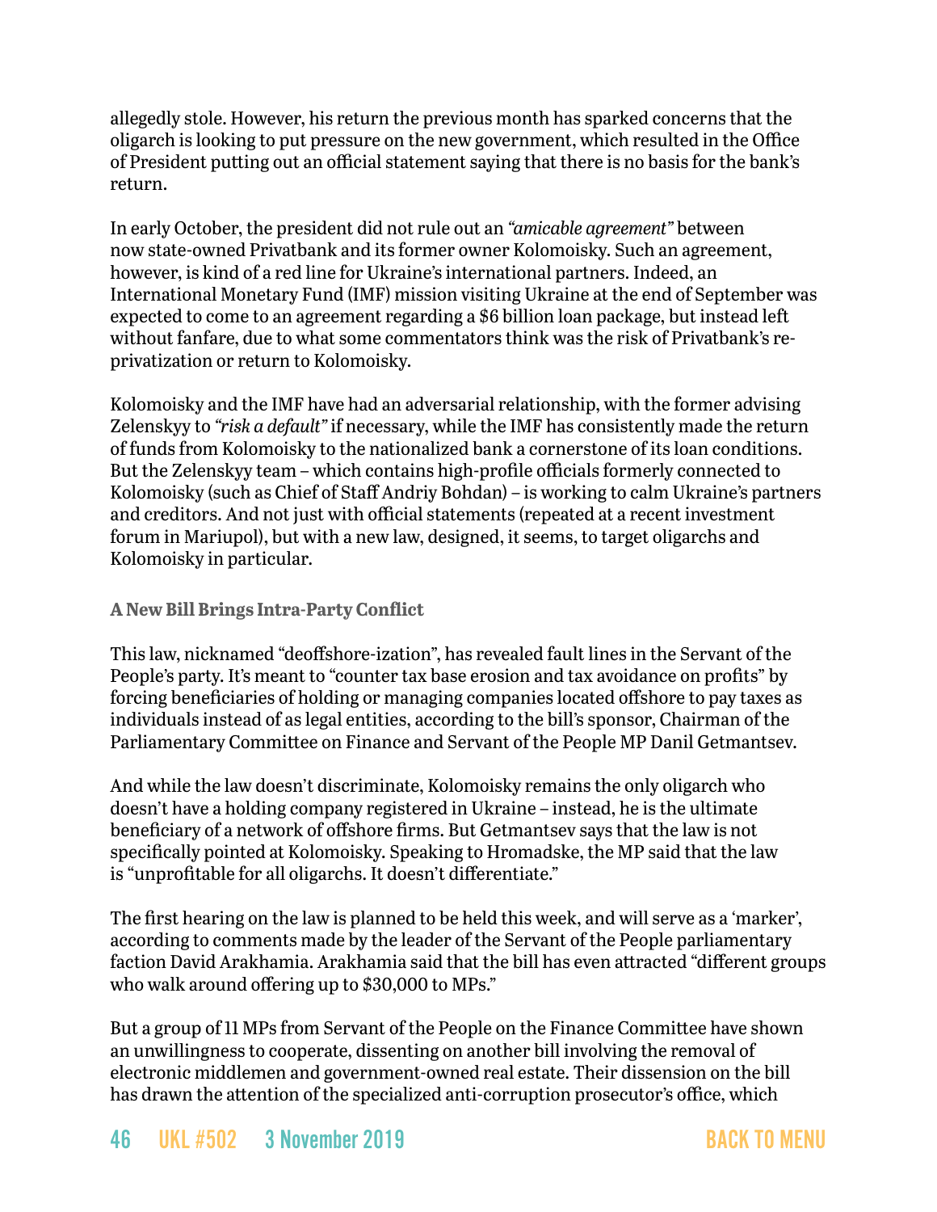allegedly stole. However, his return the previous month has sparked concerns that the oligarch is looking to put pressure on the new government, which resulted in the Office of President putting out an official statement saying that there is no basis for the bank's return.

In early October, the president did not rule out an *"amicable agreement"* between now state-owned Privatbank and its former owner Kolomoisky. Such an agreement, however, is kind of a red line for Ukraine's international partners. Indeed, an International Monetary Fund (IMF) mission visiting Ukraine at the end of September was expected to come to an agreement regarding a $6 billion loan package, but instead left without fanfare, due to what some commentators think was the risk of Privatbank's re-privatization or return to Kolomoisky.

Kolomoisky and the IMF have had an adversarial relationship, with the former advising Zelenskyy to *"risk a default"* if necessary, while the IMF has consistently made the return of funds from Kolomoisky to the nationalized bank a cornerstone of its loan conditions. But the Zelenskyy team – which contains high-profile officials formerly connected to Kolomoisky (such as Chief of Staff Andriy Bohdan) – is working to calm Ukraine's partners and creditors. And not just with official statements (repeated at a recent investment forum in Mariupol), but with a new law, designed, it seems, to target oligarchs and Kolomoisky in particular.

### A New Bill Brings Intra-Party Conflict

This law, nicknamed "deoffshore-ization", has revealed fault lines in the Servant of the People's party. It's meant to "counter tax base erosion and tax avoidance on profits" by forcing beneficiaries of holding or managing companies located offshore to pay taxes as individuals instead of as legal entities, according to the bill's sponsor, Chairman of the Parliamentary Committee on Finance and Servant of the People MP Danil Getmantsev.

And while the law doesn't discriminate, Kolomoisky remains the only oligarch who doesn't have a holding company registered in Ukraine – instead, he is the ultimate beneficiary of a network of offshore firms. But Getmantsev says that the law is not specifically pointed at Kolomoisky. Speaking to Hromadske, the MP said that the law is "unprofitable for all oligarchs. It doesn't differentiate."

The first hearing on the law is planned to be held this week, and will serve as a 'marker', according to comments made by the leader of the Servant of the People parliamentary faction David Arakhamia. Arakhamia said that the bill has even attracted "different groups who walk around offering up to $30,000 to MPs."

But a group of 11 MPs from Servant of the People on the Finance Committee have shown an unwillingness to cooperate, dissenting on another bill involving the removal of electronic middlemen and government-owned real estate. Their dissension on the bill has drawn the attention of the specialized anti-corruption prosecutor's office, which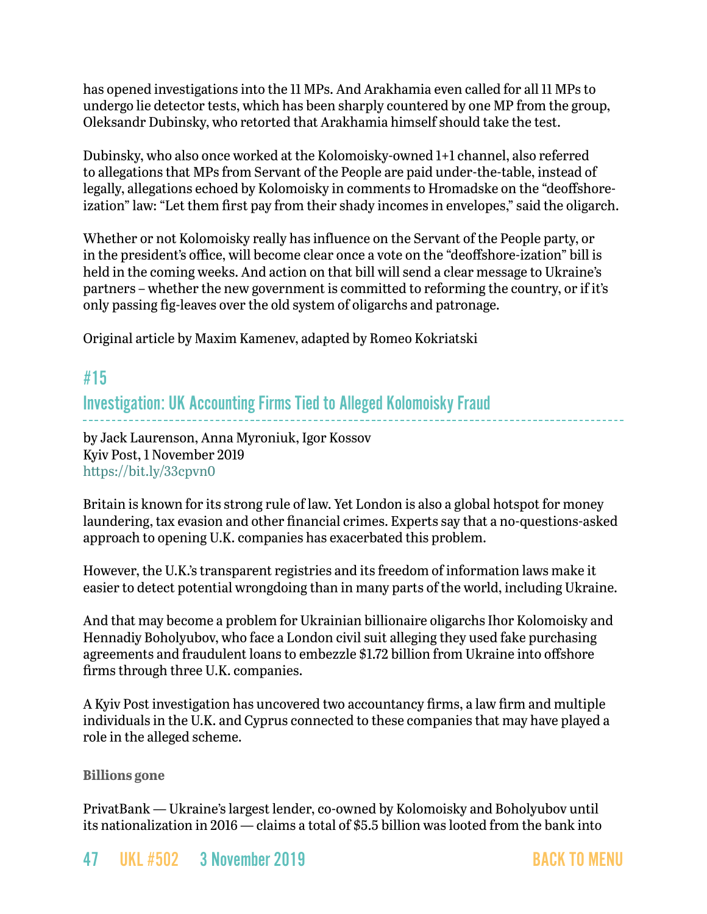has opened investigations into the 11 MPs. And Arakhamia even called for all 11 MPs to undergo lie detector tests, which has been sharply countered by one MP from the group, Oleksandr Dubinsky, who retorted that Arakhamia himself should take the test.

Dubinsky, who also once worked at the Kolomoisky-owned 1+1 channel, also referred to allegations that MPs from Servant of the People are paid under-the-table, instead of legally, allegations echoed by Kolomoisky in comments to Hromadske on the "deoffshore-ization" law: "Let them first pay from their shady incomes in envelopes," said the oligarch.

Whether or not Kolomoisky really has influence on the Servant of the People party, or in the president's office, will become clear once a vote on the "deoffshore-ization" bill is held in the coming weeks. And action on that bill will send a clear message to Ukraine's partners – whether the new government is committed to reforming the country, or if it's only passing fig-leaves over the old system of oligarchs and patronage.

Original article by Maxim Kamenev, adapted by Romeo Kokriatski

## #15

## Investigation: UK Accounting Firms Tied to Alleged Kolomoisky Fraud

by Jack Laurenson, Anna Myroniuk, Igor Kossov
Kyiv Post, 1 November 2019
https://bit.ly/33cpvn0

Britain is known for its strong rule of law. Yet London is also a global hotspot for money laundering, tax evasion and other financial crimes. Experts say that a no-questions-asked approach to opening U.K. companies has exacerbated this problem.

However, the U.K.'s transparent registries and its freedom of information laws make it easier to detect potential wrongdoing than in many parts of the world, including Ukraine.

And that may become a problem for Ukrainian billionaire oligarchs Ihor Kolomoisky and Hennadiy Boholyubov, who face a London civil suit alleging they used fake purchasing agreements and fraudulent loans to embezzle $1.72 billion from Ukraine into offshore firms through three U.K. companies.

A Kyiv Post investigation has uncovered two accountancy firms, a law firm and multiple individuals in the U.K. and Cyprus connected to these companies that may have played a role in the alleged scheme.

**Billions gone**

PrivatBank — Ukraine's largest lender, co-owned by Kolomoisky and Boholyubov until its nationalization in 2016 — claims a total of $5.5 billion was looted from the bank into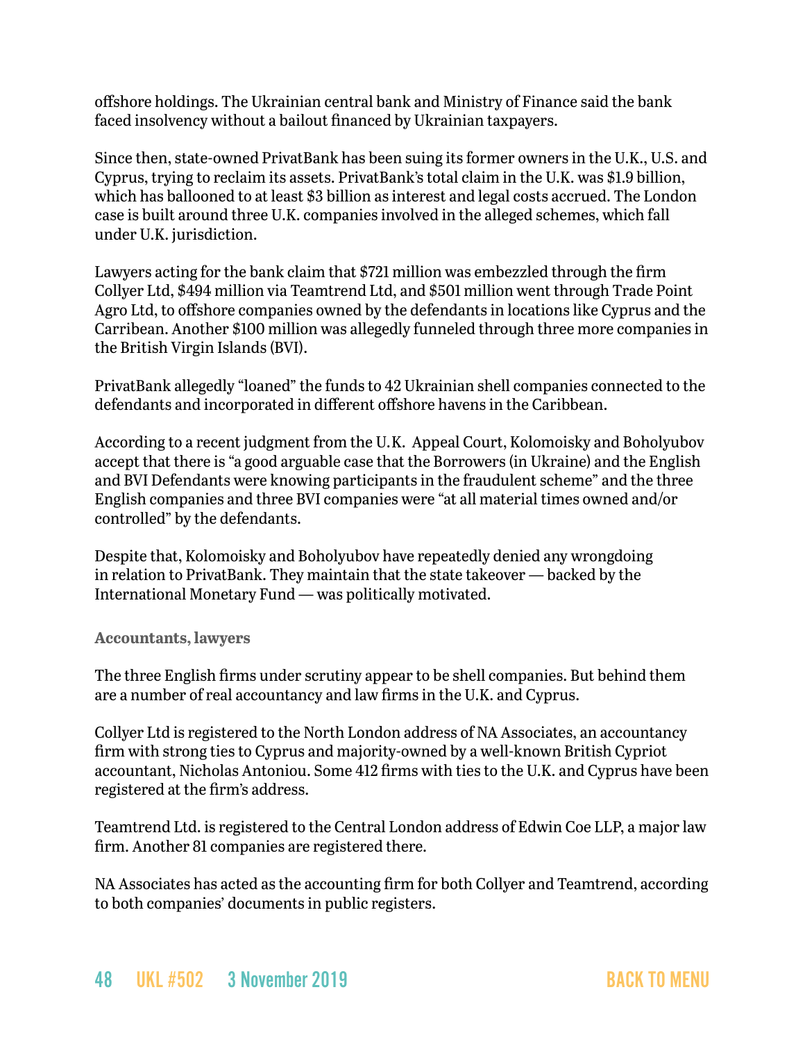offshore holdings. The Ukrainian central bank and Ministry of Finance said the bank faced insolvency without a bailout financed by Ukrainian taxpayers.

Since then, state-owned PrivatBank has been suing its former owners in the U.K., U.S. and Cyprus, trying to reclaim its assets. PrivatBank's total claim in the U.K. was $1.9 billion, which has ballooned to at least $3 billion as interest and legal costs accrued. The London case is built around three U.K. companies involved in the alleged schemes, which fall under U.K. jurisdiction.

Lawyers acting for the bank claim that $721 million was embezzled through the firm Collyer Ltd, $494 million via Teamtrend Ltd, and $501 million went through Trade Point Agro Ltd, to offshore companies owned by the defendants in locations like Cyprus and the Carribean. Another $100 million was allegedly funneled through three more companies in the British Virgin Islands (BVI).

PrivatBank allegedly "loaned" the funds to 42 Ukrainian shell companies connected to the defendants and incorporated in different offshore havens in the Caribbean.

According to a recent judgment from the U.K. Appeal Court, Kolomoisky and Boholyubov accept that there is "a good arguable case that the Borrowers (in Ukraine) and the English and BVI Defendants were knowing participants in the fraudulent scheme" and the three English companies and three BVI companies were "at all material times owned and/or controlled" by the defendants.

Despite that, Kolomoisky and Boholyubov have repeatedly denied any wrongdoing in relation to PrivatBank. They maintain that the state takeover — backed by the International Monetary Fund — was politically motivated.

### Accountants, lawyers

The three English firms under scrutiny appear to be shell companies. But behind them are a number of real accountancy and law firms in the U.K. and Cyprus.

Collyer Ltd is registered to the North London address of NA Associates, an accountancy firm with strong ties to Cyprus and majority-owned by a well-known British Cypriot accountant, Nicholas Antoniou. Some 412 firms with ties to the U.K. and Cyprus have been registered at the firm's address.

Teamtrend Ltd. is registered to the Central London address of Edwin Coe LLP, a major law firm. Another 81 companies are registered there.

NA Associates has acted as the accounting firm for both Collyer and Teamtrend, according to both companies' documents in public registers.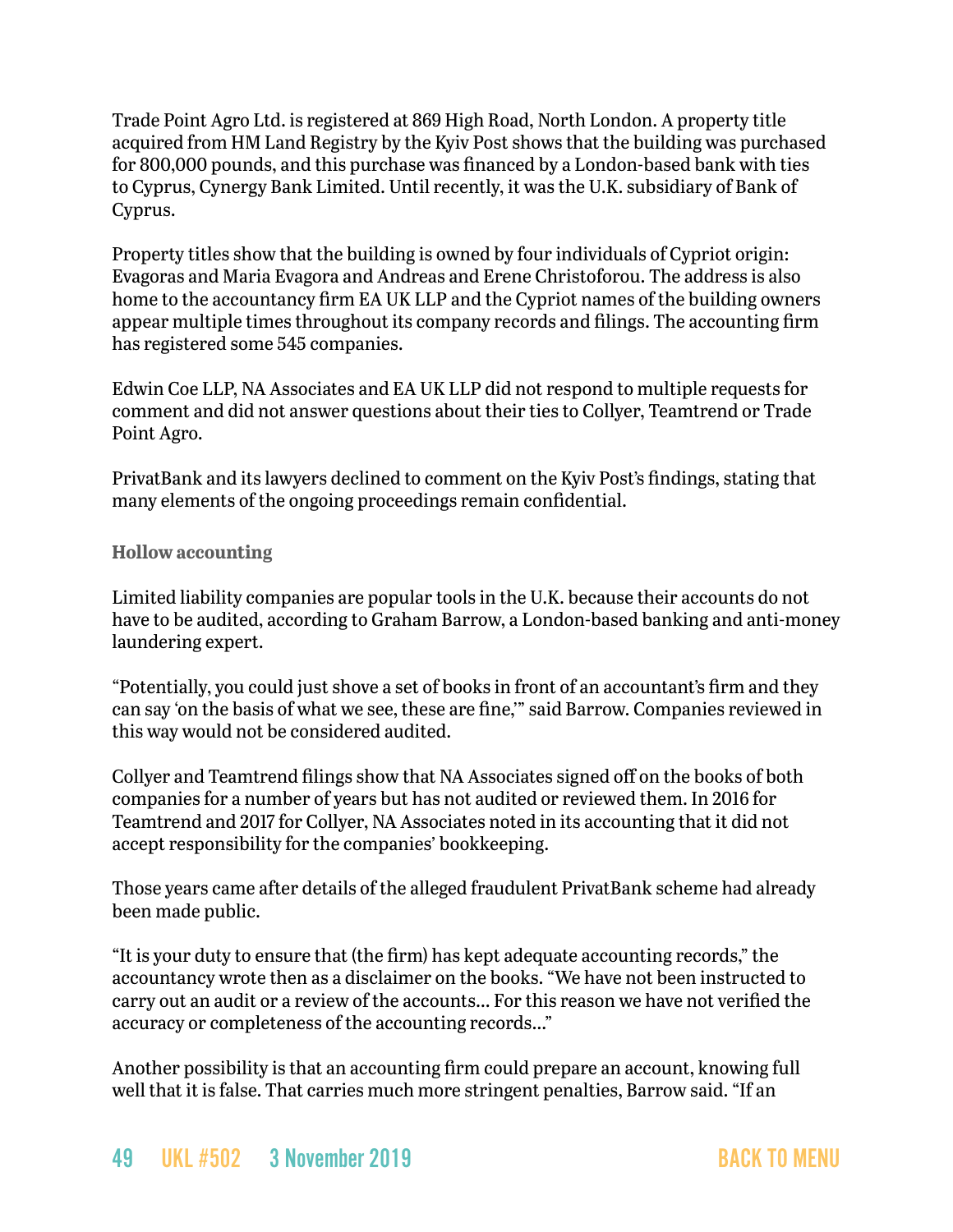Trade Point Agro Ltd. is registered at 869 High Road, North London. A property title acquired from HM Land Registry by the Kyiv Post shows that the building was purchased for 800,000 pounds, and this purchase was financed by a London-based bank with ties to Cyprus, Cynergy Bank Limited. Until recently, it was the U.K. subsidiary of Bank of Cyprus.

Property titles show that the building is owned by four individuals of Cypriot origin: Evagoras and Maria Evagora and Andreas and Erene Christoforou. The address is also home to the accountancy firm EA UK LLP and the Cypriot names of the building owners appear multiple times throughout its company records and filings. The accounting firm has registered some 545 companies.

Edwin Coe LLP, NA Associates and EA UK LLP did not respond to multiple requests for comment and did not answer questions about their ties to Collyer, Teamtrend or Trade Point Agro.

PrivatBank and its lawyers declined to comment on the Kyiv Post's findings, stating that many elements of the ongoing proceedings remain confidential.

**Hollow accounting**

Limited liability companies are popular tools in the U.K. because their accounts do not have to be audited, according to Graham Barrow, a London-based banking and anti-money laundering expert.

"Potentially, you could just shove a set of books in front of an accountant's firm and they can say 'on the basis of what we see, these are fine,'" said Barrow. Companies reviewed in this way would not be considered audited.

Collyer and Teamtrend filings show that NA Associates signed off on the books of both companies for a number of years but has not audited or reviewed them. In 2016 for Teamtrend and 2017 for Collyer, NA Associates noted in its accounting that it did not accept responsibility for the companies' bookkeeping.

Those years came after details of the alleged fraudulent PrivatBank scheme had already been made public.

"It is your duty to ensure that (the firm) has kept adequate accounting records," the accountancy wrote then as a disclaimer on the books. "We have not been instructed to carry out an audit or a review of the accounts… For this reason we have not verified the accuracy or completeness of the accounting records…"

Another possibility is that an accounting firm could prepare an account, knowing full well that it is false. That carries much more stringent penalties, Barrow said. "If an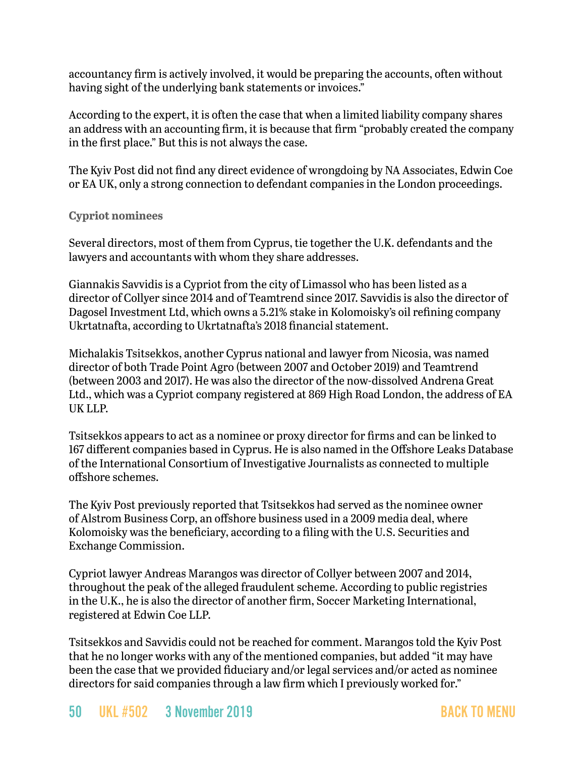accountancy firm is actively involved, it would be preparing the accounts, often without having sight of the underlying bank statements or invoices."

According to the expert, it is often the case that when a limited liability company shares an address with an accounting firm, it is because that firm "probably created the company in the first place." But this is not always the case.

The Kyiv Post did not find any direct evidence of wrongdoing by NA Associates, Edwin Coe or EA UK, only a strong connection to defendant companies in the London proceedings.

### Cypriot nominees

Several directors, most of them from Cyprus, tie together the U.K. defendants and the lawyers and accountants with whom they share addresses.

Giannakis Savvidis is a Cypriot from the city of Limassol who has been listed as a director of Collyer since 2014 and of Teamtrend since 2017. Savvidis is also the director of Dagosel Investment Ltd, which owns a 5.21% stake in Kolomoisky's oil refining company Ukrtatnafta, according to Ukrtatnafta's 2018 financial statement.

Michalakis Tsitsekkos, another Cyprus national and lawyer from Nicosia, was named director of both Trade Point Agro (between 2007 and October 2019) and Teamtrend (between 2003 and 2017). He was also the director of the now-dissolved Andrena Great Ltd., which was a Cypriot company registered at 869 High Road London, the address of EA UK LLP.

Tsitsekkos appears to act as a nominee or proxy director for firms and can be linked to 167 different companies based in Cyprus. He is also named in the Offshore Leaks Database of the International Consortium of Investigative Journalists as connected to multiple offshore schemes.

The Kyiv Post previously reported that Tsitsekkos had served as the nominee owner of Alstrom Business Corp, an offshore business used in a 2009 media deal, where Kolomoisky was the beneficiary, according to a filing with the U.S. Securities and Exchange Commission.

Cypriot lawyer Andreas Marangos was director of Collyer between 2007 and 2014, throughout the peak of the alleged fraudulent scheme. According to public registries in the U.K., he is also the director of another firm, Soccer Marketing International, registered at Edwin Coe LLP.

Tsitsekkos and Savvidis could not be reached for comment. Marangos told the Kyiv Post that he no longer works with any of the mentioned companies, but added "it may have been the case that we provided fiduciary and/or legal services and/or acted as nominee directors for said companies through a law firm which I previously worked for."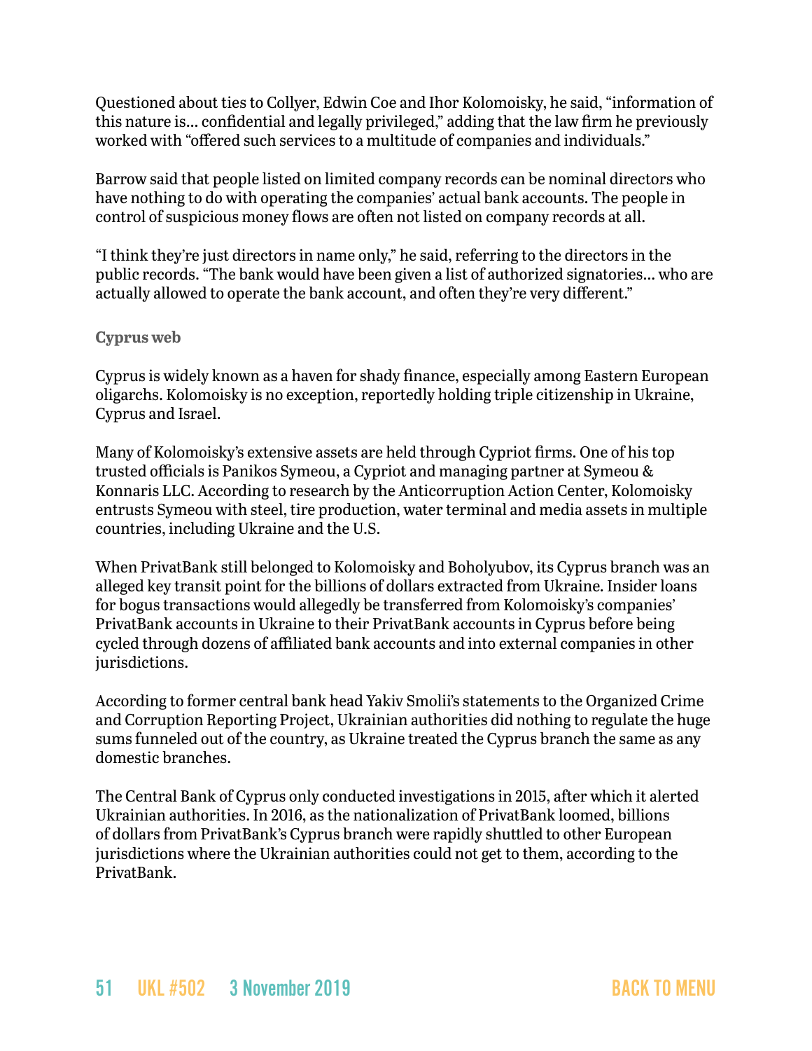Questioned about ties to Collyer, Edwin Coe and Ihor Kolomoisky, he said, "information of this nature is... confidential and legally privileged," adding that the law firm he previously worked with "offered such services to a multitude of companies and individuals."

Barrow said that people listed on limited company records can be nominal directors who have nothing to do with operating the companies' actual bank accounts. The people in control of suspicious money flows are often not listed on company records at all.

"I think they're just directors in name only," he said, referring to the directors in the public records. "The bank would have been given a list of authorized signatories... who are actually allowed to operate the bank account, and often they're very different."

### Cyprus web

Cyprus is widely known as a haven for shady finance, especially among Eastern European oligarchs. Kolomoisky is no exception, reportedly holding triple citizenship in Ukraine, Cyprus and Israel.

Many of Kolomoisky's extensive assets are held through Cypriot firms. One of his top trusted officials is Panikos Symeou, a Cypriot and managing partner at Symeou & Konnaris LLC. According to research by the Anticorruption Action Center, Kolomoisky entrusts Symeou with steel, tire production, water terminal and media assets in multiple countries, including Ukraine and the U.S.

When PrivatBank still belonged to Kolomoisky and Boholyubov, its Cyprus branch was an alleged key transit point for the billions of dollars extracted from Ukraine. Insider loans for bogus transactions would allegedly be transferred from Kolomoisky's companies' PrivatBank accounts in Ukraine to their PrivatBank accounts in Cyprus before being cycled through dozens of affiliated bank accounts and into external companies in other jurisdictions.

According to former central bank head Yakiv Smolii's statements to the Organized Crime and Corruption Reporting Project, Ukrainian authorities did nothing to regulate the huge sums funneled out of the country, as Ukraine treated the Cyprus branch the same as any domestic branches.

The Central Bank of Cyprus only conducted investigations in 2015, after which it alerted Ukrainian authorities. In 2016, as the nationalization of PrivatBank loomed, billions of dollars from PrivatBank's Cyprus branch were rapidly shuttled to other European jurisdictions where the Ukrainian authorities could not get to them, according to the PrivatBank.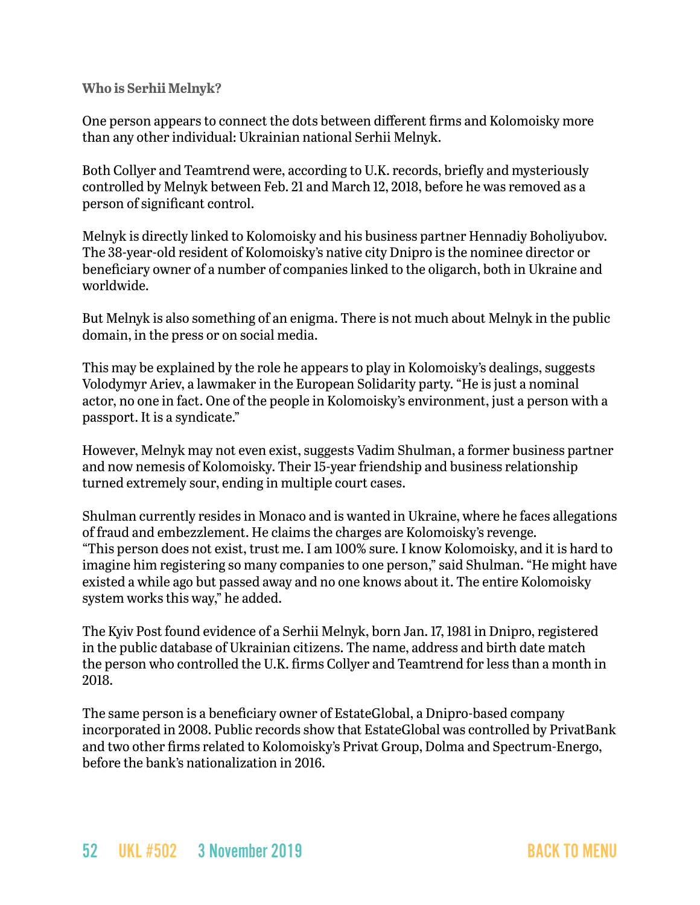**Who is Serhii Melnyk?**

One person appears to connect the dots between different firms and Kolomoisky more than any other individual: Ukrainian national Serhii Melnyk.

Both Collyer and Teamtrend were, according to U.K. records, briefly and mysteriously controlled by Melnyk between Feb. 21 and March 12, 2018, before he was removed as a person of significant control.

Melnyk is directly linked to Kolomoisky and his business partner Hennadiy Boholiyubov. The 38-year-old resident of Kolomoisky's native city Dnipro is the nominee director or beneficiary owner of a number of companies linked to the oligarch, both in Ukraine and worldwide.

But Melnyk is also something of an enigma. There is not much about Melnyk in the public domain, in the press or on social media.

This may be explained by the role he appears to play in Kolomoisky's dealings, suggests Volodymyr Ariev, a lawmaker in the European Solidarity party. "He is just a nominal actor, no one in fact. One of the people in Kolomoisky's environment, just a person with a passport. It is a syndicate."

However, Melnyk may not even exist, suggests Vadim Shulman, a former business partner and now nemesis of Kolomoisky. Their 15-year friendship and business relationship turned extremely sour, ending in multiple court cases.

Shulman currently resides in Monaco and is wanted in Ukraine, where he faces allegations of fraud and embezzlement. He claims the charges are Kolomoisky's revenge. "This person does not exist, trust me. I am 100% sure. I know Kolomoisky, and it is hard to imagine him registering so many companies to one person," said Shulman. "He might have existed a while ago but passed away and no one knows about it. The entire Kolomoisky system works this way," he added.

The Kyiv Post found evidence of a Serhii Melnyk, born Jan. 17, 1981 in Dnipro, registered in the public database of Ukrainian citizens. The name, address and birth date match the person who controlled the U.K. firms Collyer and Teamtrend for less than a month in 2018.

The same person is a beneficiary owner of EstateGlobal, a Dnipro-based company incorporated in 2008. Public records show that EstateGlobal was controlled by PrivatBank and two other firms related to Kolomoisky's Privat Group, Dolma and Spectrum-Energo, before the bank's nationalization in 2016.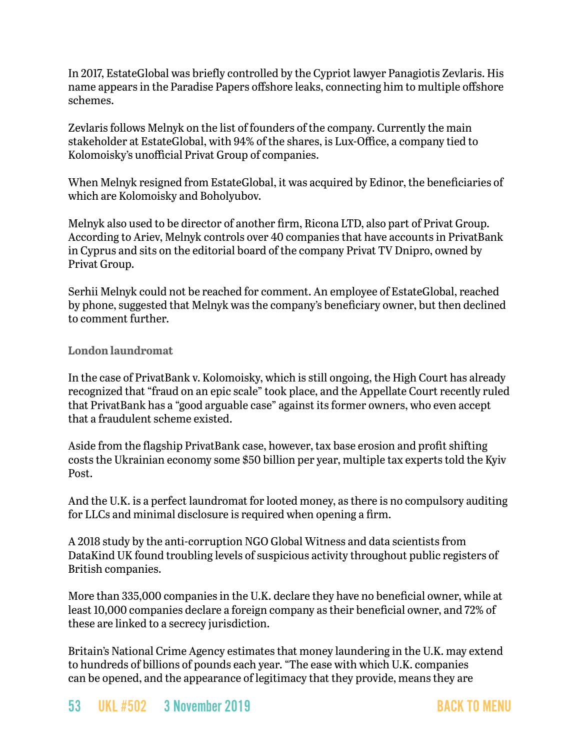In 2017, EstateGlobal was briefly controlled by the Cypriot lawyer Panagiotis Zevlaris. His name appears in the Paradise Papers offshore leaks, connecting him to multiple offshore schemes.

Zevlaris follows Melnyk on the list of founders of the company. Currently the main stakeholder at EstateGlobal, with 94% of the shares, is Lux-Office, a company tied to Kolomoisky's unofficial Privat Group of companies.

When Melnyk resigned from EstateGlobal, it was acquired by Edinor, the beneficiaries of which are Kolomoisky and Boholyubov.

Melnyk also used to be director of another firm, Ricona LTD, also part of Privat Group. According to Ariev, Melnyk controls over 40 companies that have accounts in PrivatBank in Cyprus and sits on the editorial board of the company Privat TV Dnipro, owned by Privat Group.

Serhii Melnyk could not be reached for comment. An employee of EstateGlobal, reached by phone, suggested that Melnyk was the company's beneficiary owner, but then declined to comment further.

### London laundromat

In the case of PrivatBank v. Kolomoisky, which is still ongoing, the High Court has already recognized that "fraud on an epic scale" took place, and the Appellate Court recently ruled that PrivatBank has a "good arguable case" against its former owners, who even accept that a fraudulent scheme existed.

Aside from the flagship PrivatBank case, however, tax base erosion and profit shifting costs the Ukrainian economy some $50 billion per year, multiple tax experts told the Kyiv Post.

And the U.K. is a perfect laundromat for looted money, as there is no compulsory auditing for LLCs and minimal disclosure is required when opening a firm.

A 2018 study by the anti-corruption NGO Global Witness and data scientists from DataKind UK found troubling levels of suspicious activity throughout public registers of British companies.

More than 335,000 companies in the U.K. declare they have no beneficial owner, while at least 10,000 companies declare a foreign company as their beneficial owner, and 72% of these are linked to a secrecy jurisdiction.

Britain's National Crime Agency estimates that money laundering in the U.K. may extend to hundreds of billions of pounds each year. "The ease with which U.K. companies can be opened, and the appearance of legitimacy that they provide, means they are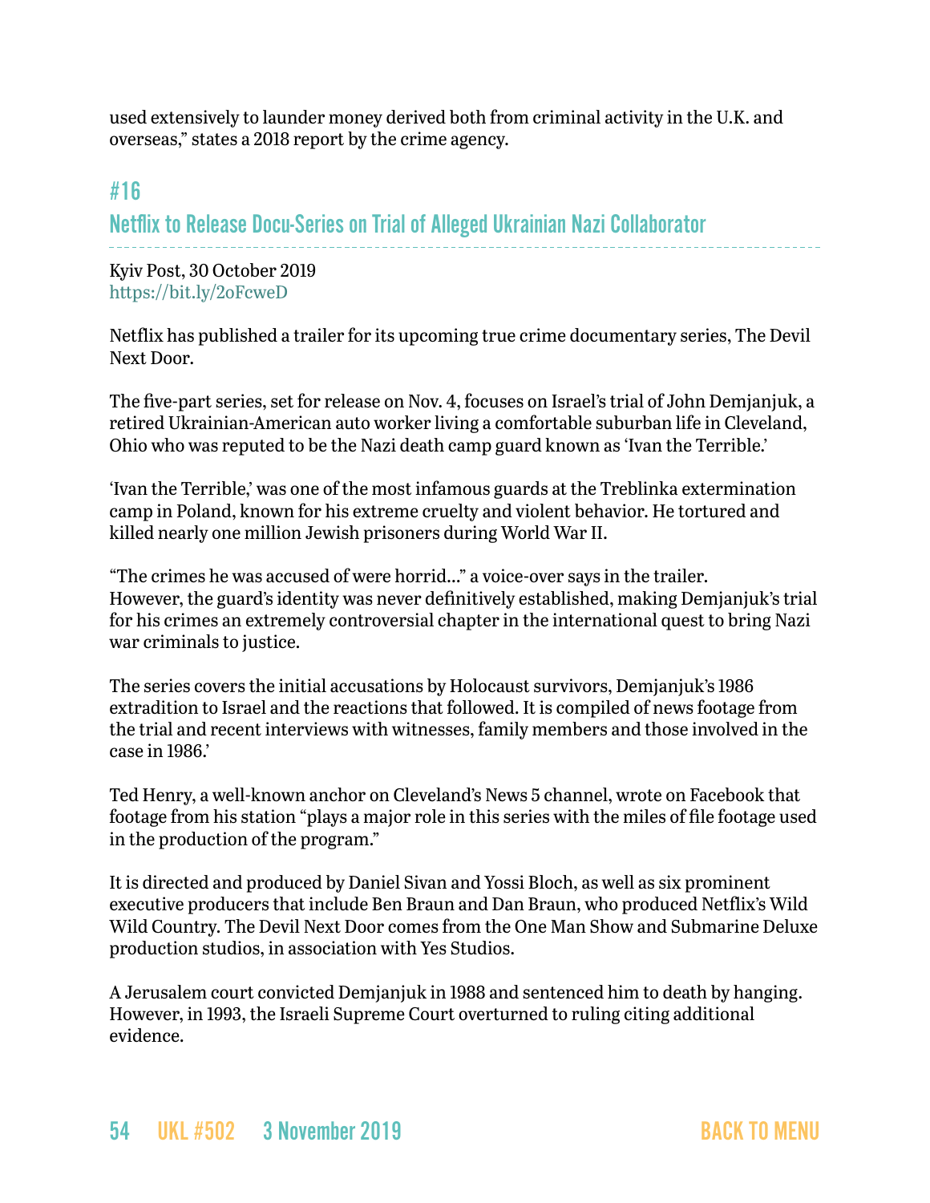used extensively to launder money derived both from criminal activity in the U.K. and overseas," states a 2018 report by the crime agency.

## #16

## Netflix to Release Docu-Series on Trial of Alleged Ukrainian Nazi Collaborator

Kyiv Post, 30 October 2019
https://bit.ly/2oFcweD

Netflix has published a trailer for its upcoming true crime documentary series, The Devil Next Door.

The five-part series, set for release on Nov. 4, focuses on Israel's trial of John Demjanjuk, a retired Ukrainian-American auto worker living a comfortable suburban life in Cleveland, Ohio who was reputed to be the Nazi death camp guard known as 'Ivan the Terrible.'

'Ivan the Terrible,' was one of the most infamous guards at the Treblinka extermination camp in Poland, known for his extreme cruelty and violent behavior. He tortured and killed nearly one million Jewish prisoners during World War II.

"The crimes he was accused of were horrid…" a voice-over says in the trailer. However, the guard's identity was never definitively established, making Demjanjuk's trial for his crimes an extremely controversial chapter in the international quest to bring Nazi war criminals to justice.

The series covers the initial accusations by Holocaust survivors, Demjanjuk's 1986 extradition to Israel and the reactions that followed. It is compiled of news footage from the trial and recent interviews with witnesses, family members and those involved in the case in 1986.'

Ted Henry, a well-known anchor on Cleveland's News 5 channel, wrote on Facebook that footage from his station "plays a major role in this series with the miles of file footage used in the production of the program."

It is directed and produced by Daniel Sivan and Yossi Bloch, as well as six prominent executive producers that include Ben Braun and Dan Braun, who produced Netflix's Wild Wild Country. The Devil Next Door comes from the One Man Show and Submarine Deluxe production studios, in association with Yes Studios.

A Jerusalem court convicted Demjanjuk in 1988 and sentenced him to death by hanging. However, in 1993, the Israeli Supreme Court overturned to ruling citing additional evidence.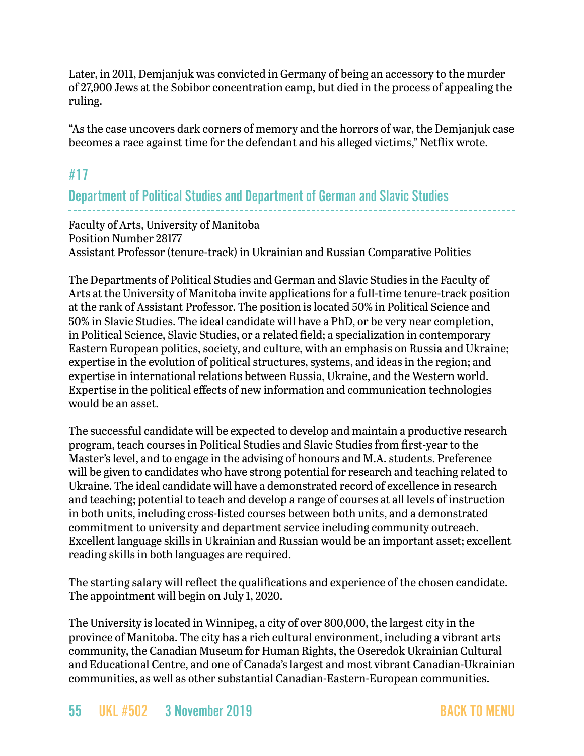Later, in 2011, Demjanjuk was convicted in Germany of being an accessory to the murder of 27,900 Jews at the Sobibor concentration camp, but died in the process of appealing the ruling.

"As the case uncovers dark corners of memory and the horrors of war, the Demjanjuk case becomes a race against time for the defendant and his alleged victims," Netflix wrote.

## #17

## Department of Political Studies and Department of German and Slavic Studies

Faculty of Arts, University of Manitoba
Position Number 28177
Assistant Professor (tenure-track) in Ukrainian and Russian Comparative Politics

The Departments of Political Studies and German and Slavic Studies in the Faculty of Arts at the University of Manitoba invite applications for a full-time tenure-track position at the rank of Assistant Professor. The position is located 50% in Political Science and 50% in Slavic Studies. The ideal candidate will have a PhD, or be very near completion, in Political Science, Slavic Studies, or a related field; a specialization in contemporary Eastern European politics, society, and culture, with an emphasis on Russia and Ukraine; expertise in the evolution of political structures, systems, and ideas in the region; and expertise in international relations between Russia, Ukraine, and the Western world. Expertise in the political effects of new information and communication technologies would be an asset.

The successful candidate will be expected to develop and maintain a productive research program, teach courses in Political Studies and Slavic Studies from first-year to the Master's level, and to engage in the advising of honours and M.A. students. Preference will be given to candidates who have strong potential for research and teaching related to Ukraine. The ideal candidate will have a demonstrated record of excellence in research and teaching; potential to teach and develop a range of courses at all levels of instruction in both units, including cross-listed courses between both units, and a demonstrated commitment to university and department service including community outreach. Excellent language skills in Ukrainian and Russian would be an important asset; excellent reading skills in both languages are required.

The starting salary will reflect the qualifications and experience of the chosen candidate. The appointment will begin on July 1, 2020.

The University is located in Winnipeg, a city of over 800,000, the largest city in the province of Manitoba. The city has a rich cultural environment, including a vibrant arts community, the Canadian Museum for Human Rights, the Oseredok Ukrainian Cultural and Educational Centre, and one of Canada's largest and most vibrant Canadian-Ukrainian communities, as well as other substantial Canadian-Eastern-European communities.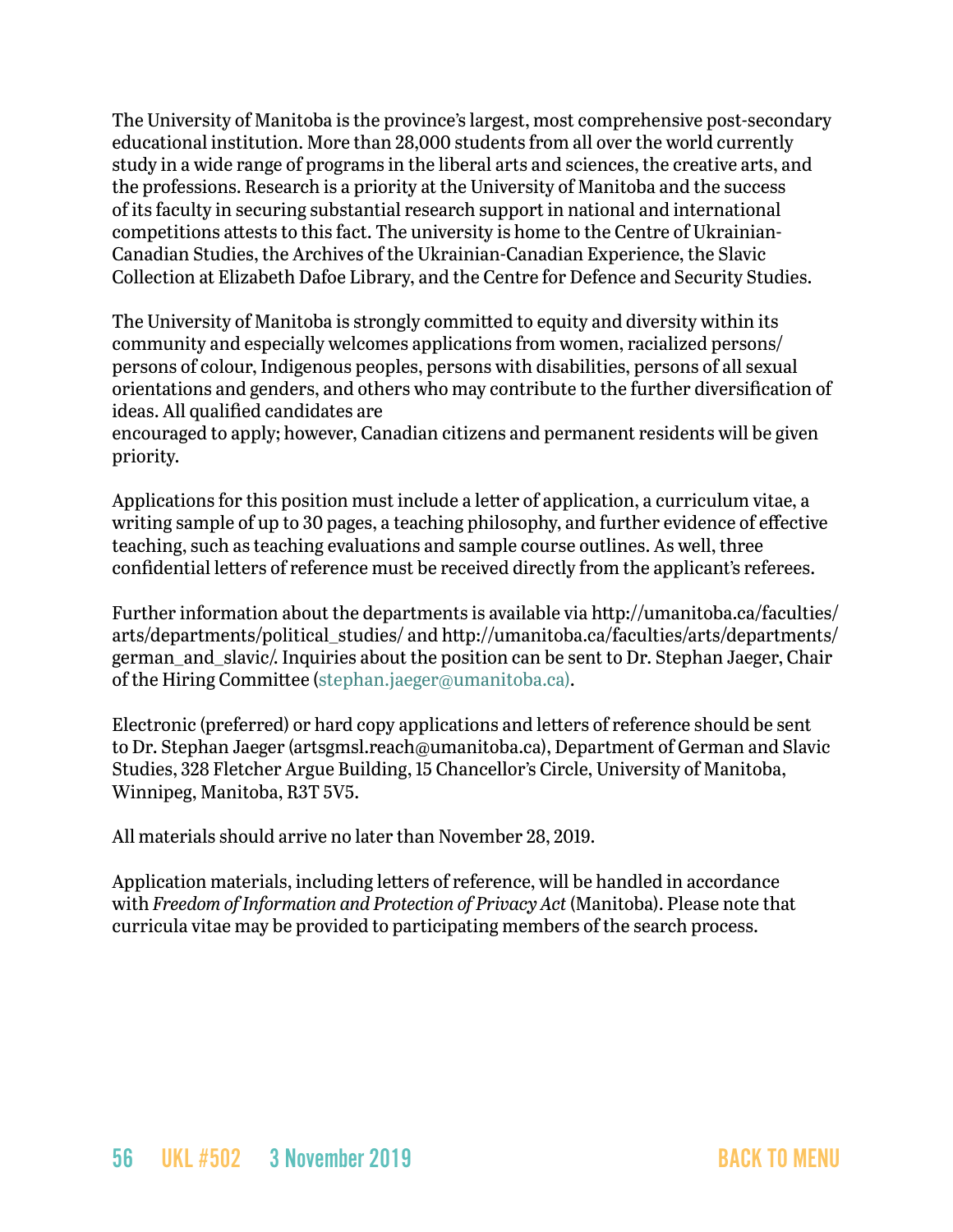The University of Manitoba is the province's largest, most comprehensive post-secondary educational institution. More than 28,000 students from all over the world currently study in a wide range of programs in the liberal arts and sciences, the creative arts, and the professions. Research is a priority at the University of Manitoba and the success of its faculty in securing substantial research support in national and international competitions attests to this fact. The university is home to the Centre of Ukrainian-Canadian Studies, the Archives of the Ukrainian-Canadian Experience, the Slavic Collection at Elizabeth Dafoe Library, and the Centre for Defence and Security Studies.

The University of Manitoba is strongly committed to equity and diversity within its community and especially welcomes applications from women, racialized persons/ persons of colour, Indigenous peoples, persons with disabilities, persons of all sexual orientations and genders, and others who may contribute to the further diversification of ideas. All qualified candidates are
encouraged to apply; however, Canadian citizens and permanent residents will be given priority.

Applications for this position must include a letter of application, a curriculum vitae, a writing sample of up to 30 pages, a teaching philosophy, and further evidence of effective teaching, such as teaching evaluations and sample course outlines. As well, three confidential letters of reference must be received directly from the applicant's referees.

Further information about the departments is available via http://umanitoba.ca/faculties/arts/departments/political_studies/ and http://umanitoba.ca/faculties/arts/departments/german_and_slavic/. Inquiries about the position can be sent to Dr. Stephan Jaeger, Chair of the Hiring Committee (stephan.jaeger@umanitoba.ca).

Electronic (preferred) or hard copy applications and letters of reference should be sent to Dr. Stephan Jaeger (artsgmsl.reach@umanitoba.ca), Department of German and Slavic Studies, 328 Fletcher Argue Building, 15 Chancellor's Circle, University of Manitoba, Winnipeg, Manitoba, R3T 5V5.

All materials should arrive no later than November 28, 2019.

Application materials, including letters of reference, will be handled in accordance with *Freedom of Information and Protection of Privacy Act* (Manitoba). Please note that curricula vitae may be provided to participating members of the search process.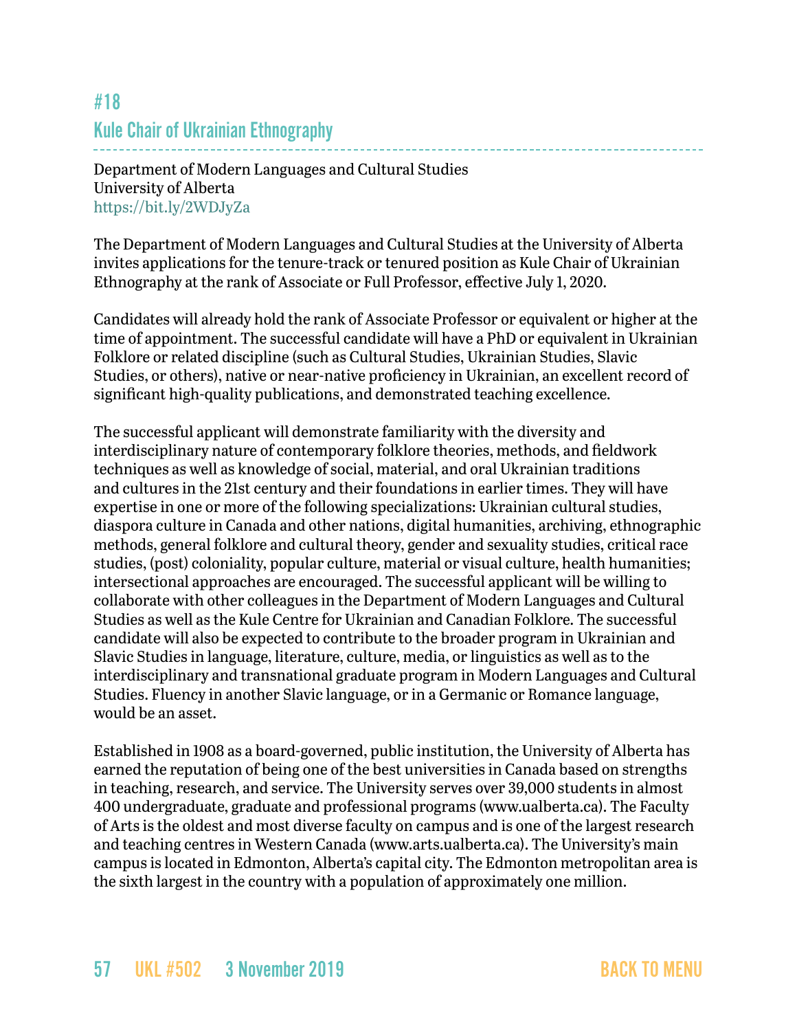# #18
## Kule Chair of Ukrainian Ethnography

Department of Modern Languages and Cultural Studies
University of Alberta
https://bit.ly/2WDJyZa

The Department of Modern Languages and Cultural Studies at the University of Alberta invites applications for the tenure-track or tenured position as Kule Chair of Ukrainian Ethnography at the rank of Associate or Full Professor, effective July 1, 2020.

Candidates will already hold the rank of Associate Professor or equivalent or higher at the time of appointment. The successful candidate will have a PhD or equivalent in Ukrainian Folklore or related discipline (such as Cultural Studies, Ukrainian Studies, Slavic Studies, or others), native or near-native proficiency in Ukrainian, an excellent record of significant high-quality publications, and demonstrated teaching excellence.

The successful applicant will demonstrate familiarity with the diversity and interdisciplinary nature of contemporary folklore theories, methods, and fieldwork techniques as well as knowledge of social, material, and oral Ukrainian traditions and cultures in the 21st century and their foundations in earlier times. They will have expertise in one or more of the following specializations: Ukrainian cultural studies, diaspora culture in Canada and other nations, digital humanities, archiving, ethnographic methods, general folklore and cultural theory, gender and sexuality studies, critical race studies, (post) coloniality, popular culture, material or visual culture, health humanities; intersectional approaches are encouraged. The successful applicant will be willing to collaborate with other colleagues in the Department of Modern Languages and Cultural Studies as well as the Kule Centre for Ukrainian and Canadian Folklore. The successful candidate will also be expected to contribute to the broader program in Ukrainian and Slavic Studies in language, literature, culture, media, or linguistics as well as to the interdisciplinary and transnational graduate program in Modern Languages and Cultural Studies. Fluency in another Slavic language, or in a Germanic or Romance language, would be an asset.

Established in 1908 as a board-governed, public institution, the University of Alberta has earned the reputation of being one of the best universities in Canada based on strengths in teaching, research, and service. The University serves over 39,000 students in almost 400 undergraduate, graduate and professional programs (www.ualberta.ca). The Faculty of Arts is the oldest and most diverse faculty on campus and is one of the largest research and teaching centres in Western Canada (www.arts.ualberta.ca). The University's main campus is located in Edmonton, Alberta's capital city. The Edmonton metropolitan area is the sixth largest in the country with a population of approximately one million.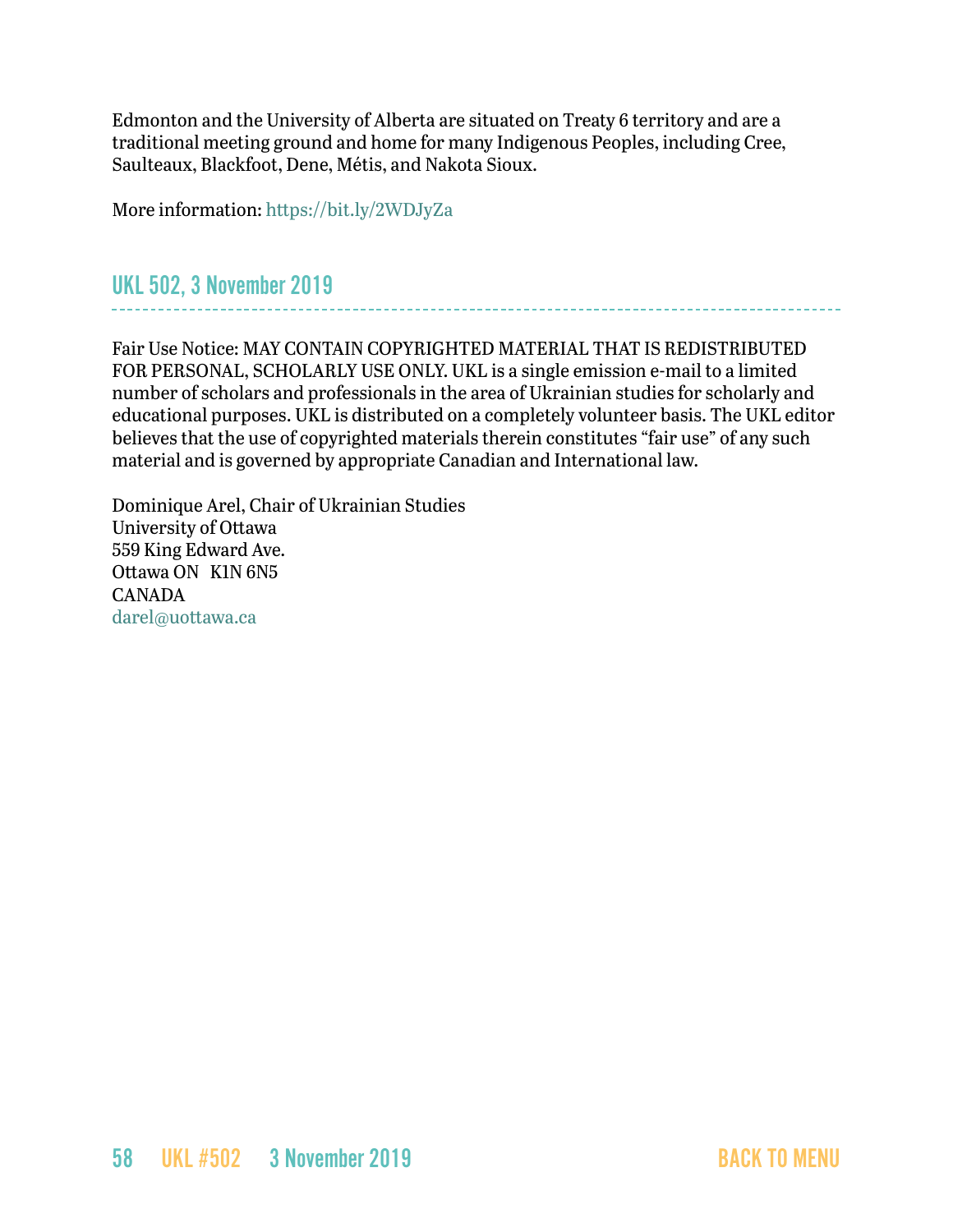Edmonton and the University of Alberta are situated on Treaty 6 territory and are a traditional meeting ground and home for many Indigenous Peoples, including Cree, Saulteaux, Blackfoot, Dene, Métis, and Nakota Sioux.

More information: https://bit.ly/2WDJyZa

## UKL 502, 3 November 2019

Fair Use Notice: MAY CONTAIN COPYRIGHTED MATERIAL THAT IS REDISTRIBUTED FOR PERSONAL, SCHOLARLY USE ONLY. UKL is a single emission e-mail to a limited number of scholars and professionals in the area of Ukrainian studies for scholarly and educational purposes. UKL is distributed on a completely volunteer basis. The UKL editor believes that the use of copyrighted materials therein constitutes "fair use" of any such material and is governed by appropriate Canadian and International law.

Dominique Arel, Chair of Ukrainian Studies
University of Ottawa
559 King Edward Ave.
Ottawa ON K1N 6N5
CANADA
darel@uottawa.ca